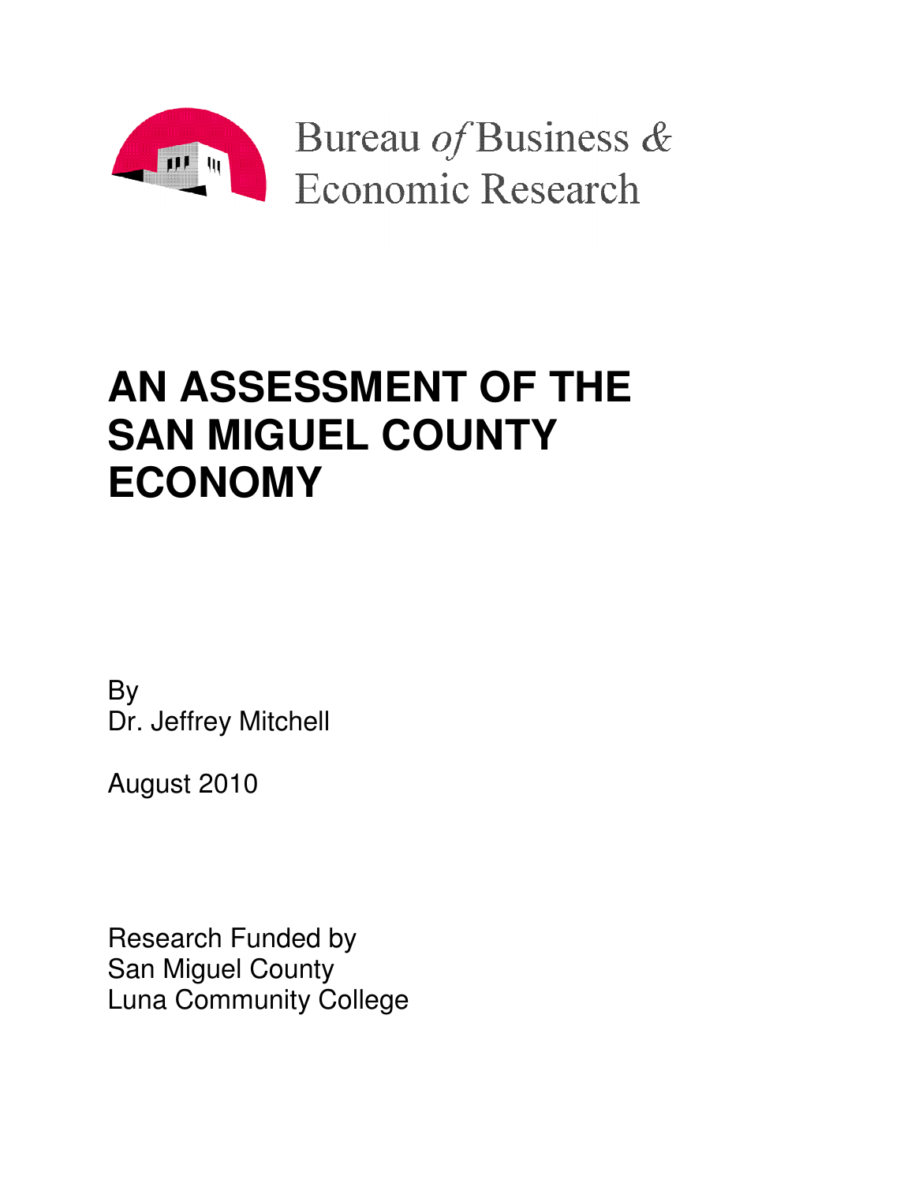Bureau *of* Business & Economic Research

# AN ASSESSMENT OF THE SAN MIGUEL COUNTY ECONOMY

By
Dr. Jeffrey Mitchell

August 2010

Research Funded by
San Miguel County
Luna Community College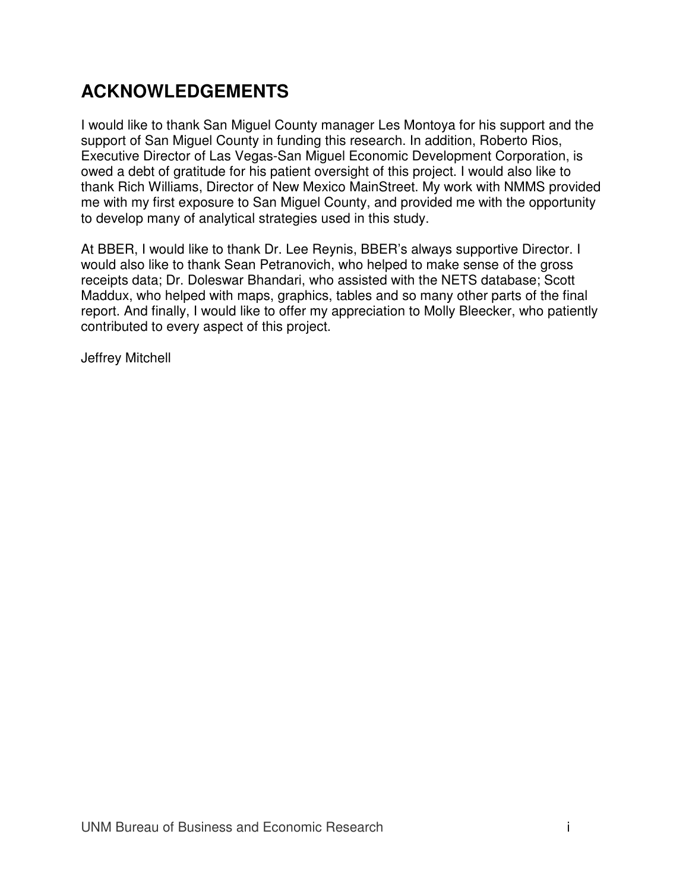# ACKNOWLEDGEMENTS

I would like to thank San Miguel County manager Les Montoya for his support and the support of San Miguel County in funding this research. In addition, Roberto Rios, Executive Director of Las Vegas-San Miguel Economic Development Corporation, is owed a debt of gratitude for his patient oversight of this project. I would also like to thank Rich Williams, Director of New Mexico MainStreet. My work with NMMS provided me with my first exposure to San Miguel County, and provided me with the opportunity to develop many of analytical strategies used in this study.

At BBER, I would like to thank Dr. Lee Reynis, BBER's always supportive Director. I would also like to thank Sean Petranovich, who helped to make sense of the gross receipts data; Dr. Doleswar Bhandari, who assisted with the NETS database; Scott Maddux, who helped with maps, graphics, tables and so many other parts of the final report. And finally, I would like to offer my appreciation to Molly Bleecker, who patiently contributed to every aspect of this project.

Jeffrey Mitchell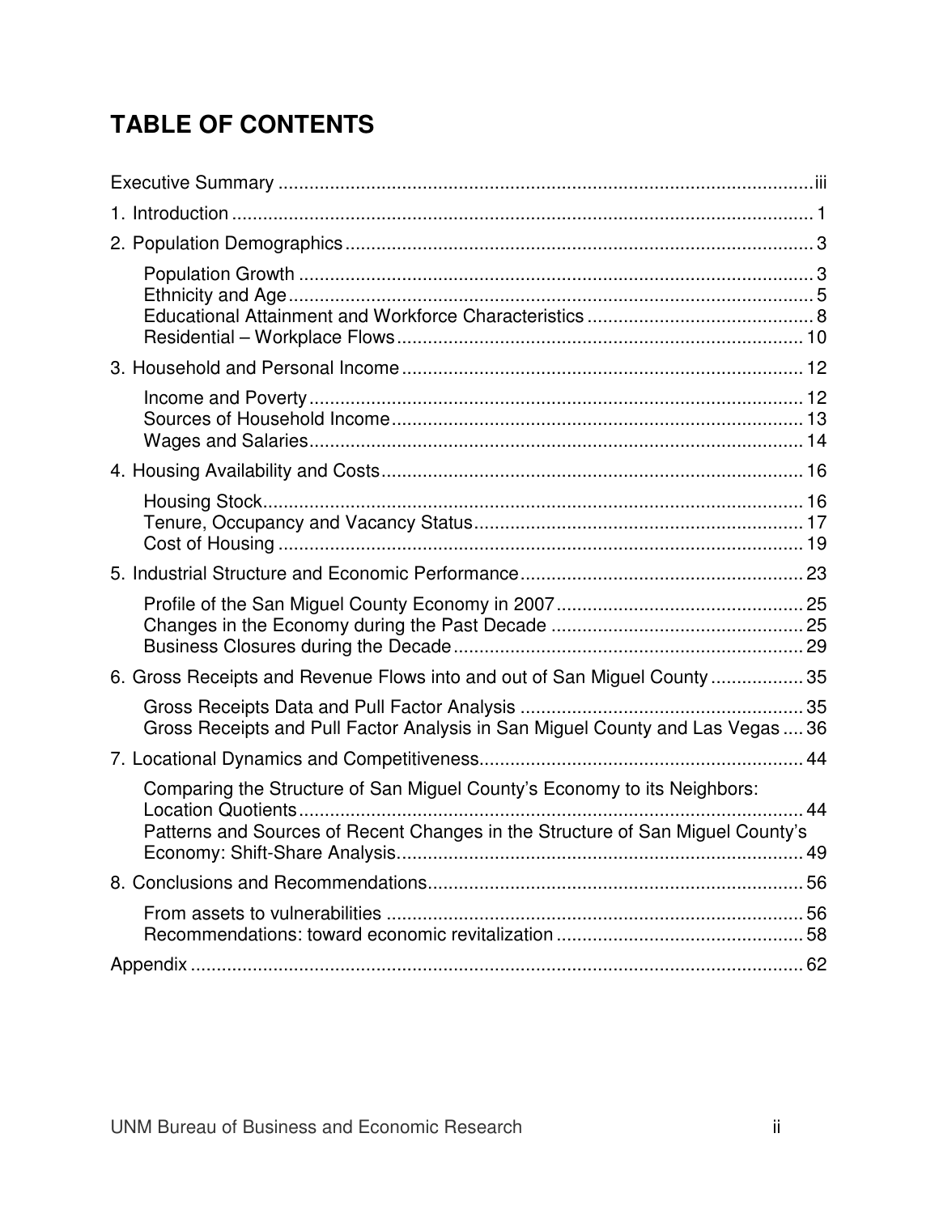# TABLE OF CONTENTS

Executive Summary ........................................................................................................ iii

1. Introduction ............................................................................................................. 1

2. Population Demographics ........................................................................................ 3

   Population Growth .................................................................................................. 3
   Ethnicity and Age .................................................................................................... 5
   Educational Attainment and Workforce Characteristics ............................................ 8
   Residential – Workplace Flows ............................................................................... 10

3. Household and Personal Income ........................................................................... 12

   Income and Poverty ............................................................................................... 12
   Sources of Household Income ................................................................................ 13
   Wages and Salaries ................................................................................................ 14

4. Housing Availability and Costs ............................................................................... 16

   Housing Stock ......................................................................................................... 16
   Tenure, Occupancy and Vacancy Status ................................................................. 17
   Cost of Housing ...................................................................................................... 19

5. Industrial Structure and Economic Performance ..................................................... 23

   Profile of the San Miguel County Economy in 2007 ................................................ 25
   Changes in the Economy during the Past Decade ................................................. 25
   Business Closures during the Decade .................................................................... 29

6. Gross Receipts and Revenue Flows into and out of San Miguel County ................. 35

   Gross Receipts Data and Pull Factor Analysis ....................................................... 35
   Gross Receipts and Pull Factor Analysis in San Miguel County and Las Vegas .... 36

7. Locational Dynamics and Competitiveness ............................................................ 44

   Comparing the Structure of San Miguel County's Economy to its Neighbors: Location Quotients ................................................................................................. 44
   Patterns and Sources of Recent Changes in the Structure of San Miguel County's Economy: Shift-Share Analysis ............................................................................... 49

8. Conclusions and Recommendations ....................................................................... 56

   From assets to vulnerabilities ................................................................................. 56
   Recommendations: toward economic revitalization ................................................ 58

Appendix ..................................................................................................................... 62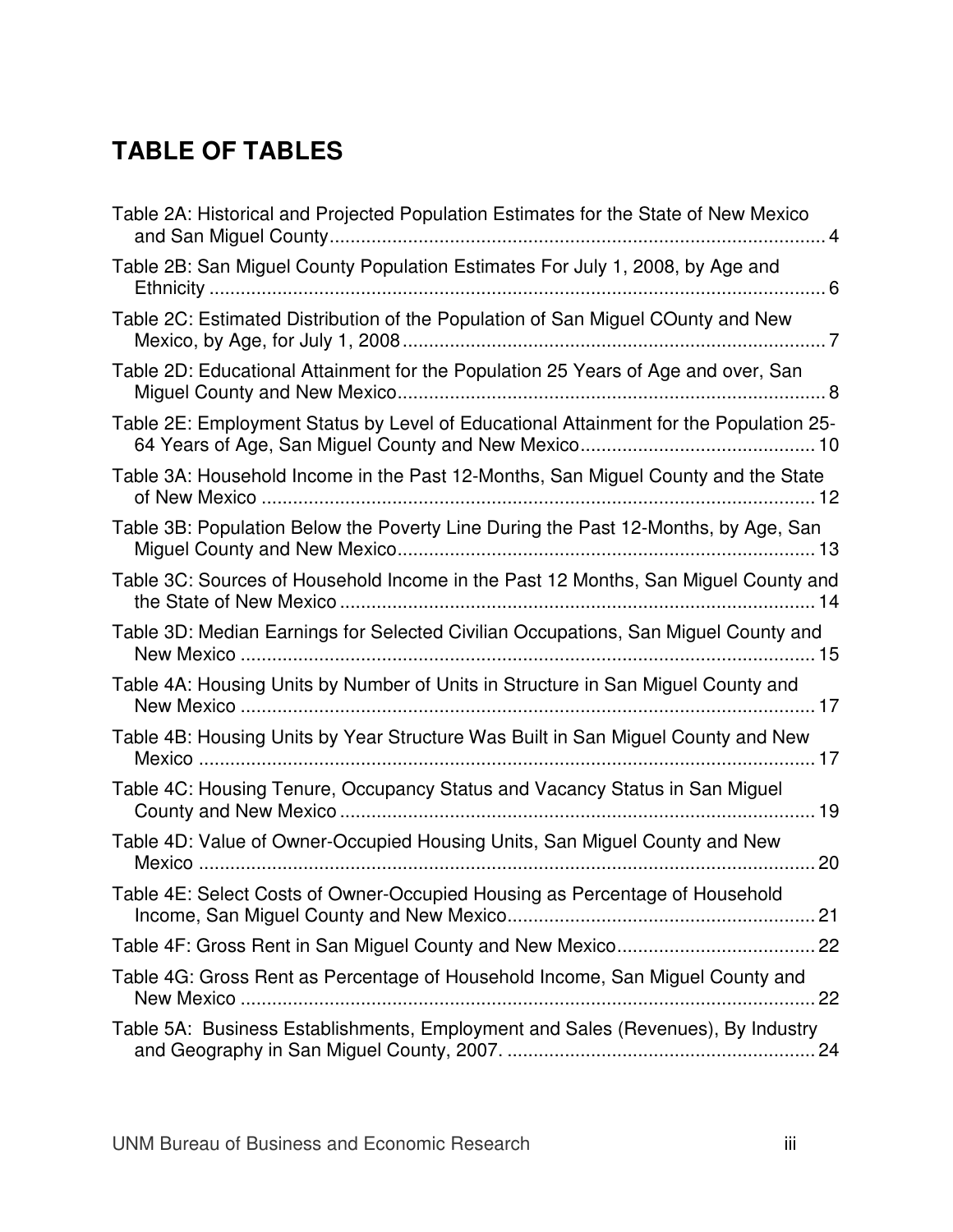## TABLE OF TABLES

Table 2A: Historical and Projected Population Estimates for the State of New Mexico and San Miguel County ........ 4

Table 2B: San Miguel County Population Estimates For July 1, 2008, by Age and Ethnicity ........ 6

Table 2C: Estimated Distribution of the Population of San Miguel COunty and New Mexico, by Age, for July 1, 2008 ........ 7

Table 2D: Educational Attainment for the Population 25 Years of Age and over, San Miguel County and New Mexico ........ 8

Table 2E: Employment Status by Level of Educational Attainment for the Population 25-64 Years of Age, San Miguel County and New Mexico ........ 10

Table 3A: Household Income in the Past 12-Months, San Miguel County and the State of New Mexico ........ 12

Table 3B: Population Below the Poverty Line During the Past 12-Months, by Age, San Miguel County and New Mexico ........ 13

Table 3C: Sources of Household Income in the Past 12 Months, San Miguel County and the State of New Mexico ........ 14

Table 3D: Median Earnings for Selected Civilian Occupations, San Miguel County and New Mexico ........ 15

Table 4A: Housing Units by Number of Units in Structure in San Miguel County and New Mexico ........ 17

Table 4B: Housing Units by Year Structure Was Built in San Miguel County and New Mexico ........ 17

Table 4C: Housing Tenure, Occupancy Status and Vacancy Status in San Miguel County and New Mexico ........ 19

Table 4D: Value of Owner-Occupied Housing Units, San Miguel County and New Mexico ........ 20

Table 4E: Select Costs of Owner-Occupied Housing as Percentage of Household Income, San Miguel County and New Mexico ........ 21

Table 4F: Gross Rent in San Miguel County and New Mexico ........ 22

Table 4G: Gross Rent as Percentage of Household Income, San Miguel County and New Mexico ........ 22

Table 5A: Business Establishments, Employment and Sales (Revenues), By Industry and Geography in San Miguel County, 2007. ........ 24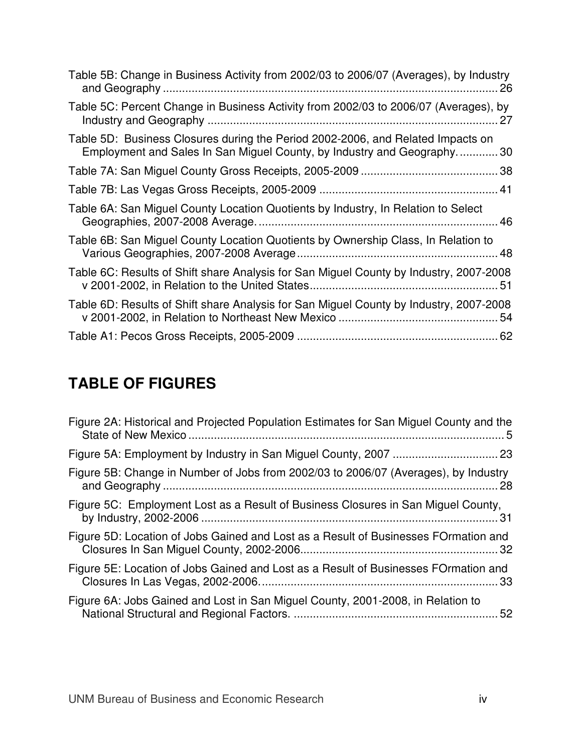Table 5B: Change in Business Activity from 2002/03 to 2006/07 (Averages), by Industry and Geography ........................................................................................................ 26

Table 5C: Percent Change in Business Activity from 2002/03 to 2006/07 (Averages), by Industry and Geography .......................................................................................... 27

Table 5D: Business Closures during the Period 2002-2006, and Related Impacts on Employment and Sales In San Miguel County, by Industry and Geography. ............ 30

Table 7A: San Miguel County Gross Receipts, 2005-2009 .......................................... 38

Table 7B: Las Vegas Gross Receipts, 2005-2009 ....................................................... 41

Table 6A: San Miguel County Location Quotients by Industry, In Relation to Select Geographies, 2007-2008 Average. .......................................................................... 46

Table 6B: San Miguel County Location Quotients by Ownership Class, In Relation to Various Geographies, 2007-2008 Average .............................................................. 48

Table 6C: Results of Shift share Analysis for San Miguel County by Industry, 2007-2008 v 2001-2002, in Relation to the United States .......................................................... 51

Table 6D: Results of Shift share Analysis for San Miguel County by Industry, 2007-2008 v 2001-2002, in Relation to Northeast New Mexico ................................................. 54

Table A1: Pecos Gross Receipts, 2005-2009 .............................................................. 62

## TABLE OF FIGURES

Figure 2A: Historical and Projected Population Estimates for San Miguel County and the State of New Mexico .................................................................................................. 5

Figure 5A: Employment by Industry in San Miguel County, 2007 ................................ 23

Figure 5B: Change in Number of Jobs from 2002/03 to 2006/07 (Averages), by Industry and Geography ........................................................................................................ 28

Figure 5C: Employment Lost as a Result of Business Closures in San Miguel County, by Industry, 2002-2006 ............................................................................................ 31

Figure 5D: Location of Jobs Gained and Lost as a Result of Businesses FOrmation and Closures In San Miguel County, 2002-2006............................................................. 32

Figure 5E: Location of Jobs Gained and Lost as a Result of Businesses FOrmation and Closures In Las Vegas, 2002-2006. ......................................................................... 33

Figure 6A: Jobs Gained and Lost in San Miguel County, 2001-2008, in Relation to National Structural and Regional Factors. ............................................................... 52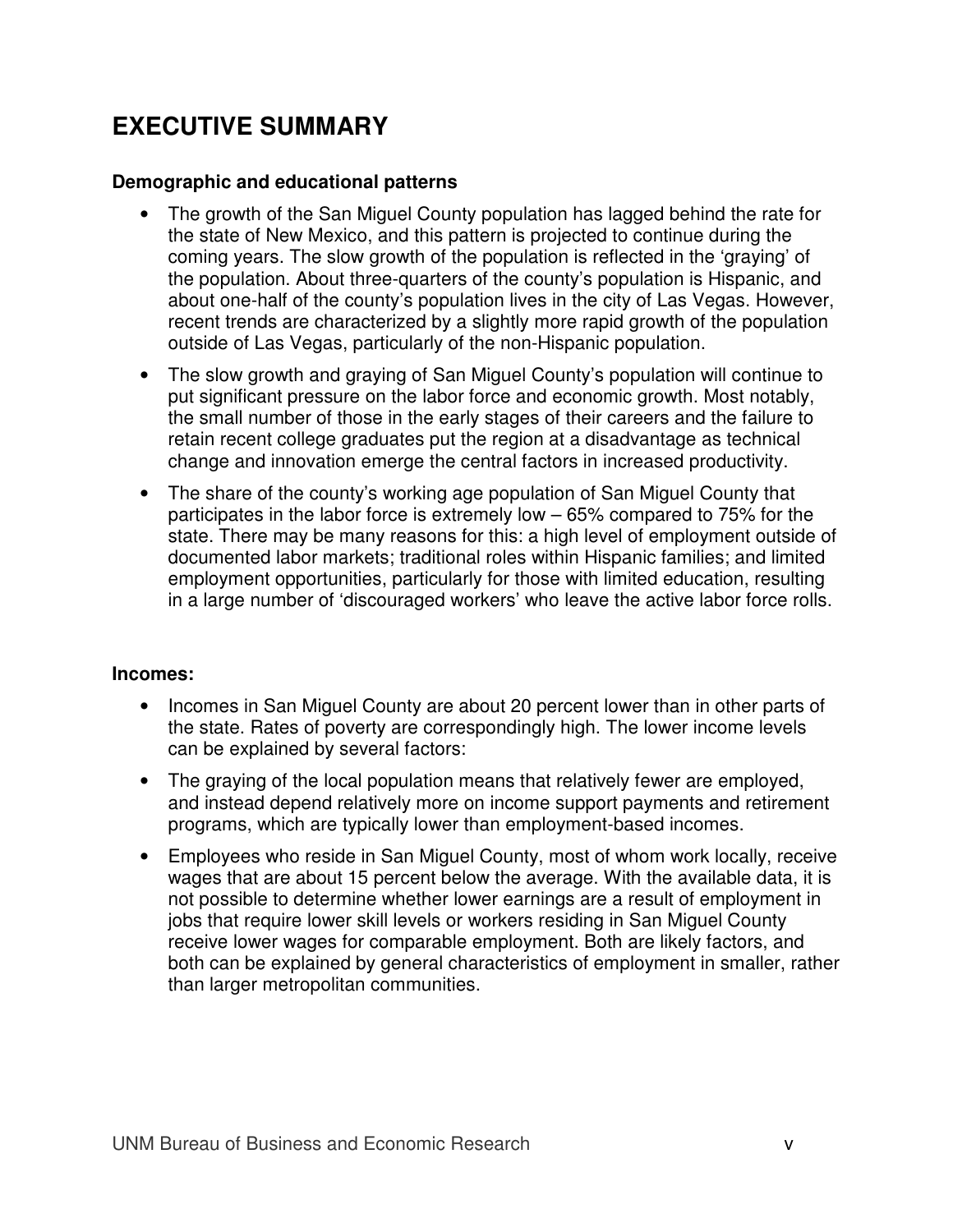# EXECUTIVE SUMMARY

**Demographic and educational patterns**

- The growth of the San Miguel County population has lagged behind the rate for the state of New Mexico, and this pattern is projected to continue during the coming years. The slow growth of the population is reflected in the 'graying' of the population. About three-quarters of the county's population is Hispanic, and about one-half of the county's population lives in the city of Las Vegas. However, recent trends are characterized by a slightly more rapid growth of the population outside of Las Vegas, particularly of the non-Hispanic population.
- The slow growth and graying of San Miguel County's population will continue to put significant pressure on the labor force and economic growth. Most notably, the small number of those in the early stages of their careers and the failure to retain recent college graduates put the region at a disadvantage as technical change and innovation emerge the central factors in increased productivity.
- The share of the county's working age population of San Miguel County that participates in the labor force is extremely low – 65% compared to 75% for the state. There may be many reasons for this: a high level of employment outside of documented labor markets; traditional roles within Hispanic families; and limited employment opportunities, particularly for those with limited education, resulting in a large number of 'discouraged workers' who leave the active labor force rolls.

**Incomes:**

- Incomes in San Miguel County are about 20 percent lower than in other parts of the state. Rates of poverty are correspondingly high. The lower income levels can be explained by several factors:
- The graying of the local population means that relatively fewer are employed, and instead depend relatively more on income support payments and retirement programs, which are typically lower than employment-based incomes.
- Employees who reside in San Miguel County, most of whom work locally, receive wages that are about 15 percent below the average. With the available data, it is not possible to determine whether lower earnings are a result of employment in jobs that require lower skill levels or workers residing in San Miguel County receive lower wages for comparable employment. Both are likely factors, and both can be explained by general characteristics of employment in smaller, rather than larger metropolitan communities.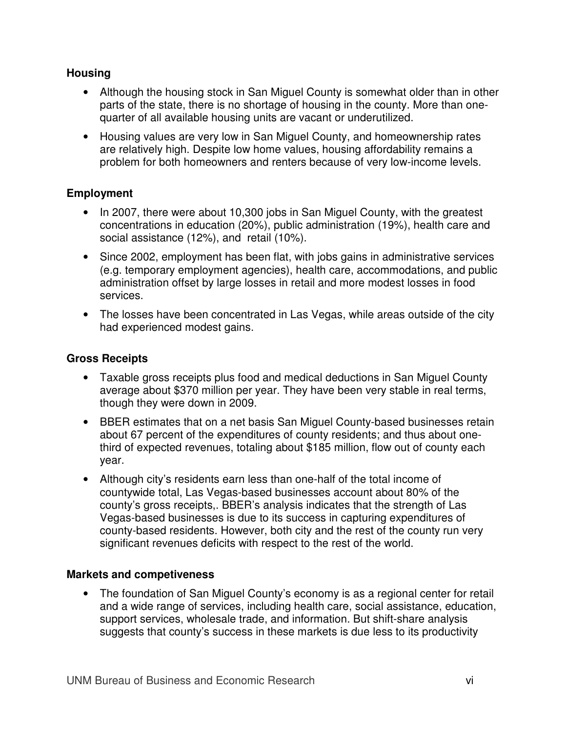### Housing

- Although the housing stock in San Miguel County is somewhat older than in other parts of the state, there is no shortage of housing in the county. More than one-quarter of all available housing units are vacant or underutilized.
- Housing values are very low in San Miguel County, and homeownership rates are relatively high. Despite low home values, housing affordability remains a problem for both homeowners and renters because of very low-income levels.

### Employment

- In 2007, there were about 10,300 jobs in San Miguel County, with the greatest concentrations in education (20%), public administration (19%), health care and social assistance (12%), and retail (10%).
- Since 2002, employment has been flat, with jobs gains in administrative services (e.g. temporary employment agencies), health care, accommodations, and public administration offset by large losses in retail and more modest losses in food services.
- The losses have been concentrated in Las Vegas, while areas outside of the city had experienced modest gains.

### Gross Receipts

- Taxable gross receipts plus food and medical deductions in San Miguel County average about $370 million per year. They have been very stable in real terms, though they were down in 2009.
- BBER estimates that on a net basis San Miguel County-based businesses retain about 67 percent of the expenditures of county residents; and thus about one-third of expected revenues, totaling about $185 million, flow out of county each year.
- Although city's residents earn less than one-half of the total income of countywide total, Las Vegas-based businesses account about 80% of the county's gross receipts,. BBER's analysis indicates that the strength of Las Vegas-based businesses is due to its success in capturing expenditures of county-based residents. However, both city and the rest of the county run very significant revenues deficits with respect to the rest of the world.

### Markets and competiveness

- The foundation of San Miguel County's economy is as a regional center for retail and a wide range of services, including health care, social assistance, education, support services, wholesale trade, and information. But shift-share analysis suggests that county's success in these markets is due less to its productivity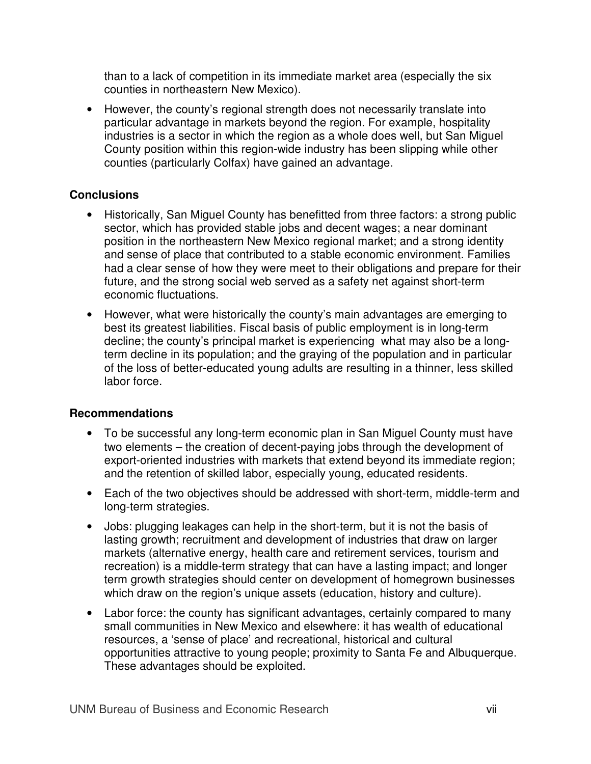than to a lack of competition in its immediate market area (especially the six counties in northeastern New Mexico).

- However, the county's regional strength does not necessarily translate into particular advantage in markets beyond the region. For example, hospitality industries is a sector in which the region as a whole does well, but San Miguel County position within this region-wide industry has been slipping while other counties (particularly Colfax) have gained an advantage.

**Conclusions**

- Historically, San Miguel County has benefitted from three factors: a strong public sector, which has provided stable jobs and decent wages; a near dominant position in the northeastern New Mexico regional market; and a strong identity and sense of place that contributed to a stable economic environment. Families had a clear sense of how they were meet to their obligations and prepare for their future, and the strong social web served as a safety net against short-term economic fluctuations.
- However, what were historically the county's main advantages are emerging to best its greatest liabilities. Fiscal basis of public employment is in long-term decline; the county's principal market is experiencing what may also be a long-term decline in its population; and the graying of the population and in particular of the loss of better-educated young adults are resulting in a thinner, less skilled labor force.

**Recommendations**

- To be successful any long-term economic plan in San Miguel County must have two elements – the creation of decent-paying jobs through the development of export-oriented industries with markets that extend beyond its immediate region; and the retention of skilled labor, especially young, educated residents.
- Each of the two objectives should be addressed with short-term, middle-term and long-term strategies.
- Jobs: plugging leakages can help in the short-term, but it is not the basis of lasting growth; recruitment and development of industries that draw on larger markets (alternative energy, health care and retirement services, tourism and recreation) is a middle-term strategy that can have a lasting impact; and longer term growth strategies should center on development of homegrown businesses which draw on the region's unique assets (education, history and culture).
- Labor force: the county has significant advantages, certainly compared to many small communities in New Mexico and elsewhere: it has wealth of educational resources, a 'sense of place' and recreational, historical and cultural opportunities attractive to young people; proximity to Santa Fe and Albuquerque. These advantages should be exploited.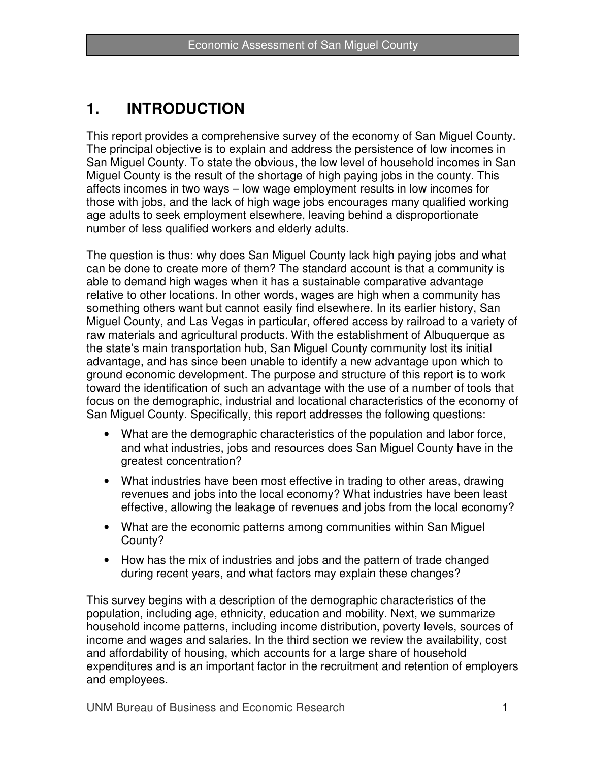# 1. INTRODUCTION

This report provides a comprehensive survey of the economy of San Miguel County. The principal objective is to explain and address the persistence of low incomes in San Miguel County. To state the obvious, the low level of household incomes in San Miguel County is the result of the shortage of high paying jobs in the county. This affects incomes in two ways – low wage employment results in low incomes for those with jobs, and the lack of high wage jobs encourages many qualified working age adults to seek employment elsewhere, leaving behind a disproportionate number of less qualified workers and elderly adults.

The question is thus: why does San Miguel County lack high paying jobs and what can be done to create more of them? The standard account is that a community is able to demand high wages when it has a sustainable comparative advantage relative to other locations. In other words, wages are high when a community has something others want but cannot easily find elsewhere. In its earlier history, San Miguel County, and Las Vegas in particular, offered access by railroad to a variety of raw materials and agricultural products. With the establishment of Albuquerque as the state's main transportation hub, San Miguel County community lost its initial advantage, and has since been unable to identify a new advantage upon which to ground economic development. The purpose and structure of this report is to work toward the identification of such an advantage with the use of a number of tools that focus on the demographic, industrial and locational characteristics of the economy of San Miguel County. Specifically, this report addresses the following questions:

- What are the demographic characteristics of the population and labor force, and what industries, jobs and resources does San Miguel County have in the greatest concentration?
- What industries have been most effective in trading to other areas, drawing revenues and jobs into the local economy? What industries have been least effective, allowing the leakage of revenues and jobs from the local economy?
- What are the economic patterns among communities within San Miguel County?
- How has the mix of industries and jobs and the pattern of trade changed during recent years, and what factors may explain these changes?

This survey begins with a description of the demographic characteristics of the population, including age, ethnicity, education and mobility. Next, we summarize household income patterns, including income distribution, poverty levels, sources of income and wages and salaries. In the third section we review the availability, cost and affordability of housing, which accounts for a large share of household expenditures and is an important factor in the recruitment and retention of employers and employees.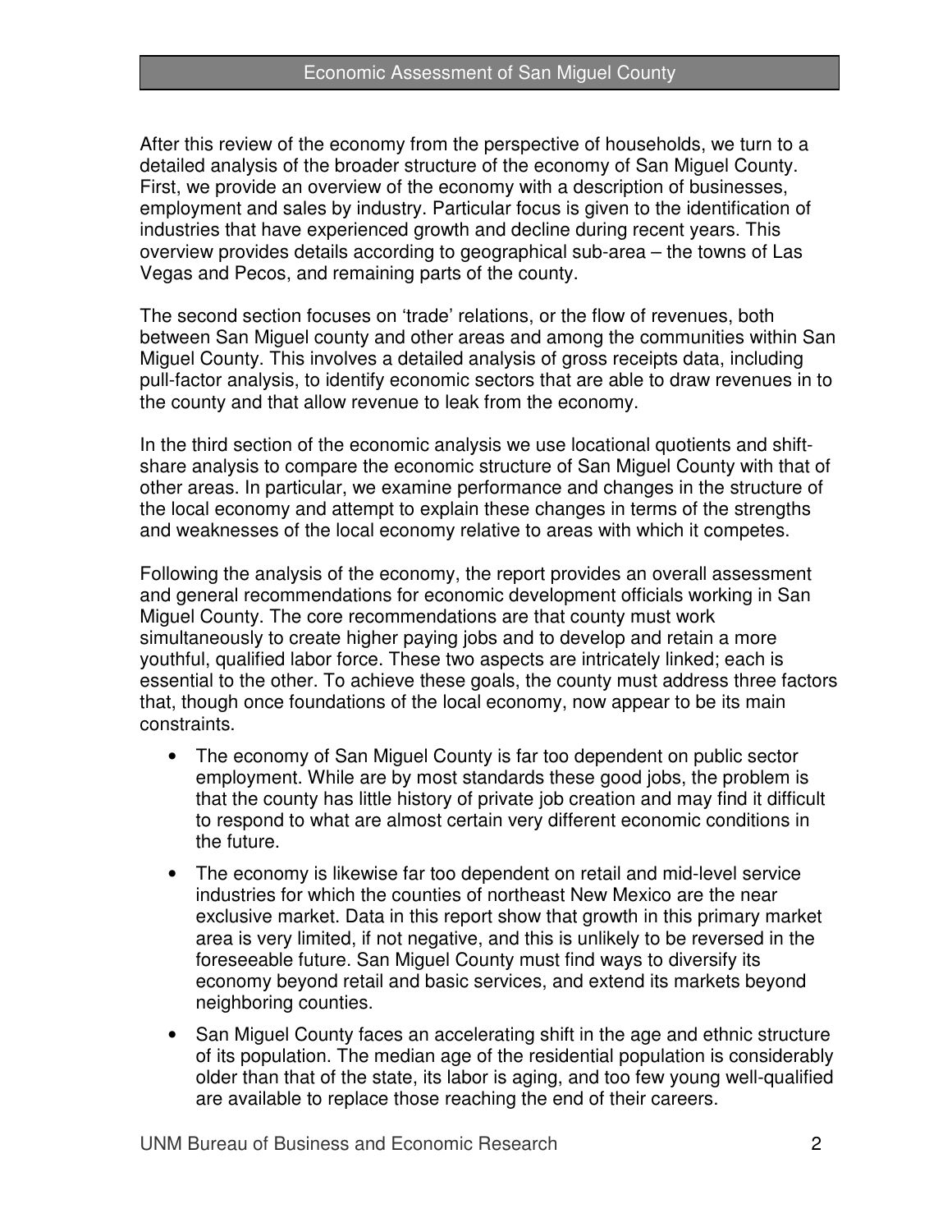After this review of the economy from the perspective of households, we turn to a detailed analysis of the broader structure of the economy of San Miguel County. First, we provide an overview of the economy with a description of businesses, employment and sales by industry. Particular focus is given to the identification of industries that have experienced growth and decline during recent years. This overview provides details according to geographical sub-area – the towns of Las Vegas and Pecos, and remaining parts of the county.

The second section focuses on 'trade' relations, or the flow of revenues, both between San Miguel county and other areas and among the communities within San Miguel County. This involves a detailed analysis of gross receipts data, including pull-factor analysis, to identify economic sectors that are able to draw revenues in to the county and that allow revenue to leak from the economy.

In the third section of the economic analysis we use locational quotients and shift-share analysis to compare the economic structure of San Miguel County with that of other areas. In particular, we examine performance and changes in the structure of the local economy and attempt to explain these changes in terms of the strengths and weaknesses of the local economy relative to areas with which it competes.

Following the analysis of the economy, the report provides an overall assessment and general recommendations for economic development officials working in San Miguel County. The core recommendations are that county must work simultaneously to create higher paying jobs and to develop and retain a more youthful, qualified labor force. These two aspects are intricately linked; each is essential to the other. To achieve these goals, the county must address three factors that, though once foundations of the local economy, now appear to be its main constraints.

- The economy of San Miguel County is far too dependent on public sector employment. While are by most standards these good jobs, the problem is that the county has little history of private job creation and may find it difficult to respond to what are almost certain very different economic conditions in the future.
- The economy is likewise far too dependent on retail and mid-level service industries for which the counties of northeast New Mexico are the near exclusive market. Data in this report show that growth in this primary market area is very limited, if not negative, and this is unlikely to be reversed in the foreseeable future. San Miguel County must find ways to diversify its economy beyond retail and basic services, and extend its markets beyond neighboring counties.
- San Miguel County faces an accelerating shift in the age and ethnic structure of its population. The median age of the residential population is considerably older than that of the state, its labor is aging, and too few young well-qualified are available to replace those reaching the end of their careers.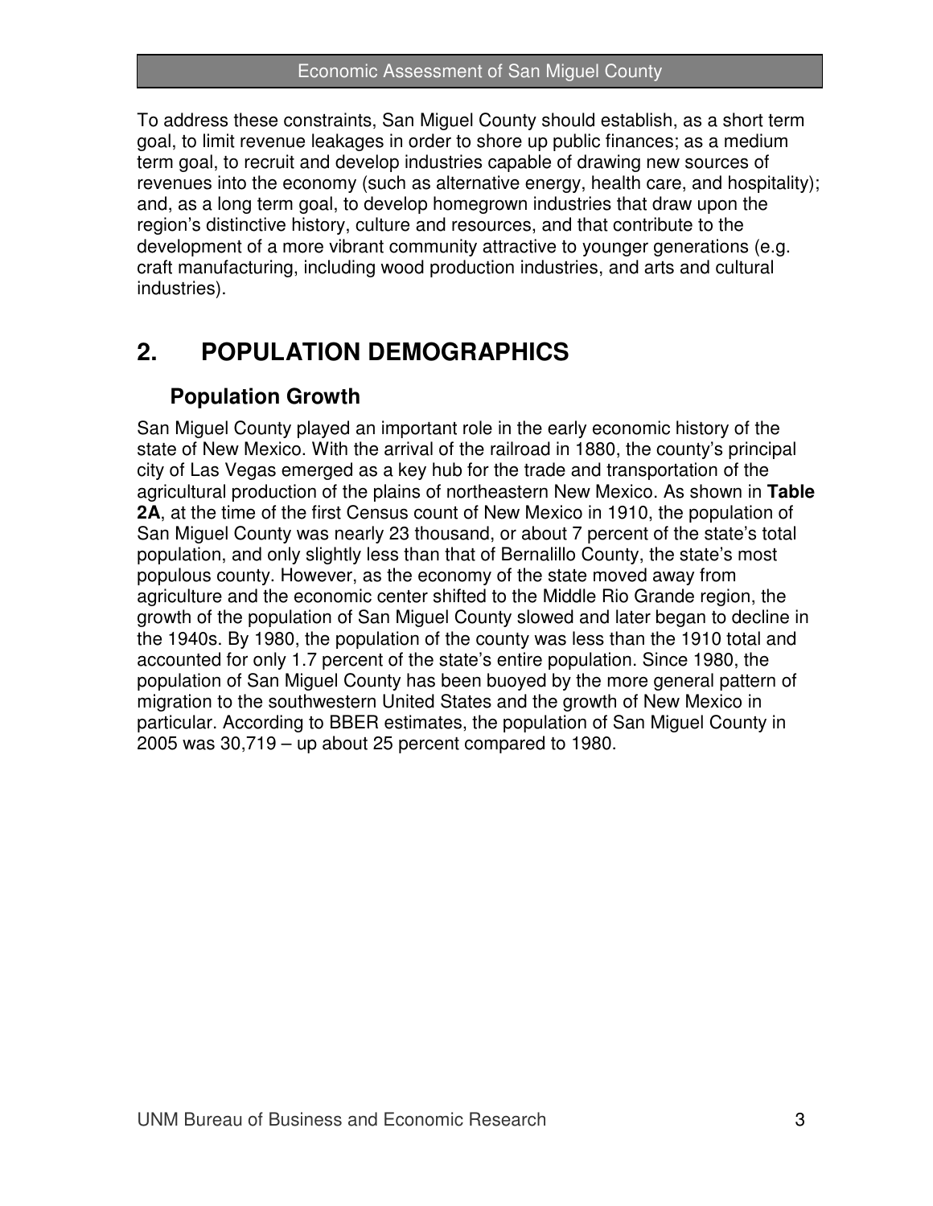To address these constraints, San Miguel County should establish, as a short term goal, to limit revenue leakages in order to shore up public finances; as a medium term goal, to recruit and develop industries capable of drawing new sources of revenues into the economy (such as alternative energy, health care, and hospitality); and, as a long term goal, to develop homegrown industries that draw upon the region's distinctive history, culture and resources, and that contribute to the development of a more vibrant community attractive to younger generations (e.g. craft manufacturing, including wood production industries, and arts and cultural industries).

# 2. POPULATION DEMOGRAPHICS

## Population Growth

San Miguel County played an important role in the early economic history of the state of New Mexico. With the arrival of the railroad in 1880, the county's principal city of Las Vegas emerged as a key hub for the trade and transportation of the agricultural production of the plains of northeastern New Mexico. As shown in **Table 2A**, at the time of the first Census count of New Mexico in 1910, the population of San Miguel County was nearly 23 thousand, or about 7 percent of the state's total population, and only slightly less than that of Bernalillo County, the state's most populous county. However, as the economy of the state moved away from agriculture and the economic center shifted to the Middle Rio Grande region, the growth of the population of San Miguel County slowed and later began to decline in the 1940s. By 1980, the population of the county was less than the 1910 total and accounted for only 1.7 percent of the state's entire population. Since 1980, the population of San Miguel County has been buoyed by the more general pattern of migration to the southwestern United States and the growth of New Mexico in particular. According to BBER estimates, the population of San Miguel County in 2005 was 30,719 – up about 25 percent compared to 1980.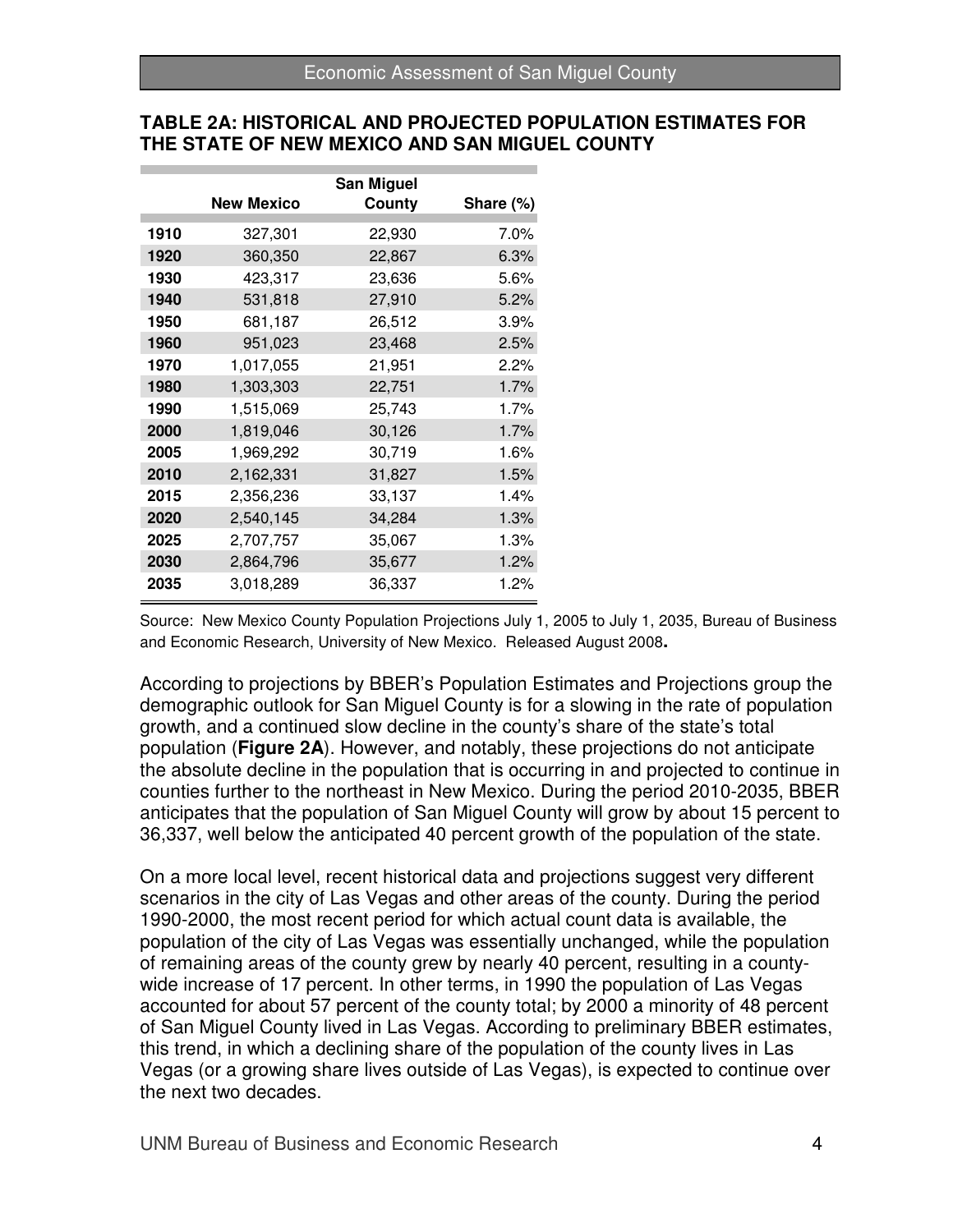**TABLE 2A: HISTORICAL AND PROJECTED POPULATION ESTIMATES FOR THE STATE OF NEW MEXICO AND SAN MIGUEL COUNTY**

| | New Mexico | San Miguel County | Share (%) |
|---|---|---|---|
| **1910** | 327,301 | 22,930 | 7.0% |
| **1920** | 360,350 | 22,867 | 6.3% |
| **1930** | 423,317 | 23,636 | 5.6% |
| **1940** | 531,818 | 27,910 | 5.2% |
| **1950** | 681,187 | 26,512 | 3.9% |
| **1960** | 951,023 | 23,468 | 2.5% |
| **1970** | 1,017,055 | 21,951 | 2.2% |
| **1980** | 1,303,303 | 22,751 | 1.7% |
| **1990** | 1,515,069 | 25,743 | 1.7% |
| **2000** | 1,819,046 | 30,126 | 1.7% |
| **2005** | 1,969,292 | 30,719 | 1.6% |
| **2010** | 2,162,331 | 31,827 | 1.5% |
| **2015** | 2,356,236 | 33,137 | 1.4% |
| **2020** | 2,540,145 | 34,284 | 1.3% |
| **2025** | 2,707,757 | 35,067 | 1.3% |
| **2030** | 2,864,796 | 35,677 | 1.2% |
| **2035** | 3,018,289 | 36,337 | 1.2% |

Source: New Mexico County Population Projections July 1, 2005 to July 1, 2035, Bureau of Business and Economic Research, University of New Mexico. Released August 2008**.**

According to projections by BBER's Population Estimates and Projections group the demographic outlook for San Miguel County is for a slowing in the rate of population growth, and a continued slow decline in the county's share of the state's total population (**Figure 2A**). However, and notably, these projections do not anticipate the absolute decline in the population that is occurring in and projected to continue in counties further to the northeast in New Mexico. During the period 2010-2035, BBER anticipates that the population of San Miguel County will grow by about 15 percent to 36,337, well below the anticipated 40 percent growth of the population of the state.

On a more local level, recent historical data and projections suggest very different scenarios in the city of Las Vegas and other areas of the county. During the period 1990-2000, the most recent period for which actual count data is available, the population of the city of Las Vegas was essentially unchanged, while the population of remaining areas of the county grew by nearly 40 percent, resulting in a county-wide increase of 17 percent. In other terms, in 1990 the population of Las Vegas accounted for about 57 percent of the county total; by 2000 a minority of 48 percent of San Miguel County lived in Las Vegas. According to preliminary BBER estimates, this trend, in which a declining share of the population of the county lives in Las Vegas (or a growing share lives outside of Las Vegas), is expected to continue over the next two decades.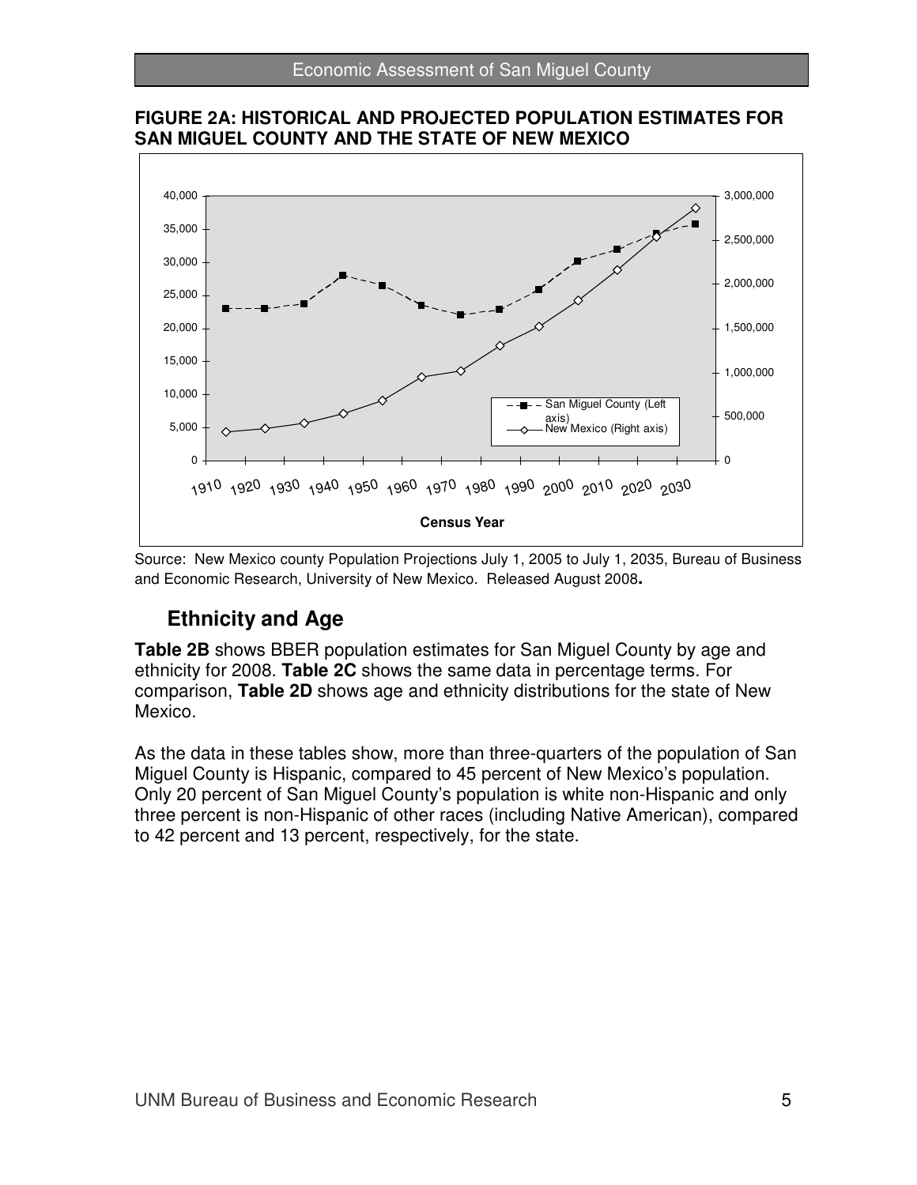**FIGURE 2A: HISTORICAL AND PROJECTED POPULATION ESTIMATES FOR SAN MIGUEL COUNTY AND THE STATE OF NEW MEXICO**

Source: New Mexico county Population Projections July 1, 2005 to July 1, 2035, Bureau of Business and Economic Research, University of New Mexico. Released August 2008**.**

## Ethnicity and Age

**Table 2B** shows BBER population estimates for San Miguel County by age and ethnicity for 2008. **Table 2C** shows the same data in percentage terms. For comparison, **Table 2D** shows age and ethnicity distributions for the state of New Mexico.

As the data in these tables show, more than three-quarters of the population of San Miguel County is Hispanic, compared to 45 percent of New Mexico's population. Only 20 percent of San Miguel County's population is white non-Hispanic and only three percent is non-Hispanic of other races (including Native American), compared to 42 percent and 13 percent, respectively, for the state.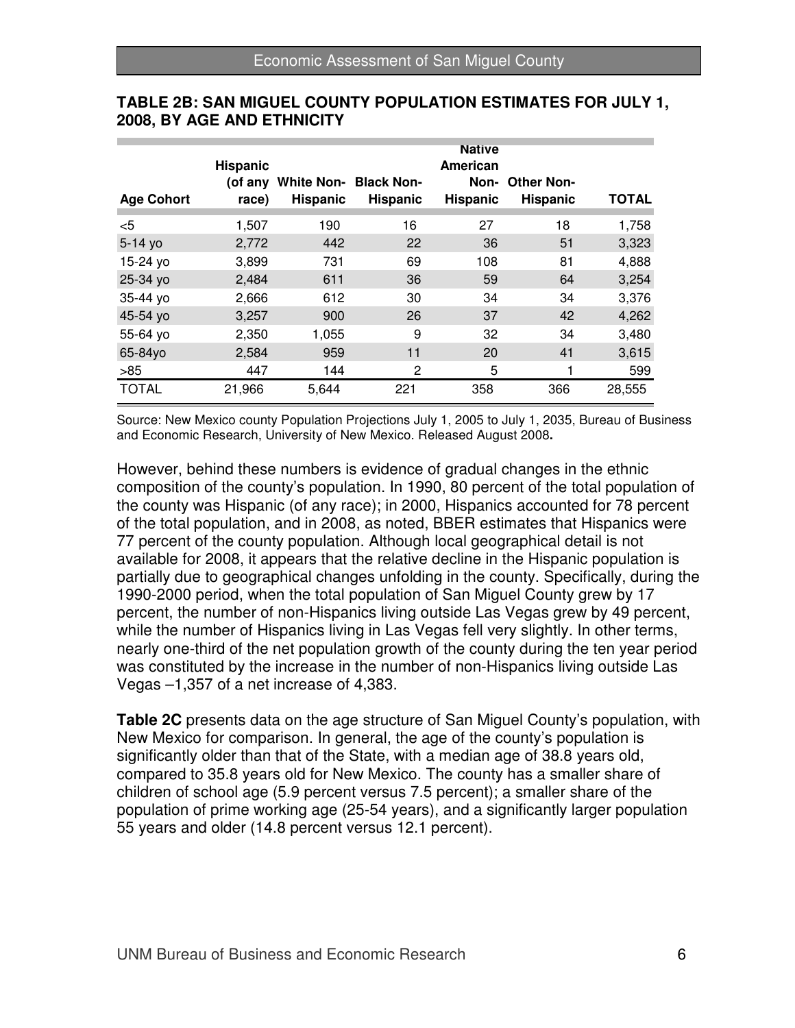**TABLE 2B: SAN MIGUEL COUNTY POPULATION ESTIMATES FOR JULY 1, 2008, BY AGE AND ETHNICITY**

| Age Cohort | Hispanic (of any race) | White Non-Hispanic | Black Non-Hispanic | Native American Non-Hispanic | Other Non-Hispanic | TOTAL |
|---|---|---|---|---|---|---|
| <5 | 1,507 | 190 | 16 | 27 | 18 | 1,758 |
| 5-14 yo | 2,772 | 442 | 22 | 36 | 51 | 3,323 |
| 15-24 yo | 3,899 | 731 | 69 | 108 | 81 | 4,888 |
| 25-34 yo | 2,484 | 611 | 36 | 59 | 64 | 3,254 |
| 35-44 yo | 2,666 | 612 | 30 | 34 | 34 | 3,376 |
| 45-54 yo | 3,257 | 900 | 26 | 37 | 42 | 4,262 |
| 55-64 yo | 2,350 | 1,055 | 9 | 32 | 34 | 3,480 |
| 65-84yo | 2,584 | 959 | 11 | 20 | 41 | 3,615 |
| >85 | 447 | 144 | 2 | 5 | 1 | 599 |
| TOTAL | 21,966 | 5,644 | 221 | 358 | 366 | 28,555 |

Source: New Mexico county Population Projections July 1, 2005 to July 1, 2035, Bureau of Business and Economic Research, University of New Mexico. Released August 2008**.**

However, behind these numbers is evidence of gradual changes in the ethnic composition of the county's population. In 1990, 80 percent of the total population of the county was Hispanic (of any race); in 2000, Hispanics accounted for 78 percent of the total population, and in 2008, as noted, BBER estimates that Hispanics were 77 percent of the county population. Although local geographical detail is not available for 2008, it appears that the relative decline in the Hispanic population is partially due to geographical changes unfolding in the county. Specifically, during the 1990-2000 period, when the total population of San Miguel County grew by 17 percent, the number of non-Hispanics living outside Las Vegas grew by 49 percent, while the number of Hispanics living in Las Vegas fell very slightly. In other terms, nearly one-third of the net population growth of the county during the ten year period was constituted by the increase in the number of non-Hispanics living outside Las Vegas –1,357 of a net increase of 4,383.

**Table 2C** presents data on the age structure of San Miguel County's population, with New Mexico for comparison. In general, the age of the county's population is significantly older than that of the State, with a median age of 38.8 years old, compared to 35.8 years old for New Mexico. The county has a smaller share of children of school age (5.9 percent versus 7.5 percent); a smaller share of the population of prime working age (25-54 years), and a significantly larger population 55 years and older (14.8 percent versus 12.1 percent).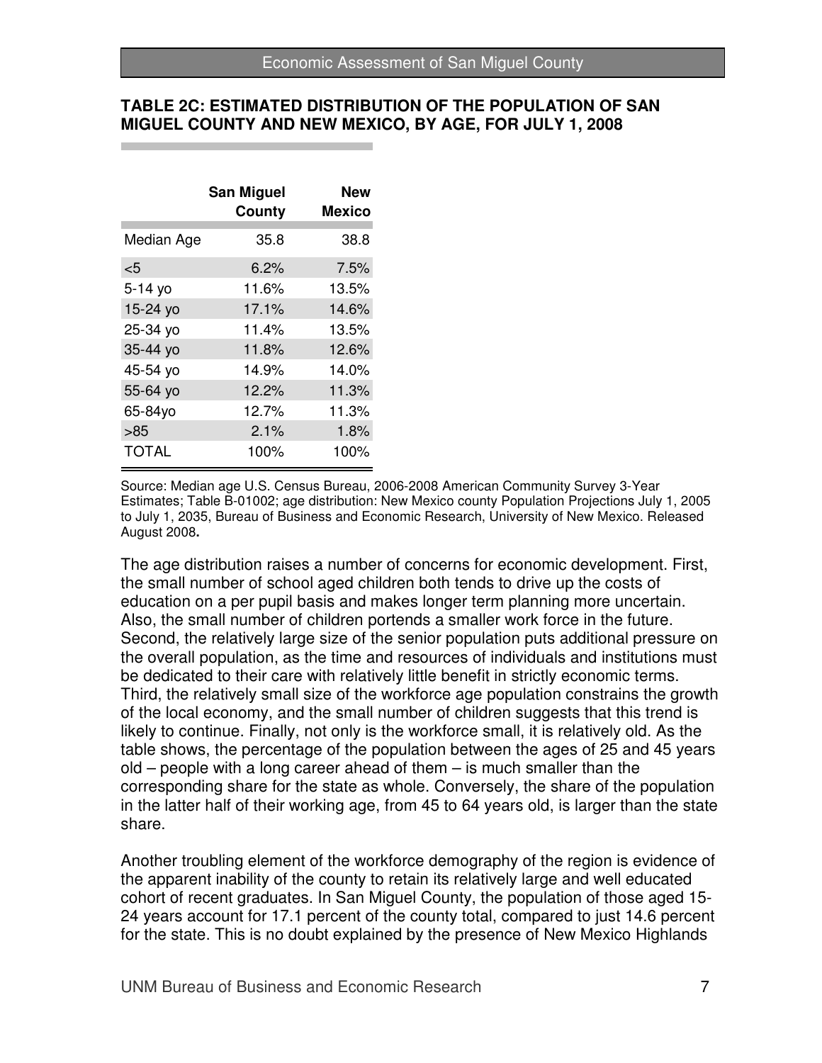**TABLE 2C: ESTIMATED DISTRIBUTION OF THE POPULATION OF SAN MIGUEL COUNTY AND NEW MEXICO, BY AGE, FOR JULY 1, 2008**

| | San Miguel County | New Mexico |
|---|---|---|
| Median Age | 35.8 | 38.8 |
| <5 | 6.2% | 7.5% |
| 5-14 yo | 11.6% | 13.5% |
| 15-24 yo | 17.1% | 14.6% |
| 25-34 yo | 11.4% | 13.5% |
| 35-44 yo | 11.8% | 12.6% |
| 45-54 yo | 14.9% | 14.0% |
| 55-64 yo | 12.2% | 11.3% |
| 65-84yo | 12.7% | 11.3% |
| >85 | 2.1% | 1.8% |
| TOTAL | 100% | 100% |

Source: Median age U.S. Census Bureau, 2006-2008 American Community Survey 3-Year Estimates; Table B-01002; age distribution: New Mexico county Population Projections July 1, 2005 to July 1, 2035, Bureau of Business and Economic Research, University of New Mexico. Released August 2008**.**

The age distribution raises a number of concerns for economic development. First, the small number of school aged children both tends to drive up the costs of education on a per pupil basis and makes longer term planning more uncertain. Also, the small number of children portends a smaller work force in the future. Second, the relatively large size of the senior population puts additional pressure on the overall population, as the time and resources of individuals and institutions must be dedicated to their care with relatively little benefit in strictly economic terms. Third, the relatively small size of the workforce age population constrains the growth of the local economy, and the small number of children suggests that this trend is likely to continue. Finally, not only is the workforce small, it is relatively old. As the table shows, the percentage of the population between the ages of 25 and 45 years old – people with a long career ahead of them – is much smaller than the corresponding share for the state as whole. Conversely, the share of the population in the latter half of their working age, from 45 to 64 years old, is larger than the state share.

Another troubling element of the workforce demography of the region is evidence of the apparent inability of the county to retain its relatively large and well educated cohort of recent graduates. In San Miguel County, the population of those aged 15-24 years account for 17.1 percent of the county total, compared to just 14.6 percent for the state. This is no doubt explained by the presence of New Mexico Highlands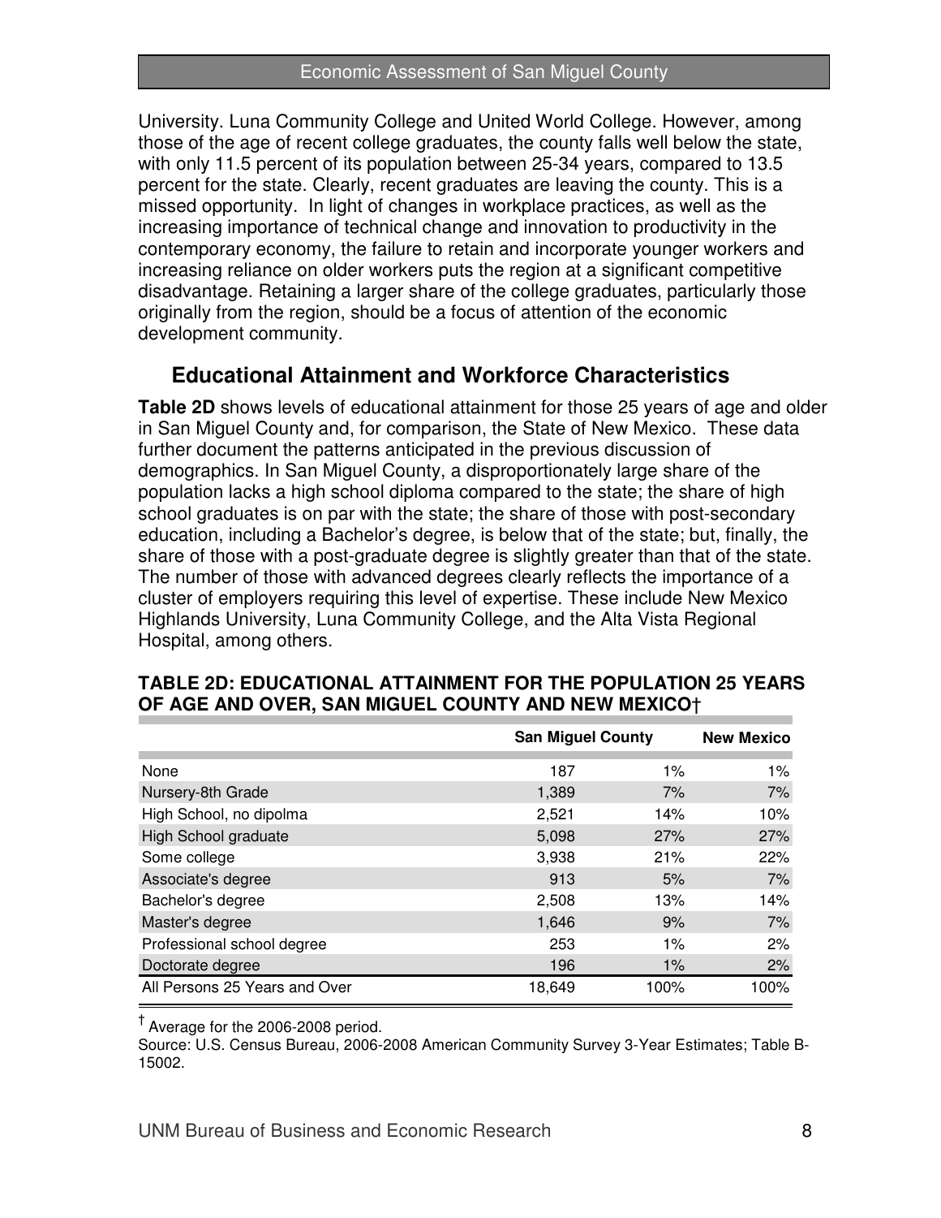University. Luna Community College and United World College. However, among those of the age of recent college graduates, the county falls well below the state, with only 11.5 percent of its population between 25-34 years, compared to 13.5 percent for the state. Clearly, recent graduates are leaving the county. This is a missed opportunity. In light of changes in workplace practices, as well as the increasing importance of technical change and innovation to productivity in the contemporary economy, the failure to retain and incorporate younger workers and increasing reliance on older workers puts the region at a significant competitive disadvantage. Retaining a larger share of the college graduates, particularly those originally from the region, should be a focus of attention of the economic development community.

## Educational Attainment and Workforce Characteristics

**Table 2D** shows levels of educational attainment for those 25 years of age and older in San Miguel County and, for comparison, the State of New Mexico. These data further document the patterns anticipated in the previous discussion of demographics. In San Miguel County, a disproportionately large share of the population lacks a high school diploma compared to the state; the share of high school graduates is on par with the state; the share of those with post-secondary education, including a Bachelor's degree, is below that of the state; but, finally, the share of those with a post-graduate degree is slightly greater than that of the state. The number of those with advanced degrees clearly reflects the importance of a cluster of employers requiring this level of expertise. These include New Mexico Highlands University, Luna Community College, and the Alta Vista Regional Hospital, among others.

**TABLE 2D: EDUCATIONAL ATTAINMENT FOR THE POPULATION 25 YEARS OF AGE AND OVER, SAN MIGUEL COUNTY AND NEW MEXICO†**

| | San Miguel County | | New Mexico |
|---|---|---|---|
| None | 187 | 1% | 1% |
| Nursery-8th Grade | 1,389 | 7% | 7% |
| High School, no dipolma | 2,521 | 14% | 10% |
| High School graduate | 5,098 | 27% | 27% |
| Some college | 3,938 | 21% | 22% |
| Associate's degree | 913 | 5% | 7% |
| Bachelor's degree | 2,508 | 13% | 14% |
| Master's degree | 1,646 | 9% | 7% |
| Professional school degree | 253 | 1% | 2% |
| Doctorate degree | 196 | 1% | 2% |
| All Persons 25 Years and Over | 18,649 | 100% | 100% |

† Average for the 2006-2008 period.

Source: U.S. Census Bureau, 2006-2008 American Community Survey 3-Year Estimates; Table B-15002.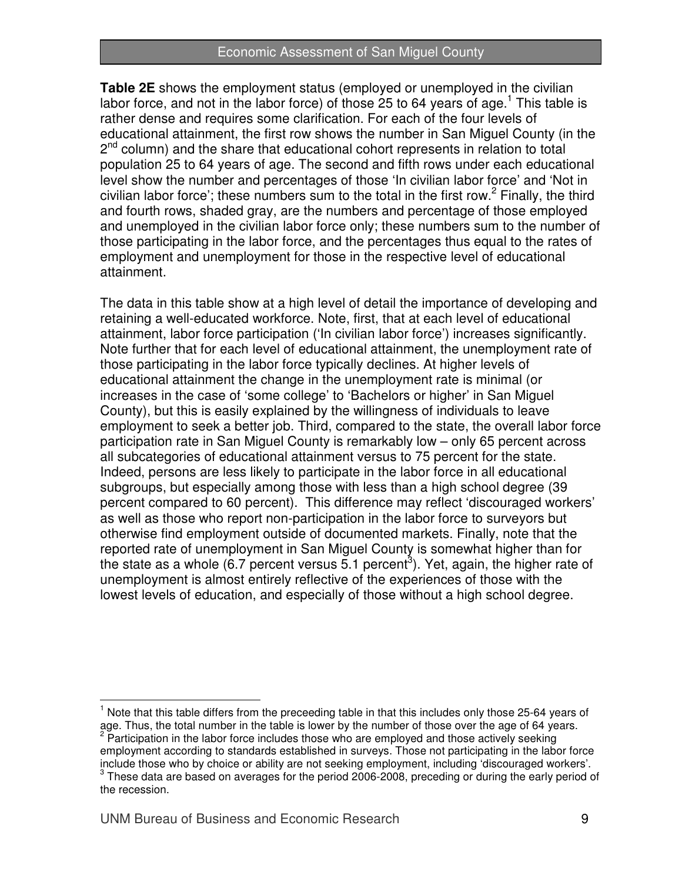**Table 2E** shows the employment status (employed or unemployed in the civilian labor force, and not in the labor force) of those 25 to 64 years of age.[1] This table is rather dense and requires some clarification. For each of the four levels of educational attainment, the first row shows the number in San Miguel County (in the 2nd column) and the share that educational cohort represents in relation to total population 25 to 64 years of age. The second and fifth rows under each educational level show the number and percentages of those 'In civilian labor force' and 'Not in civilian labor force'; these numbers sum to the total in the first row.[2] Finally, the third and fourth rows, shaded gray, are the numbers and percentage of those employed and unemployed in the civilian labor force only; these numbers sum to the number of those participating in the labor force, and the percentages thus equal to the rates of employment and unemployment for those in the respective level of educational attainment.

The data in this table show at a high level of detail the importance of developing and retaining a well-educated workforce. Note, first, that at each level of educational attainment, labor force participation ('In civilian labor force') increases significantly. Note further that for each level of educational attainment, the unemployment rate of those participating in the labor force typically declines. At higher levels of educational attainment the change in the unemployment rate is minimal (or increases in the case of 'some college' to 'Bachelors or higher' in San Miguel County), but this is easily explained by the willingness of individuals to leave employment to seek a better job. Third, compared to the state, the overall labor force participation rate in San Miguel County is remarkably low – only 65 percent across all subcategories of educational attainment versus to 75 percent for the state. Indeed, persons are less likely to participate in the labor force in all educational subgroups, but especially among those with less than a high school degree (39 percent compared to 60 percent). This difference may reflect 'discouraged workers' as well as those who report non-participation in the labor force to surveyors but otherwise find employment outside of documented markets. Finally, note that the reported rate of unemployment in San Miguel County is somewhat higher than for the state as a whole (6.7 percent versus 5.1 percent[3]). Yet, again, the higher rate of unemployment is almost entirely reflective of the experiences of those with the lowest levels of education, and especially of those without a high school degree.

---

[1] Note that this table differs from the preceeding table in that this includes only those 25-64 years of age. Thus, the total number in the table is lower by the number of those over the age of 64 years.

[2] Participation in the labor force includes those who are employed and those actively seeking employment according to standards established in surveys. Those not participating in the labor force include those who by choice or ability are not seeking employment, including 'discouraged workers'.

[3] These data are based on averages for the period 2006-2008, preceding or during the early period of the recession.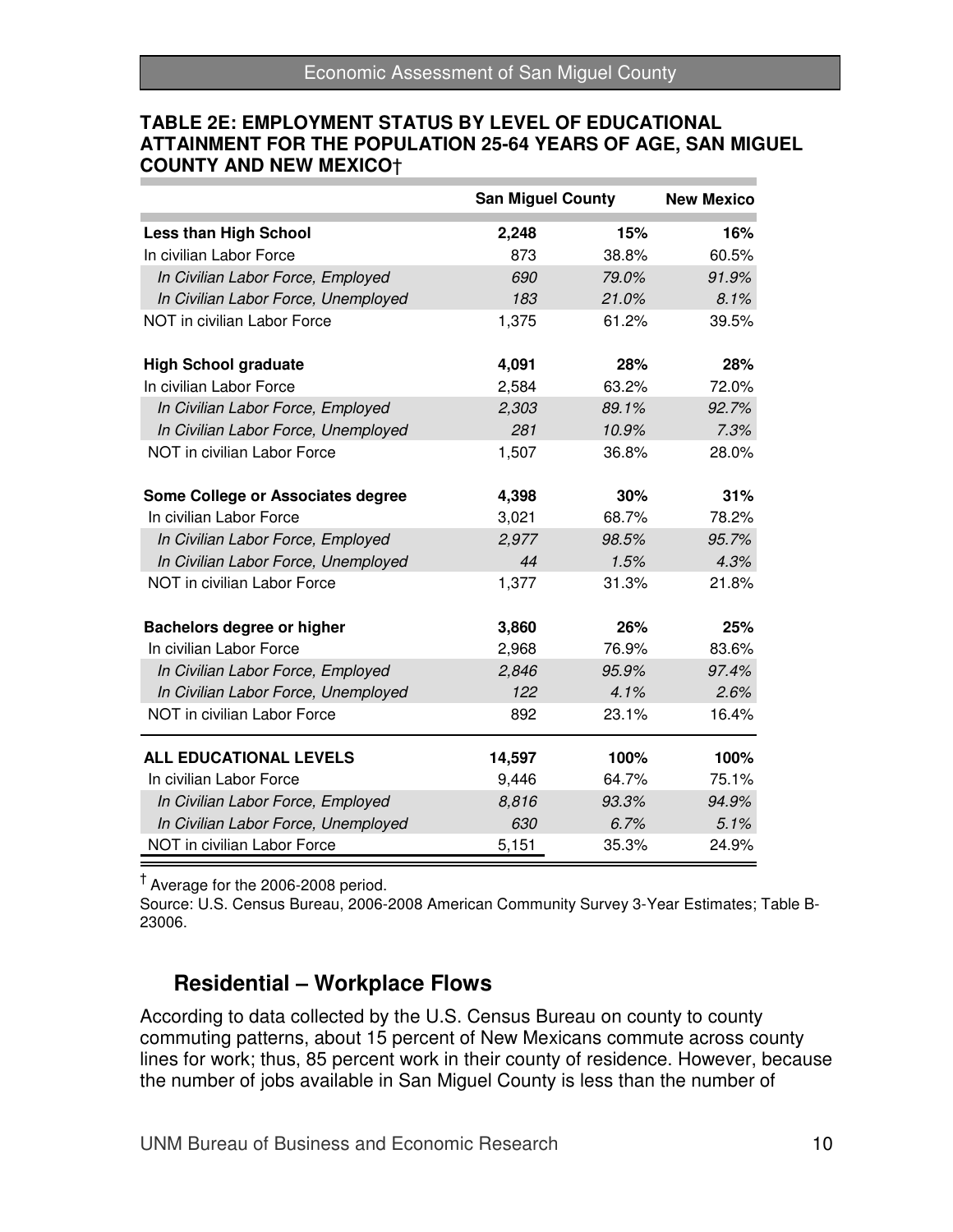**TABLE 2E: EMPLOYMENT STATUS BY LEVEL OF EDUCATIONAL ATTAINMENT FOR THE POPULATION 25-64 YEARS OF AGE, SAN MIGUEL COUNTY AND NEW MEXICO†**

| | San Miguel County | | New Mexico |
|---|---|---|---|
| **Less than High School** | **2,248** | **15%** | **16%** |
| In civilian Labor Force | 873 | 38.8% | 60.5% |
| *In Civilian Labor Force, Employed* | *690* | *79.0%* | *91.9%* |
| *In Civilian Labor Force, Unemployed* | *183* | *21.0%* | *8.1%* |
| NOT in civilian Labor Force | 1,375 | 61.2% | 39.5% |
| **High School graduate** | **4,091** | **28%** | **28%** |
| In civilian Labor Force | 2,584 | 63.2% | 72.0% |
| *In Civilian Labor Force, Employed* | *2,303* | *89.1%* | *92.7%* |
| *In Civilian Labor Force, Unemployed* | *281* | *10.9%* | *7.3%* |
| NOT in civilian Labor Force | 1,507 | 36.8% | 28.0% |
| **Some College or Associates degree** | **4,398** | **30%** | **31%** |
| In civilian Labor Force | 3,021 | 68.7% | 78.2% |
| *In Civilian Labor Force, Employed* | *2,977* | *98.5%* | *95.7%* |
| *In Civilian Labor Force, Unemployed* | *44* | *1.5%* | *4.3%* |
| NOT in civilian Labor Force | 1,377 | 31.3% | 21.8% |
| **Bachelors degree or higher** | **3,860** | **26%** | **25%** |
| In civilian Labor Force | 2,968 | 76.9% | 83.6% |
| *In Civilian Labor Force, Employed* | *2,846* | *95.9%* | *97.4%* |
| *In Civilian Labor Force, Unemployed* | *122* | *4.1%* | *2.6%* |
| NOT in civilian Labor Force | 892 | 23.1% | 16.4% |
| **ALL EDUCATIONAL LEVELS** | **14,597** | **100%** | **100%** |
| In civilian Labor Force | 9,446 | 64.7% | 75.1% |
| *In Civilian Labor Force, Employed* | *8,816* | *93.3%* | *94.9%* |
| *In Civilian Labor Force, Unemployed* | *630* | *6.7%* | *5.1%* |
| NOT in civilian Labor Force | 5,151 | 35.3% | 24.9% |

† Average for the 2006-2008 period.

Source: U.S. Census Bureau, 2006-2008 American Community Survey 3-Year Estimates; Table B-23006.

## Residential – Workplace Flows

According to data collected by the U.S. Census Bureau on county to county commuting patterns, about 15 percent of New Mexicans commute across county lines for work; thus, 85 percent work in their county of residence. However, because the number of jobs available in San Miguel County is less than the number of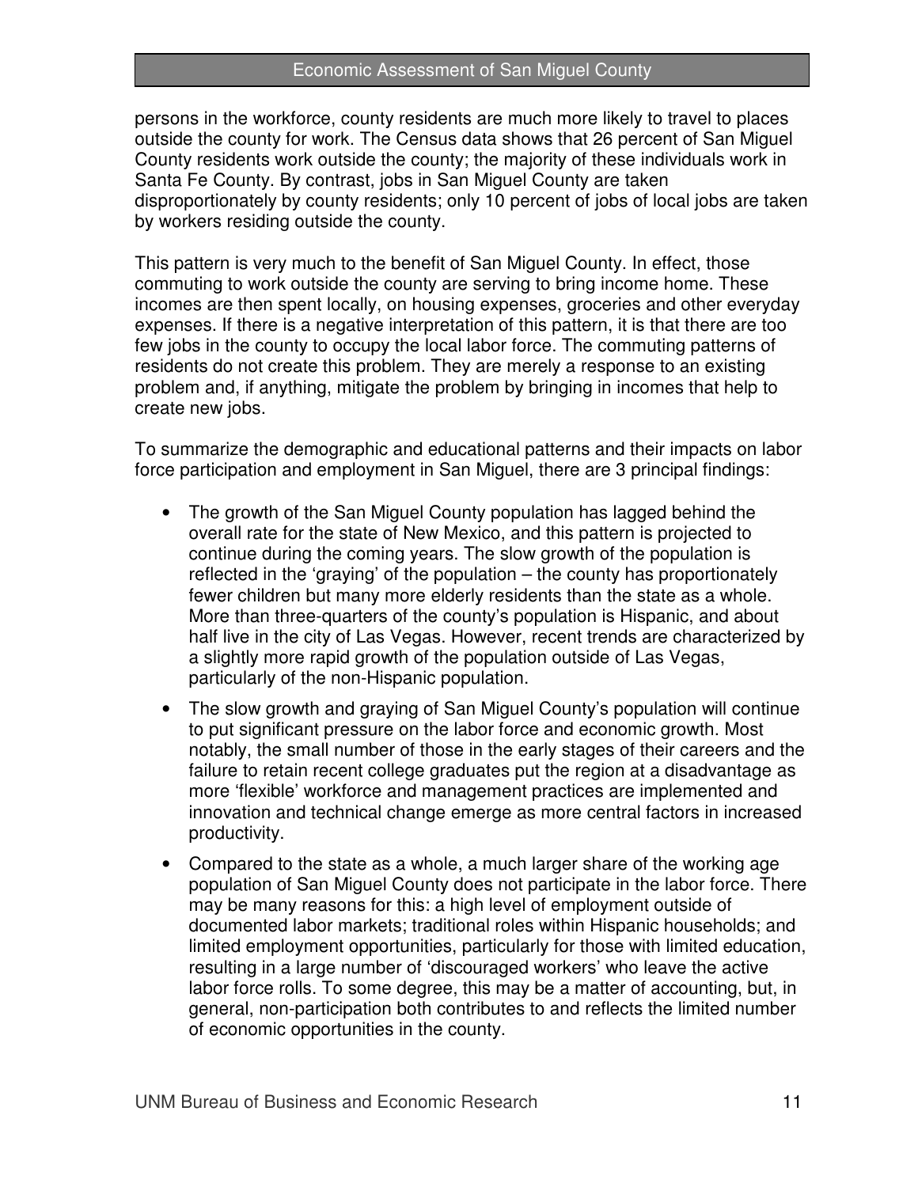persons in the workforce, county residents are much more likely to travel to places outside the county for work. The Census data shows that 26 percent of San Miguel County residents work outside the county; the majority of these individuals work in Santa Fe County. By contrast, jobs in San Miguel County are taken disproportionately by county residents; only 10 percent of jobs of local jobs are taken by workers residing outside the county.

This pattern is very much to the benefit of San Miguel County. In effect, those commuting to work outside the county are serving to bring income home. These incomes are then spent locally, on housing expenses, groceries and other everyday expenses. If there is a negative interpretation of this pattern, it is that there are too few jobs in the county to occupy the local labor force. The commuting patterns of residents do not create this problem. They are merely a response to an existing problem and, if anything, mitigate the problem by bringing in incomes that help to create new jobs.

To summarize the demographic and educational patterns and their impacts on labor force participation and employment in San Miguel, there are 3 principal findings:

- The growth of the San Miguel County population has lagged behind the overall rate for the state of New Mexico, and this pattern is projected to continue during the coming years. The slow growth of the population is reflected in the 'graying' of the population – the county has proportionately fewer children but many more elderly residents than the state as a whole. More than three-quarters of the county's population is Hispanic, and about half live in the city of Las Vegas. However, recent trends are characterized by a slightly more rapid growth of the population outside of Las Vegas, particularly of the non-Hispanic population.
- The slow growth and graying of San Miguel County's population will continue to put significant pressure on the labor force and economic growth. Most notably, the small number of those in the early stages of their careers and the failure to retain recent college graduates put the region at a disadvantage as more 'flexible' workforce and management practices are implemented and innovation and technical change emerge as more central factors in increased productivity.
- Compared to the state as a whole, a much larger share of the working age population of San Miguel County does not participate in the labor force. There may be many reasons for this: a high level of employment outside of documented labor markets; traditional roles within Hispanic households; and limited employment opportunities, particularly for those with limited education, resulting in a large number of 'discouraged workers' who leave the active labor force rolls. To some degree, this may be a matter of accounting, but, in general, non-participation both contributes to and reflects the limited number of economic opportunities in the county.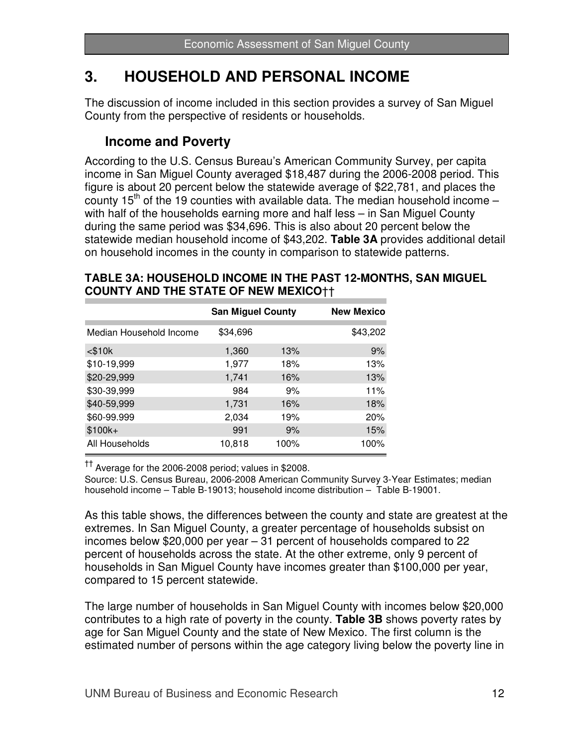# 3. HOUSEHOLD AND PERSONAL INCOME

The discussion of income included in this section provides a survey of San Miguel County from the perspective of residents or households.

## Income and Poverty

According to the U.S. Census Bureau's American Community Survey, per capita income in San Miguel County averaged $18,487 during the 2006-2008 period. This figure is about 20 percent below the statewide average of $22,781, and places the county 15th of the 19 counties with available data. The median household income – with half of the households earning more and half less – in San Miguel County during the same period was $34,696. This is also about 20 percent below the statewide median household income of $43,202. **Table 3A** provides additional detail on household incomes in the county in comparison to statewide patterns.

**TABLE 3A: HOUSEHOLD INCOME IN THE PAST 12-MONTHS, SAN MIGUEL COUNTY AND THE STATE OF NEW MEXICO††**

| | San Miguel County | | New Mexico |
|---|---|---|---|
| Median Household Income | $34,696 | | $43,202 |
| <$10k | 1,360 | 13% | 9% |
| $10-19,999 | 1,977 | 18% | 13% |
| $20-29,999 | 1,741 | 16% | 13% |
| $30-39,999 | 984 | 9% | 11% |
| $40-59,999 | 1,731 | 16% | 18% |
| $60-99.999 | 2,034 | 19% | 20% |
| $100k+ | 991 | 9% | 15% |
| All Households | 10,818 | 100% | 100% |

†† Average for the 2006-2008 period; values in $2008.

Source: U.S. Census Bureau, 2006-2008 American Community Survey 3-Year Estimates; median household income – Table B-19013; household income distribution – Table B-19001.

As this table shows, the differences between the county and state are greatest at the extremes. In San Miguel County, a greater percentage of households subsist on incomes below $20,000 per year – 31 percent of households compared to 22 percent of households across the state. At the other extreme, only 9 percent of households in San Miguel County have incomes greater than $100,000 per year, compared to 15 percent statewide.

The large number of households in San Miguel County with incomes below $20,000 contributes to a high rate of poverty in the county. **Table 3B** shows poverty rates by age for San Miguel County and the state of New Mexico. The first column is the estimated number of persons within the age category living below the poverty line in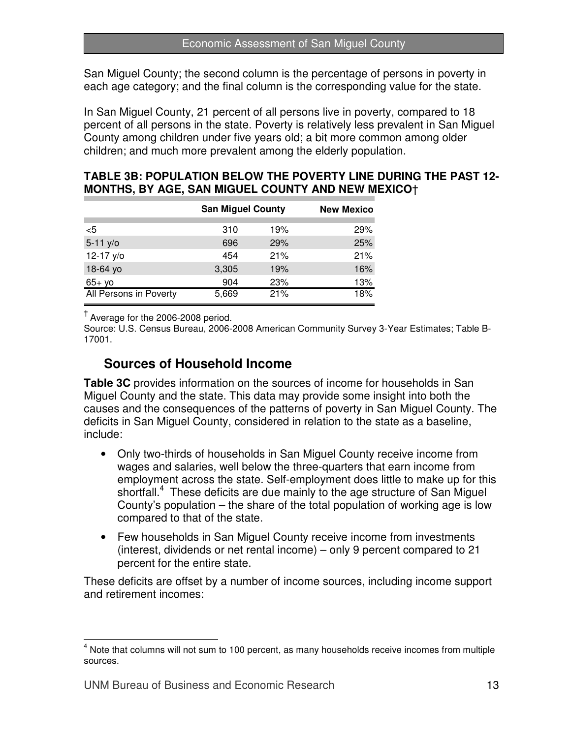San Miguel County; the second column is the percentage of persons in poverty in each age category; and the final column is the corresponding value for the state.

In San Miguel County, 21 percent of all persons live in poverty, compared to 18 percent of all persons in the state. Poverty is relatively less prevalent in San Miguel County among children under five years old; a bit more common among older children; and much more prevalent among the elderly population.

**TABLE 3B: POPULATION BELOW THE POVERTY LINE DURING THE PAST 12-MONTHS, BY AGE, SAN MIGUEL COUNTY AND NEW MEXICO†**

| | San Miguel County | | New Mexico |
|---|---|---|---|
| <5 | 310 | 19% | 29% |
| 5-11 y/o | 696 | 29% | 25% |
| 12-17 y/o | 454 | 21% | 21% |
| 18-64 yo | 3,305 | 19% | 16% |
| 65+ yo | 904 | 23% | 13% |
| All Persons in Poverty | 5,669 | 21% | 18% |

† Average for the 2006-2008 period.

Source: U.S. Census Bureau, 2006-2008 American Community Survey 3-Year Estimates; Table B-17001.

## Sources of Household Income

**Table 3C** provides information on the sources of income for households in San Miguel County and the state. This data may provide some insight into both the causes and the consequences of the patterns of poverty in San Miguel County. The deficits in San Miguel County, considered in relation to the state as a baseline, include:

- Only two-thirds of households in San Miguel County receive income from wages and salaries, well below the three-quarters that earn income from employment across the state. Self-employment does little to make up for this shortfall.[4] These deficits are due mainly to the age structure of San Miguel County's population – the share of the total population of working age is low compared to that of the state.
- Few households in San Miguel County receive income from investments (interest, dividends or net rental income) – only 9 percent compared to 21 percent for the entire state.

These deficits are offset by a number of income sources, including income support and retirement incomes:

[4] Note that columns will not sum to 100 percent, as many households receive incomes from multiple sources.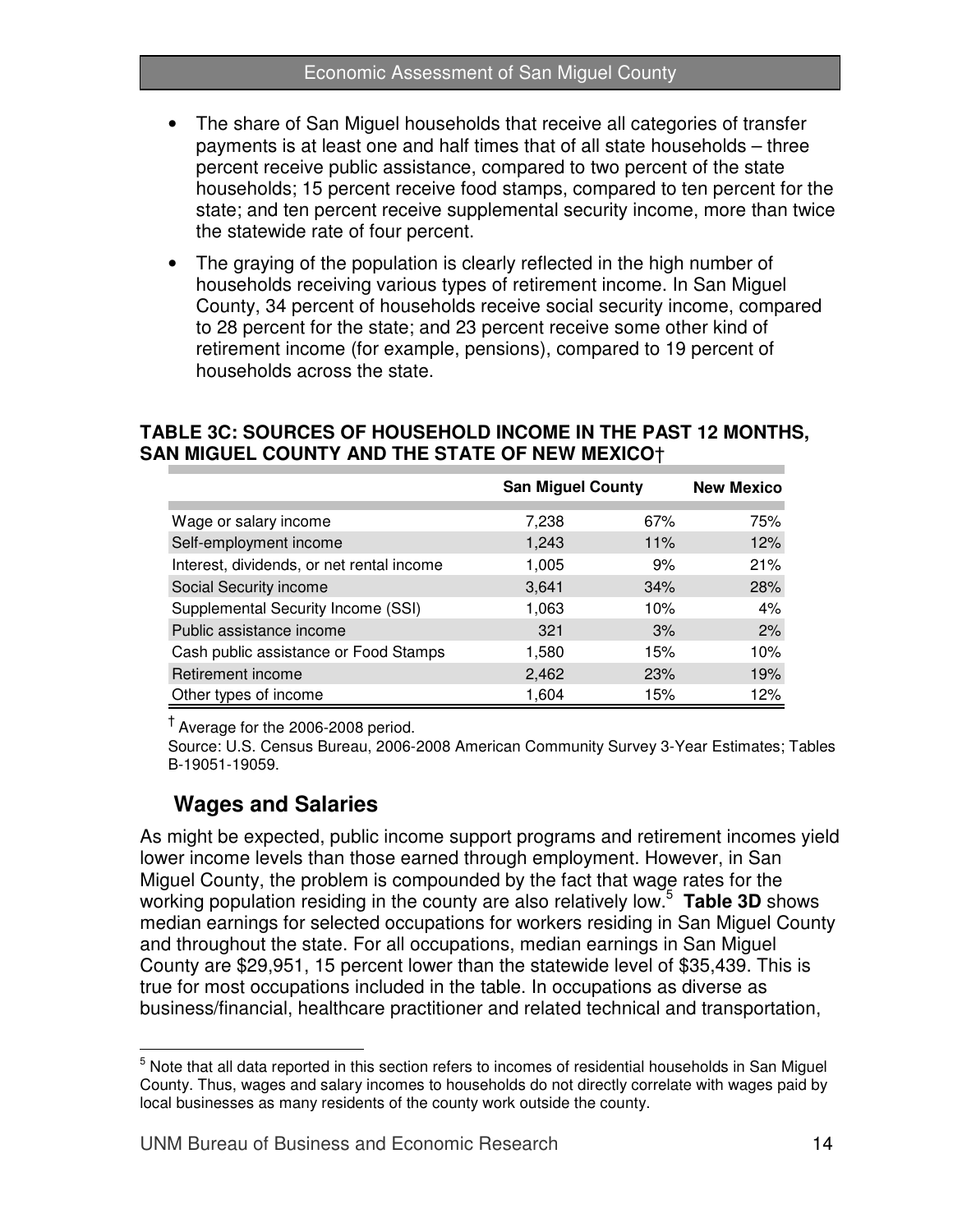- The share of San Miguel households that receive all categories of transfer payments is at least one and half times that of all state households – three percent receive public assistance, compared to two percent of the state households; 15 percent receive food stamps, compared to ten percent for the state; and ten percent receive supplemental security income, more than twice the statewide rate of four percent.
- The graying of the population is clearly reflected in the high number of households receiving various types of retirement income. In San Miguel County, 34 percent of households receive social security income, compared to 28 percent for the state; and 23 percent receive some other kind of retirement income (for example, pensions), compared to 19 percent of households across the state.

**TABLE 3C: SOURCES OF HOUSEHOLD INCOME IN THE PAST 12 MONTHS, SAN MIGUEL COUNTY AND THE STATE OF NEW MEXICO†**

| | San Miguel County | | New Mexico |
|---|---|---|---|
| Wage or salary income | 7,238 | 67% | 75% |
| Self-employment income | 1,243 | 11% | 12% |
| Interest, dividends, or net rental income | 1,005 | 9% | 21% |
| Social Security income | 3,641 | 34% | 28% |
| Supplemental Security Income (SSI) | 1,063 | 10% | 4% |
| Public assistance income | 321 | 3% | 2% |
| Cash public assistance or Food Stamps | 1,580 | 15% | 10% |
| Retirement income | 2,462 | 23% | 19% |
| Other types of income | 1,604 | 15% | 12% |

† Average for the 2006-2008 period.

Source: U.S. Census Bureau, 2006-2008 American Community Survey 3-Year Estimates; Tables B-19051-19059.

## Wages and Salaries

As might be expected, public income support programs and retirement incomes yield lower income levels than those earned through employment. However, in San Miguel County, the problem is compounded by the fact that wage rates for the working population residing in the county are also relatively low.[5] **Table 3D** shows median earnings for selected occupations for workers residing in San Miguel County and throughout the state. For all occupations, median earnings in San Miguel County are $29,951, 15 percent lower than the statewide level of $35,439. This is true for most occupations included in the table. In occupations as diverse as business/financial, healthcare practitioner and related technical and transportation,

[5] Note that all data reported in this section refers to incomes of residential households in San Miguel County. Thus, wages and salary incomes to households do not directly correlate with wages paid by local businesses as many residents of the county work outside the county.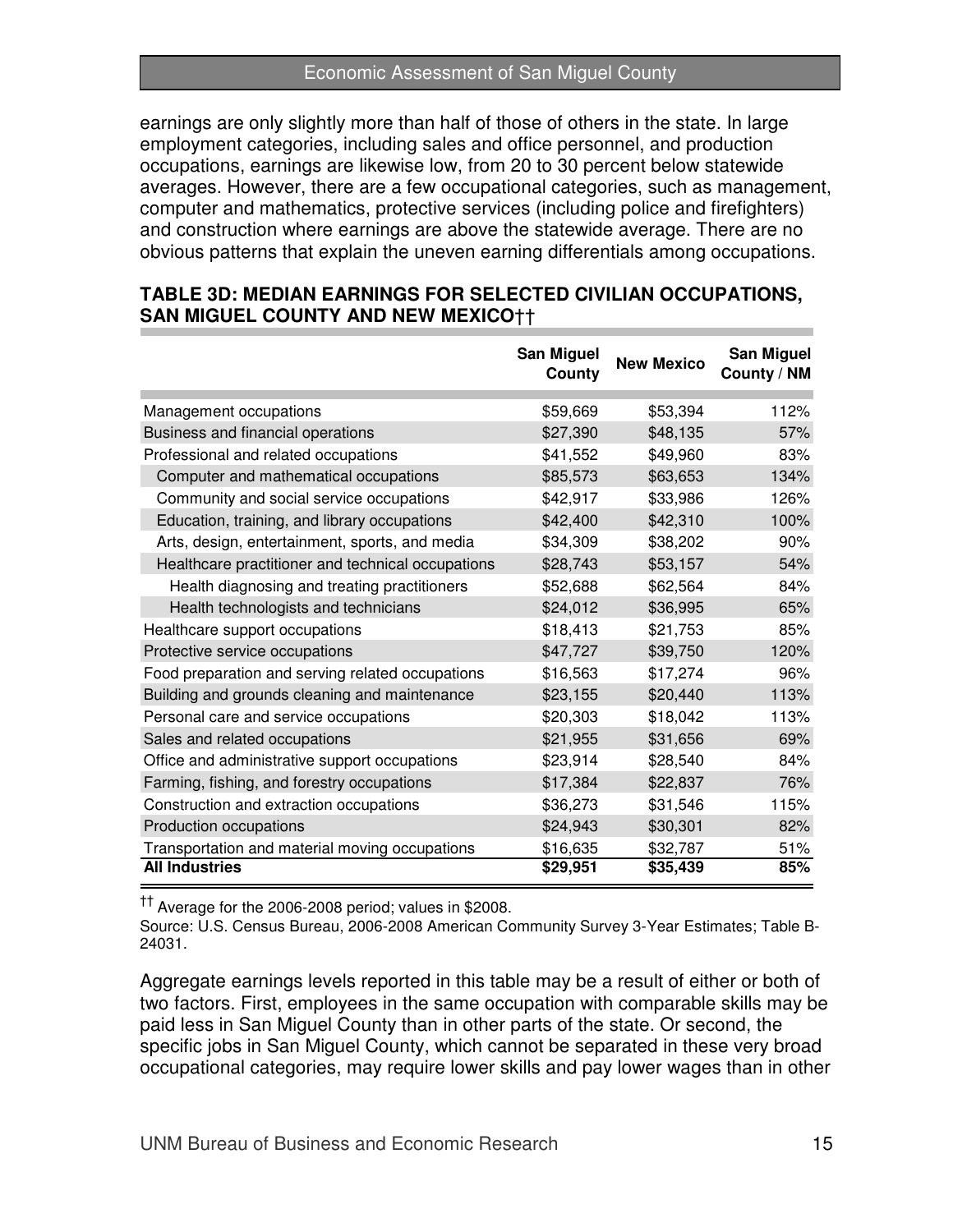earnings are only slightly more than half of those of others in the state. In large employment categories, including sales and office personnel, and production occupations, earnings are likewise low, from 20 to 30 percent below statewide averages. However, there are a few occupational categories, such as management, computer and mathematics, protective services (including police and firefighters) and construction where earnings are above the statewide average. There are no obvious patterns that explain the uneven earning differentials among occupations.

**TABLE 3D: MEDIAN EARNINGS FOR SELECTED CIVILIAN OCCUPATIONS, SAN MIGUEL COUNTY AND NEW MEXICO††**

| | San Miguel County | New Mexico | San Miguel County / NM |
|---|---|---|---|
| Management occupations | $59,669 | $53,394 | 112% |
| Business and financial operations | $27,390 | $48,135 | 57% |
| Professional and related occupations | $41,552 | $49,960 | 83% |
| Computer and mathematical occupations | $85,573 | $63,653 | 134% |
| Community and social service occupations | $42,917 | $33,986 | 126% |
| Education, training, and library occupations | $42,400 | $42,310 | 100% |
| Arts, design, entertainment, sports, and media | $34,309 | $38,202 | 90% |
| Healthcare practitioner and technical occupations | $28,743 | $53,157 | 54% |
| Health diagnosing and treating practitioners | $52,688 | $62,564 | 84% |
| Health technologists and technicians | $24,012 | $36,995 | 65% |
| Healthcare support occupations | $18,413 | $21,753 | 85% |
| Protective service occupations | $47,727 | $39,750 | 120% |
| Food preparation and serving related occupations | $16,563 | $17,274 | 96% |
| Building and grounds cleaning and maintenance | $23,155 | $20,440 | 113% |
| Personal care and service occupations | $20,303 | $18,042 | 113% |
| Sales and related occupations | $21,955 | $31,656 | 69% |
| Office and administrative support occupations | $23,914 | $28,540 | 84% |
| Farming, fishing, and forestry occupations | $17,384 | $22,837 | 76% |
| Construction and extraction occupations | $36,273 | $31,546 | 115% |
| Production occupations | $24,943 | $30,301 | 82% |
| Transportation and material moving occupations | $16,635 | $32,787 | 51% |
| **All Industries** | **$29,951** | **$35,439** | **85%** |

†† Average for the 2006-2008 period; values in $2008.

Source: U.S. Census Bureau, 2006-2008 American Community Survey 3-Year Estimates; Table B-24031.

Aggregate earnings levels reported in this table may be a result of either or both of two factors. First, employees in the same occupation with comparable skills may be paid less in San Miguel County than in other parts of the state. Or second, the specific jobs in San Miguel County, which cannot be separated in these very broad occupational categories, may require lower skills and pay lower wages than in other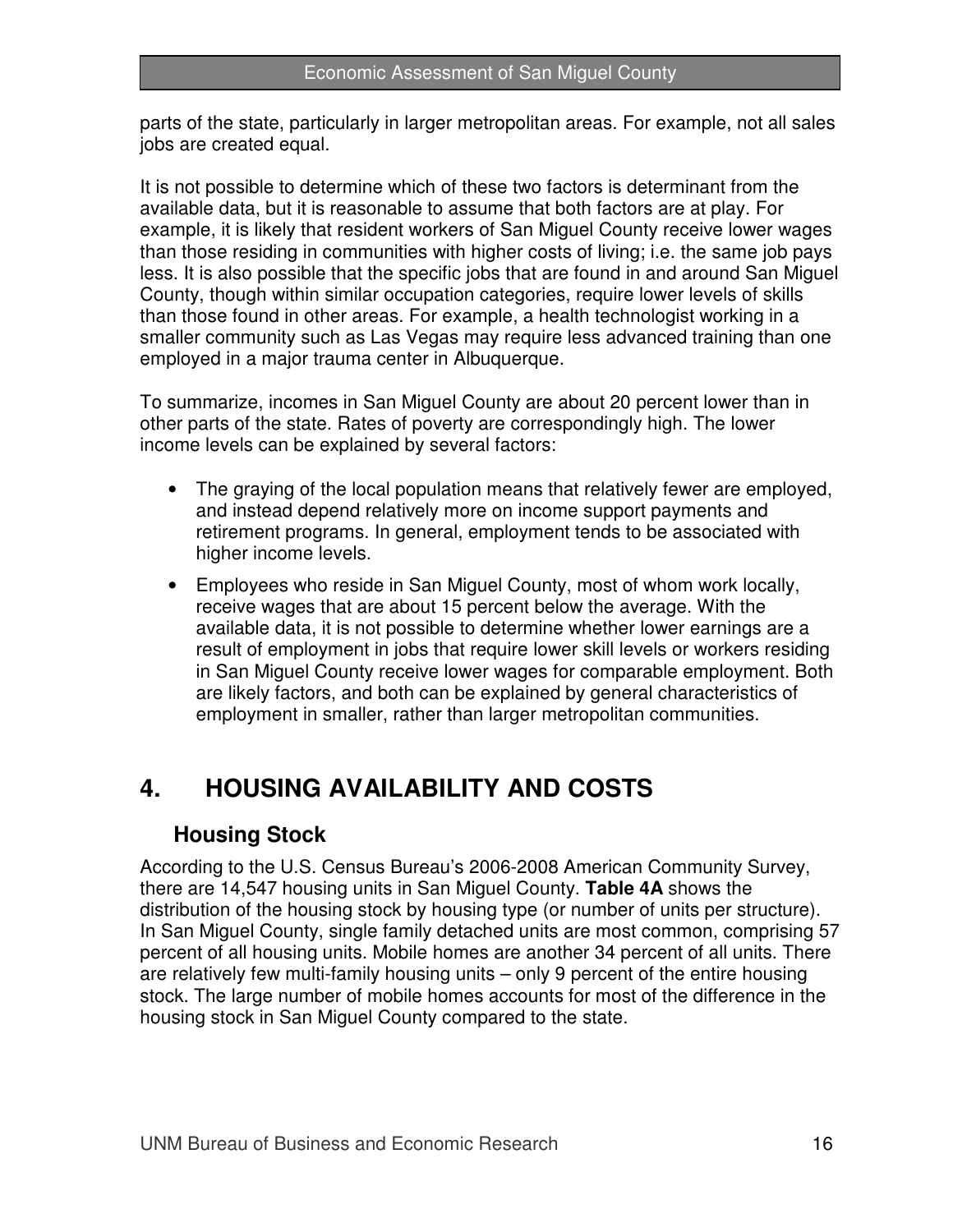parts of the state, particularly in larger metropolitan areas. For example, not all sales jobs are created equal.

It is not possible to determine which of these two factors is determinant from the available data, but it is reasonable to assume that both factors are at play. For example, it is likely that resident workers of San Miguel County receive lower wages than those residing in communities with higher costs of living; i.e. the same job pays less. It is also possible that the specific jobs that are found in and around San Miguel County, though within similar occupation categories, require lower levels of skills than those found in other areas. For example, a health technologist working in a smaller community such as Las Vegas may require less advanced training than one employed in a major trauma center in Albuquerque.

To summarize, incomes in San Miguel County are about 20 percent lower than in other parts of the state. Rates of poverty are correspondingly high. The lower income levels can be explained by several factors:

- The graying of the local population means that relatively fewer are employed, and instead depend relatively more on income support payments and retirement programs. In general, employment tends to be associated with higher income levels.
- Employees who reside in San Miguel County, most of whom work locally, receive wages that are about 15 percent below the average. With the available data, it is not possible to determine whether lower earnings are a result of employment in jobs that require lower skill levels or workers residing in San Miguel County receive lower wages for comparable employment. Both are likely factors, and both can be explained by general characteristics of employment in smaller, rather than larger metropolitan communities.

# 4. HOUSING AVAILABILITY AND COSTS

## Housing Stock

According to the U.S. Census Bureau's 2006-2008 American Community Survey, there are 14,547 housing units in San Miguel County. **Table 4A** shows the distribution of the housing stock by housing type (or number of units per structure). In San Miguel County, single family detached units are most common, comprising 57 percent of all housing units. Mobile homes are another 34 percent of all units. There are relatively few multi-family housing units – only 9 percent of the entire housing stock. The large number of mobile homes accounts for most of the difference in the housing stock in San Miguel County compared to the state.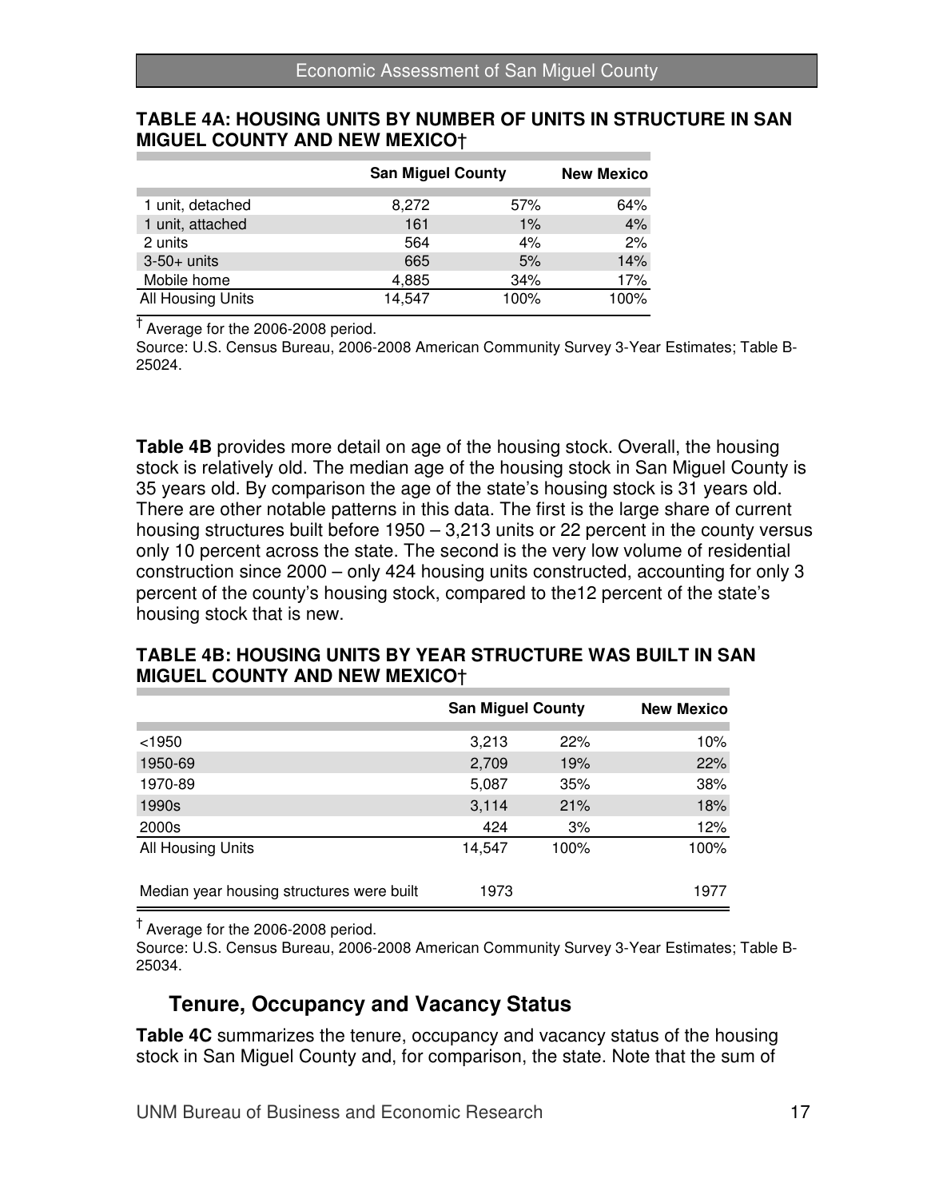**TABLE 4A: HOUSING UNITS BY NUMBER OF UNITS IN STRUCTURE IN SAN MIGUEL COUNTY AND NEW MEXICO†**

| | San Miguel County | | New Mexico |
|---|---|---|---|
| 1 unit, detached | 8,272 | 57% | 64% |
| 1 unit, attached | 161 | 1% | 4% |
| 2 units | 564 | 4% | 2% |
| 3-50+ units | 665 | 5% | 14% |
| Mobile home | 4,885 | 34% | 17% |
| All Housing Units | 14,547 | 100% | 100% |

† Average for the 2006-2008 period.

Source: U.S. Census Bureau, 2006-2008 American Community Survey 3-Year Estimates; Table B-25024.

**Table 4B** provides more detail on age of the housing stock. Overall, the housing stock is relatively old. The median age of the housing stock in San Miguel County is 35 years old. By comparison the age of the state's housing stock is 31 years old. There are other notable patterns in this data. The first is the large share of current housing structures built before 1950 – 3,213 units or 22 percent in the county versus only 10 percent across the state. The second is the very low volume of residential construction since 2000 – only 424 housing units constructed, accounting for only 3 percent of the county's housing stock, compared to the12 percent of the state's housing stock that is new.

**TABLE 4B: HOUSING UNITS BY YEAR STRUCTURE WAS BUILT IN SAN MIGUEL COUNTY AND NEW MEXICO†**

| | San Miguel County | | New Mexico |
|---|---|---|---|
| <1950 | 3,213 | 22% | 10% |
| 1950-69 | 2,709 | 19% | 22% |
| 1970-89 | 5,087 | 35% | 38% |
| 1990s | 3,114 | 21% | 18% |
| 2000s | 424 | 3% | 12% |
| All Housing Units | 14,547 | 100% | 100% |
| Median year housing structures were built | 1973 | | 1977 |

† Average for the 2006-2008 period.

Source: U.S. Census Bureau, 2006-2008 American Community Survey 3-Year Estimates; Table B-25034.

## Tenure, Occupancy and Vacancy Status

**Table 4C** summarizes the tenure, occupancy and vacancy status of the housing stock in San Miguel County and, for comparison, the state. Note that the sum of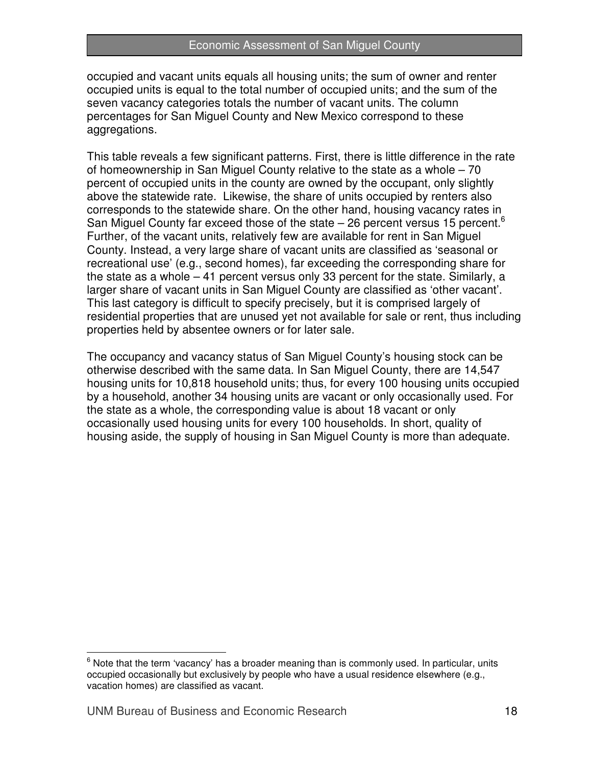occupied and vacant units equals all housing units; the sum of owner and renter occupied units is equal to the total number of occupied units; and the sum of the seven vacancy categories totals the number of vacant units. The column percentages for San Miguel County and New Mexico correspond to these aggregations.

This table reveals a few significant patterns. First, there is little difference in the rate of homeownership in San Miguel County relative to the state as a whole – 70 percent of occupied units in the county are owned by the occupant, only slightly above the statewide rate. Likewise, the share of units occupied by renters also corresponds to the statewide share. On the other hand, housing vacancy rates in San Miguel County far exceed those of the state – 26 percent versus 15 percent.[6] Further, of the vacant units, relatively few are available for rent in San Miguel County. Instead, a very large share of vacant units are classified as 'seasonal or recreational use' (e.g., second homes), far exceeding the corresponding share for the state as a whole – 41 percent versus only 33 percent for the state. Similarly, a larger share of vacant units in San Miguel County are classified as 'other vacant'. This last category is difficult to specify precisely, but it is comprised largely of residential properties that are unused yet not available for sale or rent, thus including properties held by absentee owners or for later sale.

The occupancy and vacancy status of San Miguel County's housing stock can be otherwise described with the same data. In San Miguel County, there are 14,547 housing units for 10,818 household units; thus, for every 100 housing units occupied by a household, another 34 housing units are vacant or only occasionally used. For the state as a whole, the corresponding value is about 18 vacant or only occasionally used housing units for every 100 households. In short, quality of housing aside, the supply of housing in San Miguel County is more than adequate.

[6] Note that the term 'vacancy' has a broader meaning than is commonly used. In particular, units occupied occasionally but exclusively by people who have a usual residence elsewhere (e.g., vacation homes) are classified as vacant.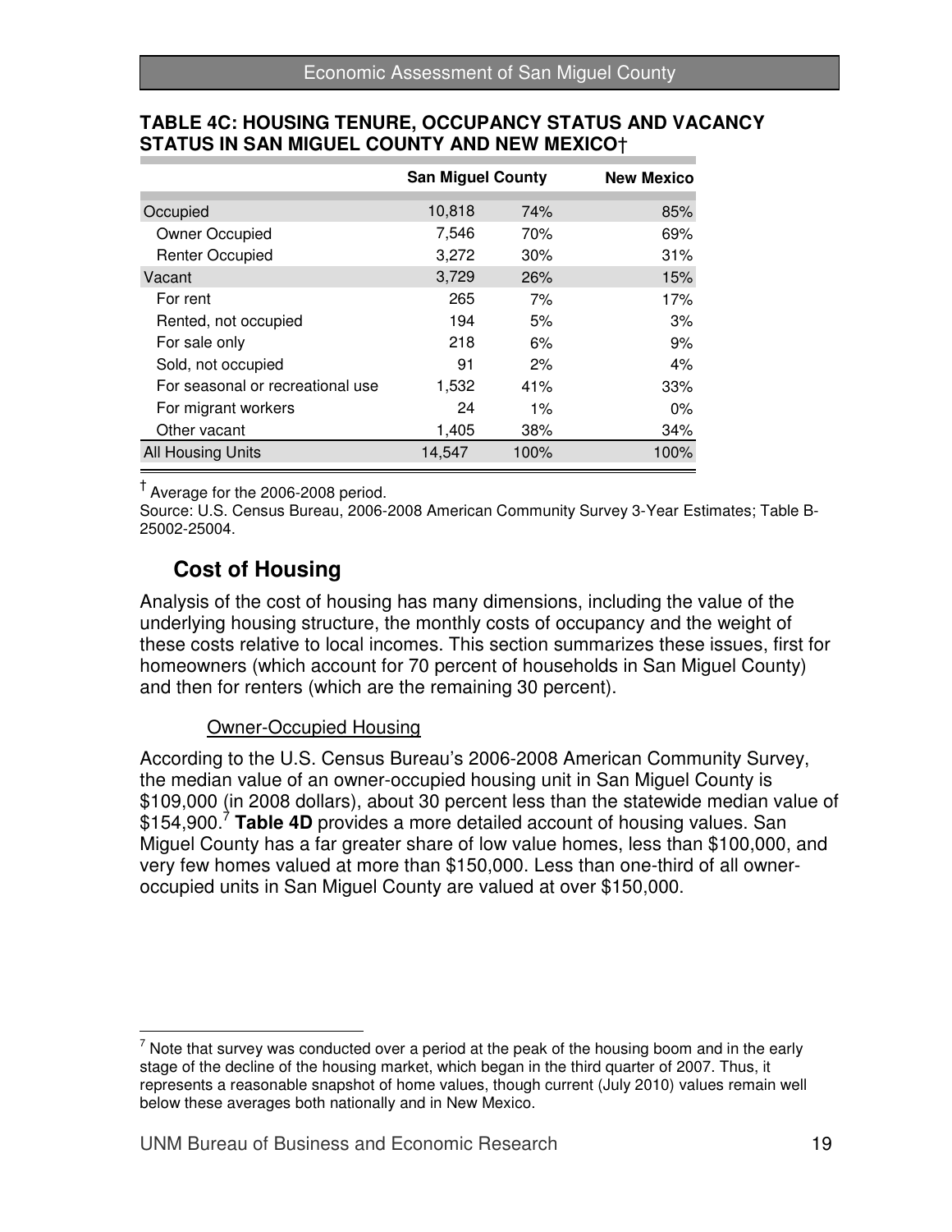**TABLE 4C: HOUSING TENURE, OCCUPANCY STATUS AND VACANCY STATUS IN SAN MIGUEL COUNTY AND NEW MEXICO†**

| | San Miguel County | | New Mexico |
|---|---|---|---|
| Occupied | 10,818 | 74% | 85% |
| Owner Occupied | 7,546 | 70% | 69% |
| Renter Occupied | 3,272 | 30% | 31% |
| Vacant | 3,729 | 26% | 15% |
| For rent | 265 | 7% | 17% |
| Rented, not occupied | 194 | 5% | 3% |
| For sale only | 218 | 6% | 9% |
| Sold, not occupied | 91 | 2% | 4% |
| For seasonal or recreational use | 1,532 | 41% | 33% |
| For migrant workers | 24 | 1% | 0% |
| Other vacant | 1,405 | 38% | 34% |
| All Housing Units | 14,547 | 100% | 100% |

† Average for the 2006-2008 period.

Source: U.S. Census Bureau, 2006-2008 American Community Survey 3-Year Estimates; Table B-25002-25004.

## Cost of Housing

Analysis of the cost of housing has many dimensions, including the value of the underlying housing structure, the monthly costs of occupancy and the weight of these costs relative to local incomes. This section summarizes these issues, first for homeowners (which account for 70 percent of households in San Miguel County) and then for renters (which are the remaining 30 percent).

### Owner-Occupied Housing

According to the U.S. Census Bureau's 2006-2008 American Community Survey, the median value of an owner-occupied housing unit in San Miguel County is $109,000 (in 2008 dollars), about 30 percent less than the statewide median value of $154,900.[7] **Table 4D** provides a more detailed account of housing values. San Miguel County has a far greater share of low value homes, less than $100,000, and very few homes valued at more than $150,000. Less than one-third of all owner-occupied units in San Miguel County are valued at over $150,000.

[7] Note that survey was conducted over a period at the peak of the housing boom and in the early stage of the decline of the housing market, which began in the third quarter of 2007. Thus, it represents a reasonable snapshot of home values, though current (July 2010) values remain well below these averages both nationally and in New Mexico.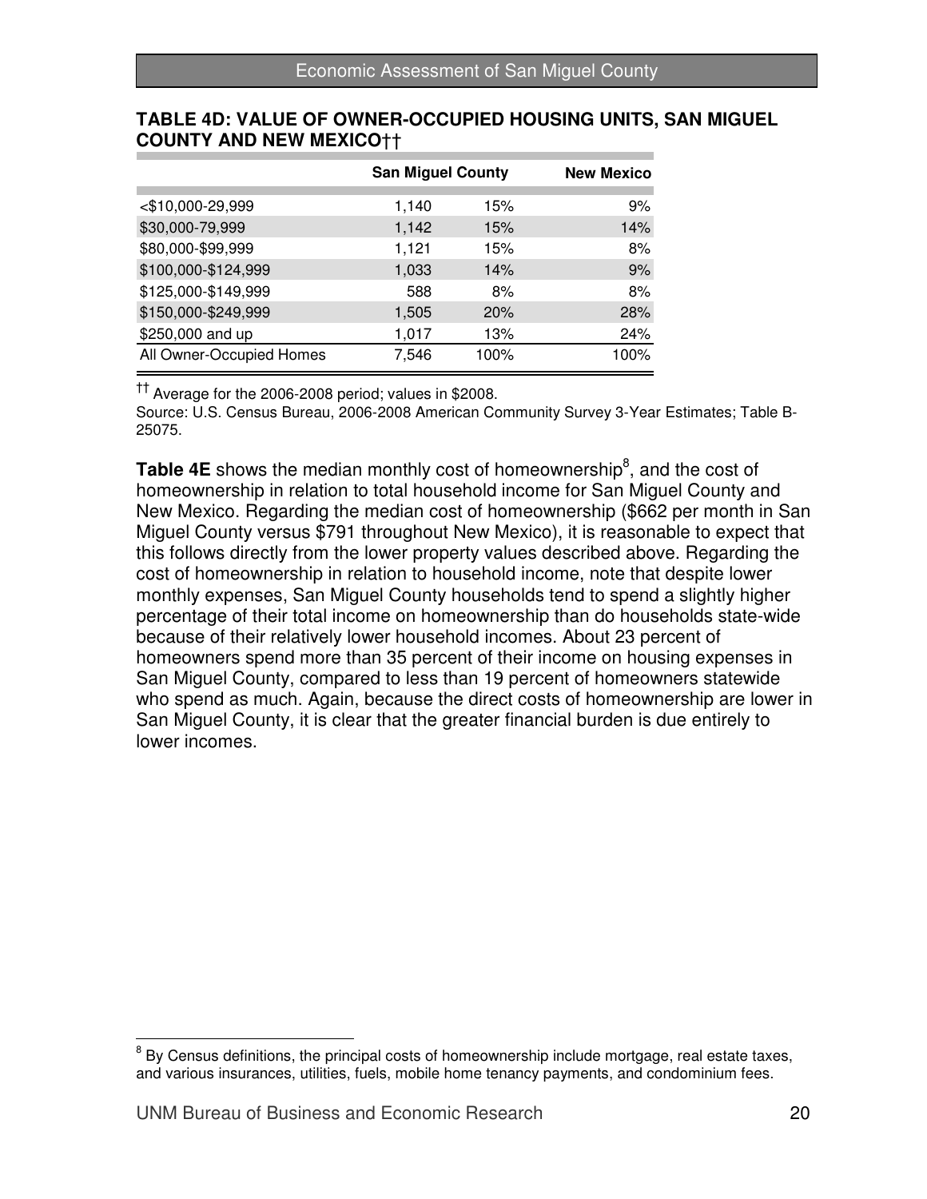**TABLE 4D: VALUE OF OWNER-OCCUPIED HOUSING UNITS, SAN MIGUEL COUNTY AND NEW MEXICO††**

| | San Miguel County | | New Mexico |
|---|---|---|---|
| <$10,000-29,999 | 1,140 | 15% | 9% |
| $30,000-79,999 | 1,142 | 15% | 14% |
| $80,000-$99,999 | 1,121 | 15% | 8% |
| $100,000-$124,999 | 1,033 | 14% | 9% |
| $125,000-$149,999 | 588 | 8% | 8% |
| $150,000-$249,999 | 1,505 | 20% | 28% |
| $250,000 and up | 1,017 | 13% | 24% |
| All Owner-Occupied Homes | 7,546 | 100% | 100% |

†† Average for the 2006-2008 period; values in $2008.

Source: U.S. Census Bureau, 2006-2008 American Community Survey 3-Year Estimates; Table B-25075.

**Table 4E** shows the median monthly cost of homeownership[8], and the cost of homeownership in relation to total household income for San Miguel County and New Mexico. Regarding the median cost of homeownership ($662 per month in San Miguel County versus $791 throughout New Mexico), it is reasonable to expect that this follows directly from the lower property values described above. Regarding the cost of homeownership in relation to household income, note that despite lower monthly expenses, San Miguel County households tend to spend a slightly higher percentage of their total income on homeownership than do households state-wide because of their relatively lower household incomes. About 23 percent of homeowners spend more than 35 percent of their income on housing expenses in San Miguel County, compared to less than 19 percent of homeowners statewide who spend as much. Again, because the direct costs of homeownership are lower in San Miguel County, it is clear that the greater financial burden is due entirely to lower incomes.

[8] By Census definitions, the principal costs of homeownership include mortgage, real estate taxes, and various insurances, utilities, fuels, mobile home tenancy payments, and condominium fees.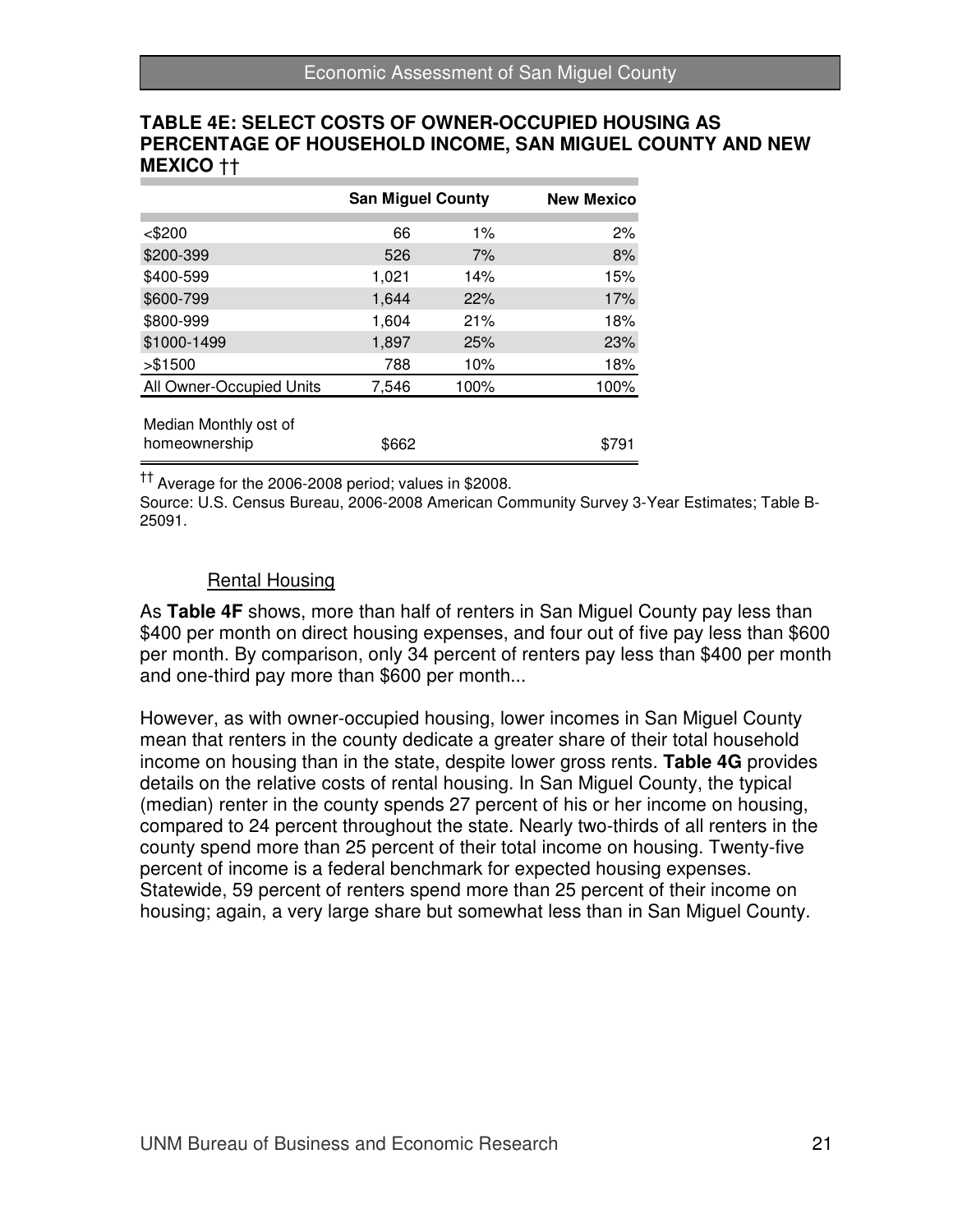**TABLE 4E: SELECT COSTS OF OWNER-OCCUPIED HOUSING AS PERCENTAGE OF HOUSEHOLD INCOME, SAN MIGUEL COUNTY AND NEW MEXICO ††**

| | San Miguel County | | New Mexico |
|---|---|---|---|
| <$200 | 66 | 1% | 2% |
| $200-399 | 526 | 7% | 8% |
| $400-599 | 1,021 | 14% | 15% |
| $600-799 | 1,644 | 22% | 17% |
| $800-999 | 1,604 | 21% | 18% |
| $1000-1499 | 1,897 | 25% | 23% |
| >$1500 | 788 | 10% | 18% |
| All Owner-Occupied Units | 7,546 | 100% | 100% |
| Median Monthly ost of homeownership | $662 | | $791 |

†† Average for the 2006-2008 period; values in $2008.

Source: U.S. Census Bureau, 2006-2008 American Community Survey 3-Year Estimates; Table B-25091.

<u>Rental Housing</u>

As **Table 4F** shows, more than half of renters in San Miguel County pay less than $400 per month on direct housing expenses, and four out of five pay less than $600 per month. By comparison, only 34 percent of renters pay less than $400 per month and one-third pay more than $600 per month...

However, as with owner-occupied housing, lower incomes in San Miguel County mean that renters in the county dedicate a greater share of their total household income on housing than in the state, despite lower gross rents. **Table 4G** provides details on the relative costs of rental housing. In San Miguel County, the typical (median) renter in the county spends 27 percent of his or her income on housing, compared to 24 percent throughout the state. Nearly two-thirds of all renters in the county spend more than 25 percent of their total income on housing. Twenty-five percent of income is a federal benchmark for expected housing expenses. Statewide, 59 percent of renters spend more than 25 percent of their income on housing; again, a very large share but somewhat less than in San Miguel County.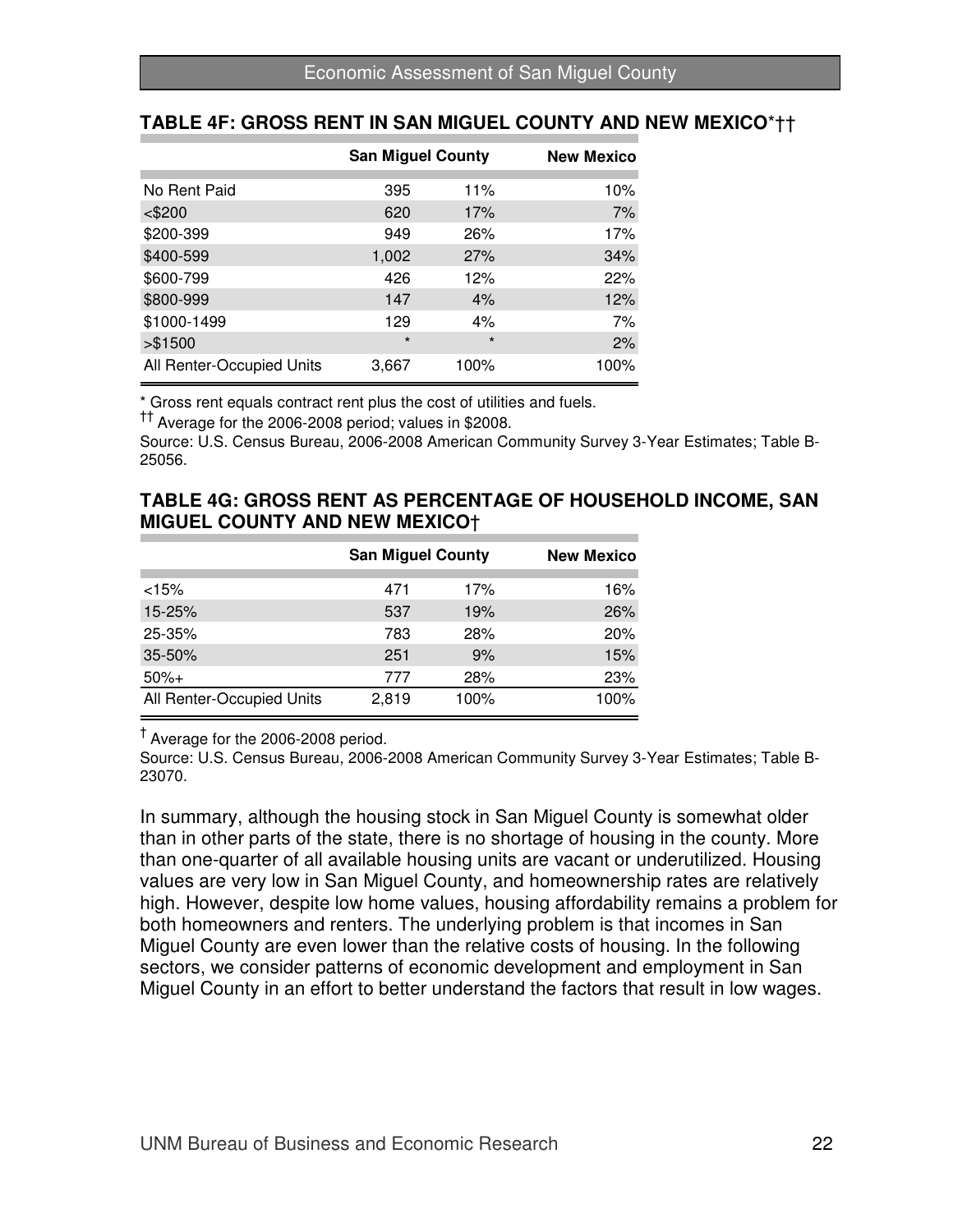### TABLE 4F: GROSS RENT IN SAN MIGUEL COUNTY AND NEW MEXICO*††

| | San Miguel County | | New Mexico |
|---|---|---|---|
| No Rent Paid | 395 | 11% | 10% |
| <$200 | 620 | 17% | 7% |
| $200-399 | 949 | 26% | 17% |
| $400-599 | 1,002 | 27% | 34% |
| $600-799 | 426 | 12% | 22% |
| $800-999 | 147 | 4% | 12% |
| $1000-1499 | 129 | 4% | 7% |
| >$1500 | * | * | 2% |
| All Renter-Occupied Units | 3,667 | 100% | 100% |

* Gross rent equals contract rent plus the cost of utilities and fuels.

†† Average for the 2006-2008 period; values in $2008.

Source: U.S. Census Bureau, 2006-2008 American Community Survey 3-Year Estimates; Table B-25056.

### TABLE 4G: GROSS RENT AS PERCENTAGE OF HOUSEHOLD INCOME, SAN MIGUEL COUNTY AND NEW MEXICO†

| | San Miguel County | | New Mexico |
|---|---|---|---|
| <15% | 471 | 17% | 16% |
| 15-25% | 537 | 19% | 26% |
| 25-35% | 783 | 28% | 20% |
| 35-50% | 251 | 9% | 15% |
| 50%+ | 777 | 28% | 23% |
| All Renter-Occupied Units | 2,819 | 100% | 100% |

† Average for the 2006-2008 period.

Source: U.S. Census Bureau, 2006-2008 American Community Survey 3-Year Estimates; Table B-23070.

In summary, although the housing stock in San Miguel County is somewhat older than in other parts of the state, there is no shortage of housing in the county. More than one-quarter of all available housing units are vacant or underutilized. Housing values are very low in San Miguel County, and homeownership rates are relatively high. However, despite low home values, housing affordability remains a problem for both homeowners and renters. The underlying problem is that incomes in San Miguel County are even lower than the relative costs of housing. In the following sectors, we consider patterns of economic development and employment in San Miguel County in an effort to better understand the factors that result in low wages.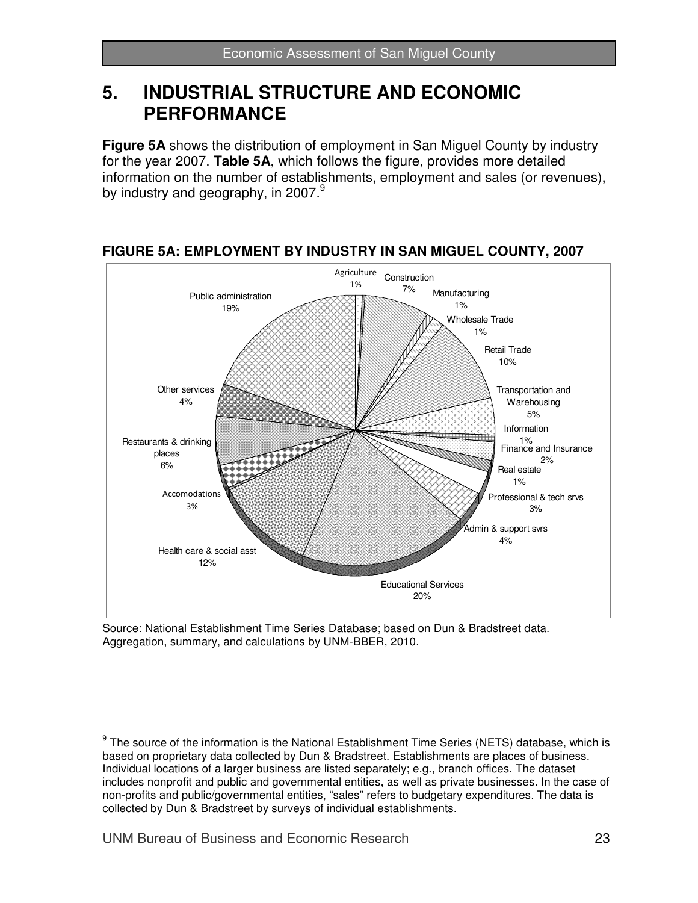# 5. INDUSTRIAL STRUCTURE AND ECONOMIC PERFORMANCE

**Figure 5A** shows the distribution of employment in San Miguel County by industry for the year 2007. **Table 5A**, which follows the figure, provides more detailed information on the number of establishments, employment and sales (or revenues), by industry and geography, in 2007.[9]

**FIGURE 5A: EMPLOYMENT BY INDUSTRY IN SAN MIGUEL COUNTY, 2007**

| Industry | Share of Employment |
|---|---|
| Agriculture | 1% |
| Construction | 7% |
| Manufacturing | 1% |
| Wholesale Trade | 1% |
| Retail Trade | 10% |
| Transportation and Warehousing | 5% |
| Information | 1% |
| Finance and Insurance | 2% |
| Real estate | 1% |
| Professional & tech srvs | 3% |
| Admin & support svrs | 4% |
| Educational Services | 20% |
| Health care & social asst | 12% |
| Accomodations | 3% |
| Restaurants & drinking places | 6% |
| Other services | 4% |
| Public administration | 19% |

Source: National Establishment Time Series Database; based on Dun & Bradstreet data. Aggregation, summary, and calculations by UNM-BBER, 2010.

---

[9] The source of the information is the National Establishment Time Series (NETS) database, which is based on proprietary data collected by Dun & Bradstreet. Establishments are places of business. Individual locations of a larger business are listed separately; e.g., branch offices. The dataset includes nonprofit and public and governmental entities, as well as private businesses. In the case of non-profits and public/governmental entities, "sales" refers to budgetary expenditures. The data is collected by Dun & Bradstreet by surveys of individual establishments.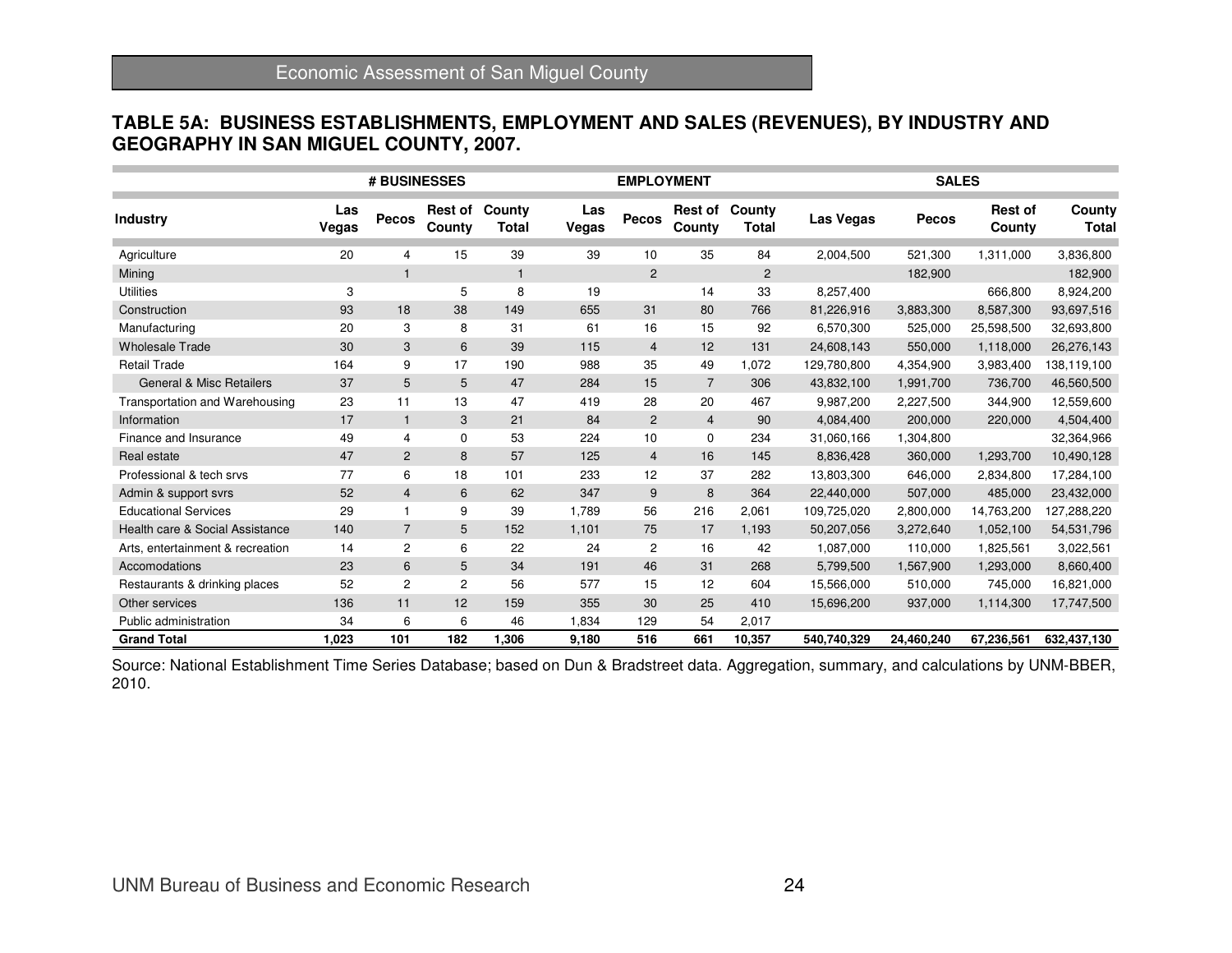## TABLE 5A: BUSINESS ESTABLISHMENTS, EMPLOYMENT AND SALES (REVENUES), BY INDUSTRY AND GEOGRAPHY IN SAN MIGUEL COUNTY, 2007.

| | # BUSINESSES | | | | EMPLOYMENT | | | | SALES | | | |
|---|---|---|---|---|---|---|---|---|---|---|---|---|
| **Industry** | **Las Vegas** | **Pecos** | **Rest of County** | **County Total** | **Las Vegas** | **Pecos** | **Rest of County** | **County Total** | **Las Vegas** | **Pecos** | **Rest of County** | **County Total** |
| Agriculture | 20 | 4 | 15 | 39 | 39 | 10 | 35 | 84 | 2,004,500 | 521,300 | 1,311,000 | 3,836,800 |
| Mining | | 1 | | 1 | | 2 | | 2 | | 182,900 | | 182,900 |
| Utilities | 3 | | 5 | 8 | 19 | | 14 | 33 | 8,257,400 | | 666,800 | 8,924,200 |
| Construction | 93 | 18 | 38 | 149 | 655 | 31 | 80 | 766 | 81,226,916 | 3,883,300 | 8,587,300 | 93,697,516 |
| Manufacturing | 20 | 3 | 8 | 31 | 61 | 16 | 15 | 92 | 6,570,300 | 525,000 | 25,598,500 | 32,693,800 |
| Wholesale Trade | 30 | 3 | 6 | 39 | 115 | 4 | 12 | 131 | 24,608,143 | 550,000 | 1,118,000 | 26,276,143 |
| Retail Trade | 164 | 9 | 17 | 190 | 988 | 35 | 49 | 1,072 | 129,780,800 | 4,354,900 | 3,983,400 | 138,119,100 |
| General & Misc Retailers | 37 | 5 | 5 | 47 | 284 | 15 | 7 | 306 | 43,832,100 | 1,991,700 | 736,700 | 46,560,500 |
| Transportation and Warehousing | 23 | 11 | 13 | 47 | 419 | 28 | 20 | 467 | 9,987,200 | 2,227,500 | 344,900 | 12,559,600 |
| Information | 17 | 1 | 3 | 21 | 84 | 2 | 4 | 90 | 4,084,400 | 200,000 | 220,000 | 4,504,400 |
| Finance and Insurance | 49 | 4 | 0 | 53 | 224 | 10 | 0 | 234 | 31,060,166 | 1,304,800 | | 32,364,966 |
| Real estate | 47 | 2 | 8 | 57 | 125 | 4 | 16 | 145 | 8,836,428 | 360,000 | 1,293,700 | 10,490,128 |
| Professional & tech srvs | 77 | 6 | 18 | 101 | 233 | 12 | 37 | 282 | 13,803,300 | 646,000 | 2,834,800 | 17,284,100 |
| Admin & support svrs | 52 | 4 | 6 | 62 | 347 | 9 | 8 | 364 | 22,440,000 | 507,000 | 485,000 | 23,432,000 |
| Educational Services | 29 | 1 | 9 | 39 | 1,789 | 56 | 216 | 2,061 | 109,725,020 | 2,800,000 | 14,763,200 | 127,288,220 |
| Health care & Social Assistance | 140 | 7 | 5 | 152 | 1,101 | 75 | 17 | 1,193 | 50,207,056 | 3,272,640 | 1,052,100 | 54,531,796 |
| Arts, entertainment & recreation | 14 | 2 | 6 | 22 | 24 | 2 | 16 | 42 | 1,087,000 | 110,000 | 1,825,561 | 3,022,561 |
| Accomodations | 23 | 6 | 5 | 34 | 191 | 46 | 31 | 268 | 5,799,500 | 1,567,900 | 1,293,000 | 8,660,400 |
| Restaurants & drinking places | 52 | 2 | 2 | 56 | 577 | 15 | 12 | 604 | 15,566,000 | 510,000 | 745,000 | 16,821,000 |
| Other services | 136 | 11 | 12 | 159 | 355 | 30 | 25 | 410 | 15,696,200 | 937,000 | 1,114,300 | 17,747,500 |
| Public administration | 34 | 6 | 6 | 46 | 1,834 | 129 | 54 | 2,017 | | | | |
| **Grand Total** | **1,023** | **101** | **182** | **1,306** | **9,180** | **516** | **661** | **10,357** | **540,740,329** | **24,460,240** | **67,236,561** | **632,437,130** |

Source: National Establishment Time Series Database; based on Dun & Bradstreet data. Aggregation, summary, and calculations by UNM-BBER, 2010.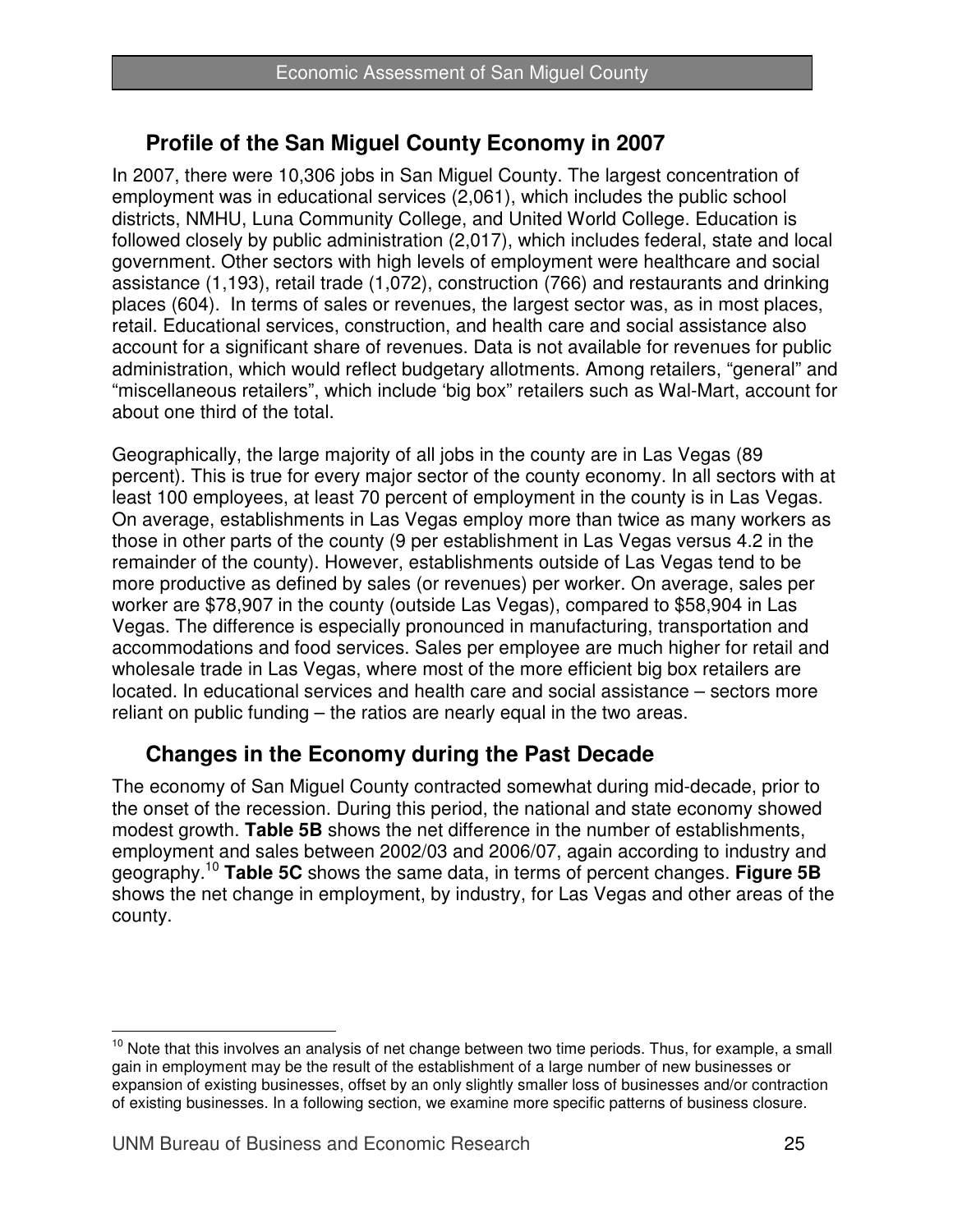## Profile of the San Miguel County Economy in 2007

In 2007, there were 10,306 jobs in San Miguel County. The largest concentration of employment was in educational services (2,061), which includes the public school districts, NMHU, Luna Community College, and United World College. Education is followed closely by public administration (2,017), which includes federal, state and local government. Other sectors with high levels of employment were healthcare and social assistance (1,193), retail trade (1,072), construction (766) and restaurants and drinking places (604). In terms of sales or revenues, the largest sector was, as in most places, retail. Educational services, construction, and health care and social assistance also account for a significant share of revenues. Data is not available for revenues for public administration, which would reflect budgetary allotments. Among retailers, "general" and "miscellaneous retailers", which include 'big box" retailers such as Wal-Mart, account for about one third of the total.

Geographically, the large majority of all jobs in the county are in Las Vegas (89 percent). This is true for every major sector of the county economy. In all sectors with at least 100 employees, at least 70 percent of employment in the county is in Las Vegas. On average, establishments in Las Vegas employ more than twice as many workers as those in other parts of the county (9 per establishment in Las Vegas versus 4.2 in the remainder of the county). However, establishments outside of Las Vegas tend to be more productive as defined by sales (or revenues) per worker. On average, sales per worker are $78,907 in the county (outside Las Vegas), compared to $58,904 in Las Vegas. The difference is especially pronounced in manufacturing, transportation and accommodations and food services. Sales per employee are much higher for retail and wholesale trade in Las Vegas, where most of the more efficient big box retailers are located. In educational services and health care and social assistance – sectors more reliant on public funding – the ratios are nearly equal in the two areas.

## Changes in the Economy during the Past Decade

The economy of San Miguel County contracted somewhat during mid-decade, prior to the onset of the recession. During this period, the national and state economy showed modest growth. **Table 5B** shows the net difference in the number of establishments, employment and sales between 2002/03 and 2006/07, again according to industry and geography.[10] **Table 5C** shows the same data, in terms of percent changes. **Figure 5B** shows the net change in employment, by industry, for Las Vegas and other areas of the county.

[10] Note that this involves an analysis of net change between two time periods. Thus, for example, a small gain in employment may be the result of the establishment of a large number of new businesses or expansion of existing businesses, offset by an only slightly smaller loss of businesses and/or contraction of existing businesses. In a following section, we examine more specific patterns of business closure.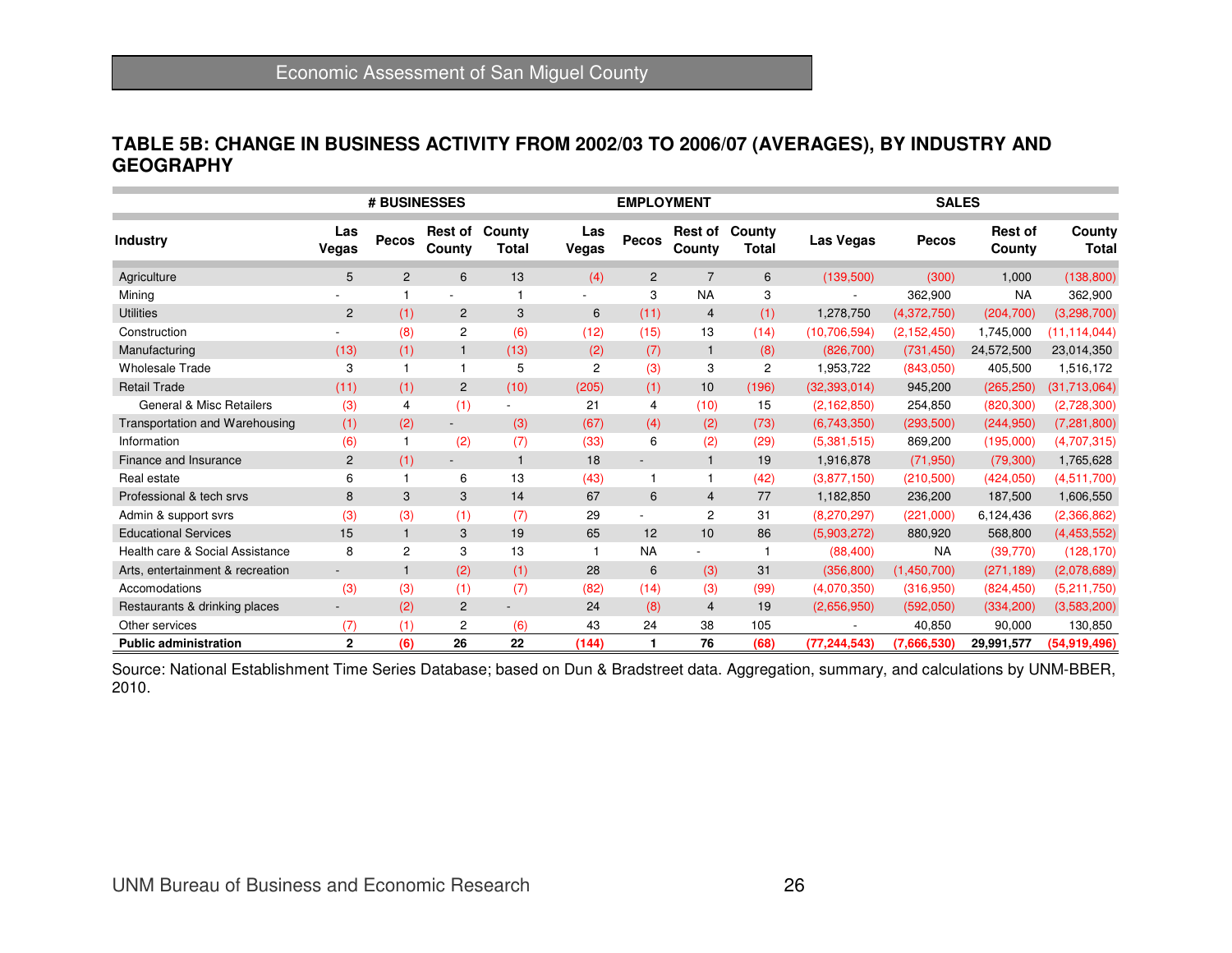## TABLE 5B: CHANGE IN BUSINESS ACTIVITY FROM 2002/03 TO 2006/07 (AVERAGES), BY INDUSTRY AND GEOGRAPHY

| | # BUSINESSES | | | | EMPLOYMENT | | | | SALES | | | |
|---|---|---|---|---|---|---|---|---|---|---|---|---|
| Industry | Las Vegas | Pecos | Rest of County | County Total | Las Vegas | Pecos | Rest of County | County Total | Las Vegas | Pecos | Rest of County | County Total |
| Agriculture | 5 | 2 | 6 | 13 | (4) | 2 | 7 | 6 | (139,500) | (300) | 1,000 | (138,800) |
| Mining | - | 1 | - | 1 | - | 3 | NA | 3 | - | 362,900 | NA | 362,900 |
| Utilities | 2 | (1) | 2 | 3 | 6 | (11) | 4 | (1) | 1,278,750 | (4,372,750) | (204,700) | (3,298,700) |
| Construction | - | (8) | 2 | (6) | (12) | (15) | 13 | (14) | (10,706,594) | (2,152,450) | 1,745,000 | (11,114,044) |
| Manufacturing | (13) | (1) | 1 | (13) | (2) | (7) | 1 | (8) | (826,700) | (731,450) | 24,572,500 | 23,014,350 |
| Wholesale Trade | 3 | 1 | 1 | 5 | 2 | (3) | 3 | 2 | 1,953,722 | (843,050) | 405,500 | 1,516,172 |
| Retail Trade | (11) | (1) | 2 | (10) | (205) | (1) | 10 | (196) | (32,393,014) | 945,200 | (265,250) | (31,713,064) |
| General & Misc Retailers | (3) | 4 | (1) | - | 21 | 4 | (10) | 15 | (2,162,850) | 254,850 | (820,300) | (2,728,300) |
| Transportation and Warehousing | (1) | (2) | - | (3) | (67) | (4) | (2) | (73) | (6,743,350) | (293,500) | (244,950) | (7,281,800) |
| Information | (6) | 1 | (2) | (7) | (33) | 6 | (2) | (29) | (5,381,515) | 869,200 | (195,000) | (4,707,315) |
| Finance and Insurance | 2 | (1) | - | 1 | 18 | - | 1 | 19 | 1,916,878 | (71,950) | (79,300) | 1,765,628 |
| Real estate | 6 | 1 | 6 | 13 | (43) | 1 | 1 | (42) | (3,877,150) | (210,500) | (424,050) | (4,511,700) |
| Professional & tech srvs | 8 | 3 | 3 | 14 | 67 | 6 | 4 | 77 | 1,182,850 | 236,200 | 187,500 | 1,606,550 |
| Admin & support svrs | (3) | (3) | (1) | (7) | 29 | - | 2 | 31 | (8,270,297) | (221,000) | 6,124,436 | (2,366,862) |
| Educational Services | 15 | 1 | 3 | 19 | 65 | 12 | 10 | 86 | (5,903,272) | 880,920 | 568,800 | (4,453,552) |
| Health care & Social Assistance | 8 | 2 | 3 | 13 | 1 | NA | - | 1 | (88,400) | NA | (39,770) | (128,170) |
| Arts, entertainment & recreation | - | 1 | (2) | (1) | 28 | 6 | (3) | 31 | (356,800) | (1,450,700) | (271,189) | (2,078,689) |
| Accomodations | (3) | (3) | (1) | (7) | (82) | (14) | (3) | (99) | (4,070,350) | (316,950) | (824,450) | (5,211,750) |
| Restaurants & drinking places | - | (2) | 2 | - | 24 | (8) | 4 | 19 | (2,656,950) | (592,050) | (334,200) | (3,583,200) |
| Other services | (7) | (1) | 2 | (6) | 43 | 24 | 38 | 105 | - | 40,850 | 90,000 | 130,850 |
| **Public administration** | **2** | **(6)** | **26** | **22** | **(144)** | **1** | **76** | **(68)** | **(77,244,543)** | **(7,666,530)** | **29,991,577** | **(54,919,496)** |

Source: National Establishment Time Series Database; based on Dun & Bradstreet data. Aggregation, summary, and calculations by UNM-BBER, 2010.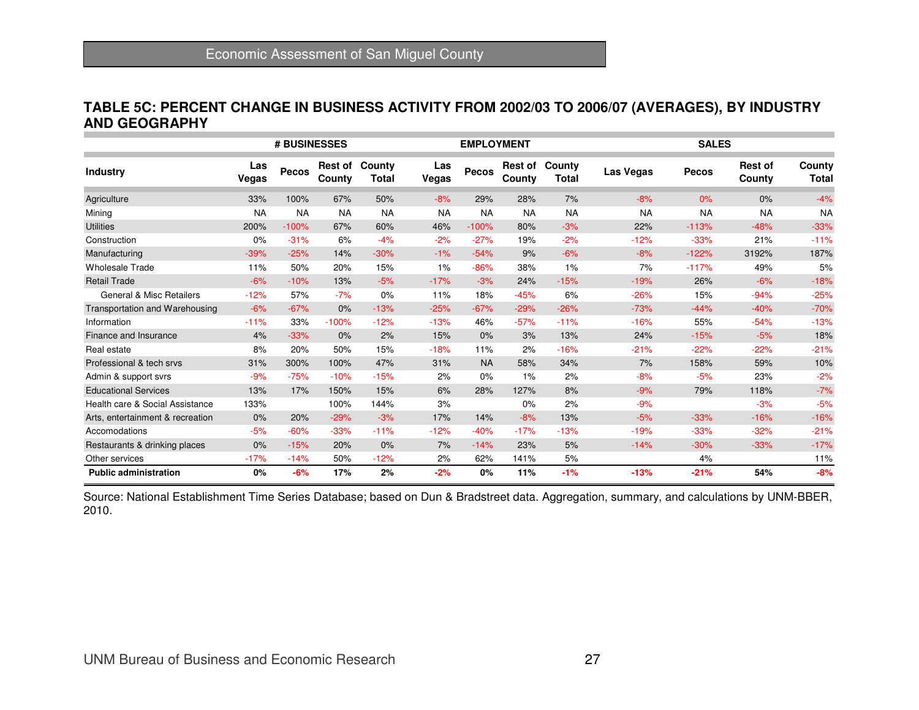## TABLE 5C: PERCENT CHANGE IN BUSINESS ACTIVITY FROM 2002/03 TO 2006/07 (AVERAGES), BY INDUSTRY AND GEOGRAPHY

| | # BUSINESSES | | | | EMPLOYMENT | | | | SALES | | | |
|---|---|---|---|---|---|---|---|---|---|---|---|---|
| **Industry** | **Las Vegas** | **Pecos** | **Rest of County** | **County Total** | **Las Vegas** | **Pecos** | **Rest of County** | **County Total** | **Las Vegas** | **Pecos** | **Rest of County** | **County Total** |
| Agriculture | 33% | 100% | 67% | 50% | -8% | 29% | 28% | 7% | -8% | 0% | 0% | -4% |
| Mining | NA | NA | NA | NA | NA | NA | NA | NA | NA | NA | NA | NA |
| Utilities | 200% | -100% | 67% | 60% | 46% | -100% | 80% | -3% | 22% | -113% | -48% | -33% |
| Construction | 0% | -31% | 6% | -4% | -2% | -27% | 19% | -2% | -12% | -33% | 21% | -11% |
| Manufacturing | -39% | -25% | 14% | -30% | -1% | -54% | 9% | -6% | -8% | -122% | 3192% | 187% |
| Wholesale Trade | 11% | 50% | 20% | 15% | 1% | -86% | 38% | 1% | 7% | -117% | 49% | 5% |
| Retail Trade | -6% | -10% | 13% | -5% | -17% | -3% | 24% | -15% | -19% | 26% | -6% | -18% |
| General & Misc Retailers | -12% | 57% | -7% | 0% | 11% | 18% | -45% | 6% | -26% | 15% | -94% | -25% |
| Transportation and Warehousing | -6% | -67% | 0% | -13% | -25% | -67% | -29% | -26% | -73% | -44% | -40% | -70% |
| Information | -11% | 33% | -100% | -12% | -13% | 46% | -57% | -11% | -16% | 55% | -54% | -13% |
| Finance and Insurance | 4% | -33% | 0% | 2% | 15% | 0% | 3% | 13% | 24% | -15% | -5% | 18% |
| Real estate | 8% | 20% | 50% | 15% | -18% | 11% | 2% | -16% | -21% | -22% | -22% | -21% |
| Professional & tech srvs | 31% | 300% | 100% | 47% | 31% | NA | 58% | 34% | 7% | 158% | 59% | 10% |
| Admin & support svrs | -9% | -75% | -10% | -15% | 2% | 0% | 1% | 2% | -8% | -5% | 23% | -2% |
| Educational Services | 13% | 17% | 150% | 15% | 6% | 28% | 127% | 8% | -9% | 79% | 118% | -7% |
| Health care & Social Assistance | 133% | | 100% | 144% | 3% | | 0% | 2% | -9% | | -3% | -5% |
| Arts, entertainment & recreation | 0% | 20% | -29% | -3% | 17% | 14% | -8% | 13% | -5% | -33% | -16% | -16% |
| Accomodations | -5% | -60% | -33% | -11% | -12% | -40% | -17% | -13% | -19% | -33% | -32% | -21% |
| Restaurants & drinking places | 0% | -15% | 20% | 0% | 7% | -14% | 23% | 5% | -14% | -30% | -33% | -17% |
| Other services | -17% | -14% | 50% | -12% | 2% | 62% | 141% | 5% | | 4% | | 11% |
| **Public administration** | **0%** | **-6%** | **17%** | **2%** | **-2%** | **0%** | **11%** | **-1%** | **-13%** | **-21%** | **54%** | **-8%** |

Source: National Establishment Time Series Database; based on Dun & Bradstreet data. Aggregation, summary, and calculations by UNM-BBER, 2010.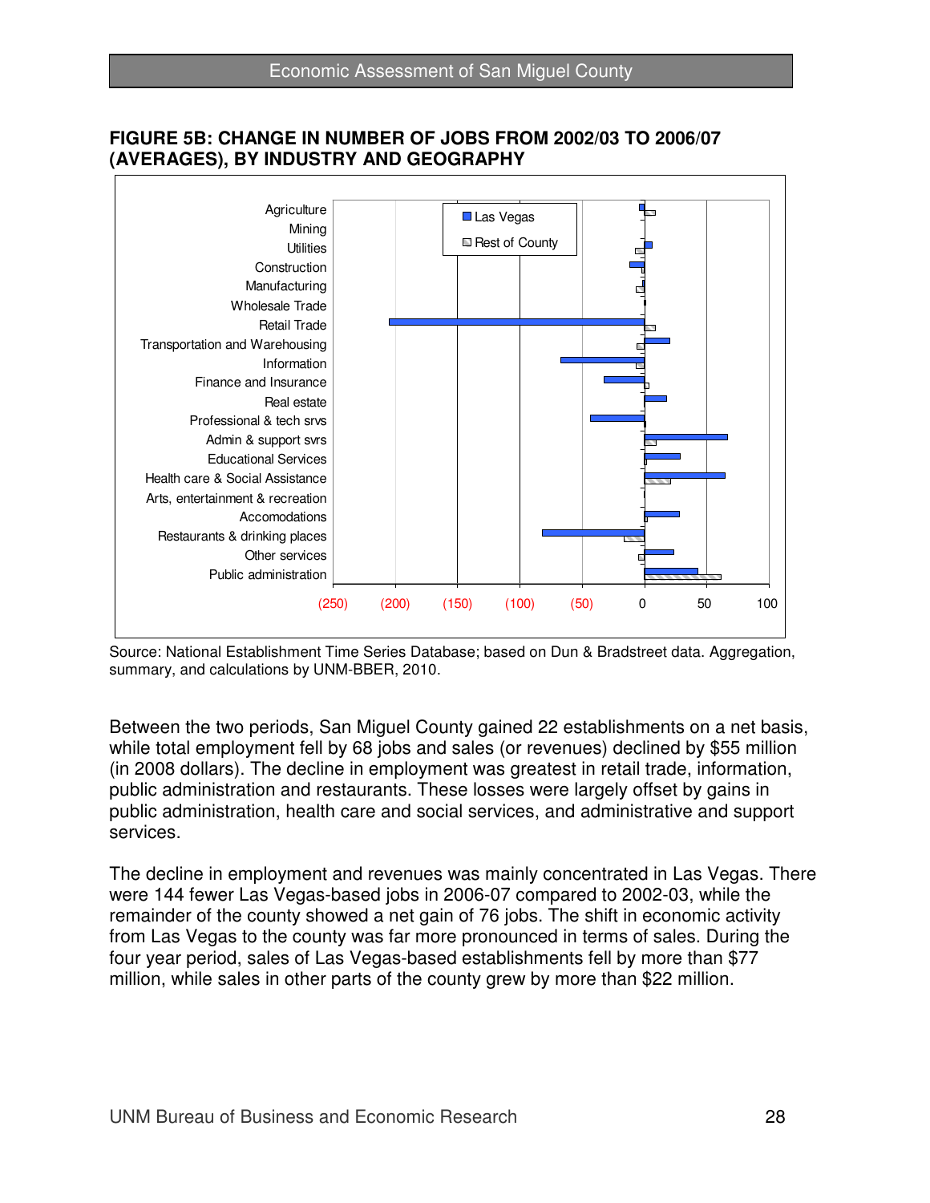#### FIGURE 5B: CHANGE IN NUMBER OF JOBS FROM 2002/03 TO 2006/07 (AVERAGES), BY INDUSTRY AND GEOGRAPHY

Source: National Establishment Time Series Database; based on Dun & Bradstreet data. Aggregation, summary, and calculations by UNM-BBER, 2010.

Between the two periods, San Miguel County gained 22 establishments on a net basis, while total employment fell by 68 jobs and sales (or revenues) declined by $55 million (in 2008 dollars). The decline in employment was greatest in retail trade, information, public administration and restaurants. These losses were largely offset by gains in public administration, health care and social services, and administrative and support services.

The decline in employment and revenues was mainly concentrated in Las Vegas. There were 144 fewer Las Vegas-based jobs in 2006-07 compared to 2002-03, while the remainder of the county showed a net gain of 76 jobs. The shift in economic activity from Las Vegas to the county was far more pronounced in terms of sales. During the four year period, sales of Las Vegas-based establishments fell by more than $77 million, while sales in other parts of the county grew by more than $22 million.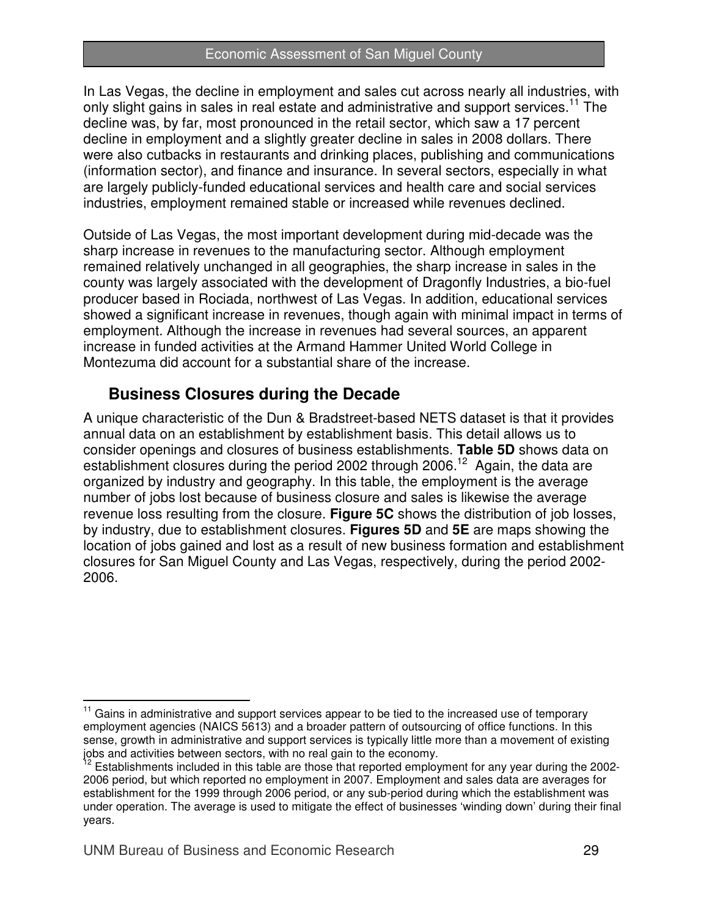In Las Vegas, the decline in employment and sales cut across nearly all industries, with only slight gains in sales in real estate and administrative and support services.[11] The decline was, by far, most pronounced in the retail sector, which saw a 17 percent decline in employment and a slightly greater decline in sales in 2008 dollars. There were also cutbacks in restaurants and drinking places, publishing and communications (information sector), and finance and insurance. In several sectors, especially in what are largely publicly-funded educational services and health care and social services industries, employment remained stable or increased while revenues declined.

Outside of Las Vegas, the most important development during mid-decade was the sharp increase in revenues to the manufacturing sector. Although employment remained relatively unchanged in all geographies, the sharp increase in sales in the county was largely associated with the development of Dragonfly Industries, a bio-fuel producer based in Rociada, northwest of Las Vegas. In addition, educational services showed a significant increase in revenues, though again with minimal impact in terms of employment. Although the increase in revenues had several sources, an apparent increase in funded activities at the Armand Hammer United World College in Montezuma did account for a substantial share of the increase.

## Business Closures during the Decade

A unique characteristic of the Dun & Bradstreet-based NETS dataset is that it provides annual data on an establishment by establishment basis. This detail allows us to consider openings and closures of business establishments. **Table 5D** shows data on establishment closures during the period 2002 through 2006.[12] Again, the data are organized by industry and geography. In this table, the employment is the average number of jobs lost because of business closure and sales is likewise the average revenue loss resulting from the closure. **Figure 5C** shows the distribution of job losses, by industry, due to establishment closures. **Figures 5D** and **5E** are maps showing the location of jobs gained and lost as a result of new business formation and establishment closures for San Miguel County and Las Vegas, respectively, during the period 2002-2006.

---

[11] Gains in administrative and support services appear to be tied to the increased use of temporary employment agencies (NAICS 5613) and a broader pattern of outsourcing of office functions. In this sense, growth in administrative and support services is typically little more than a movement of existing jobs and activities between sectors, with no real gain to the economy.

[12] Establishments included in this table are those that reported employment for any year during the 2002-2006 period, but which reported no employment in 2007. Employment and sales data are averages for establishment for the 1999 through 2006 period, or any sub-period during which the establishment was under operation. The average is used to mitigate the effect of businesses 'winding down' during their final years.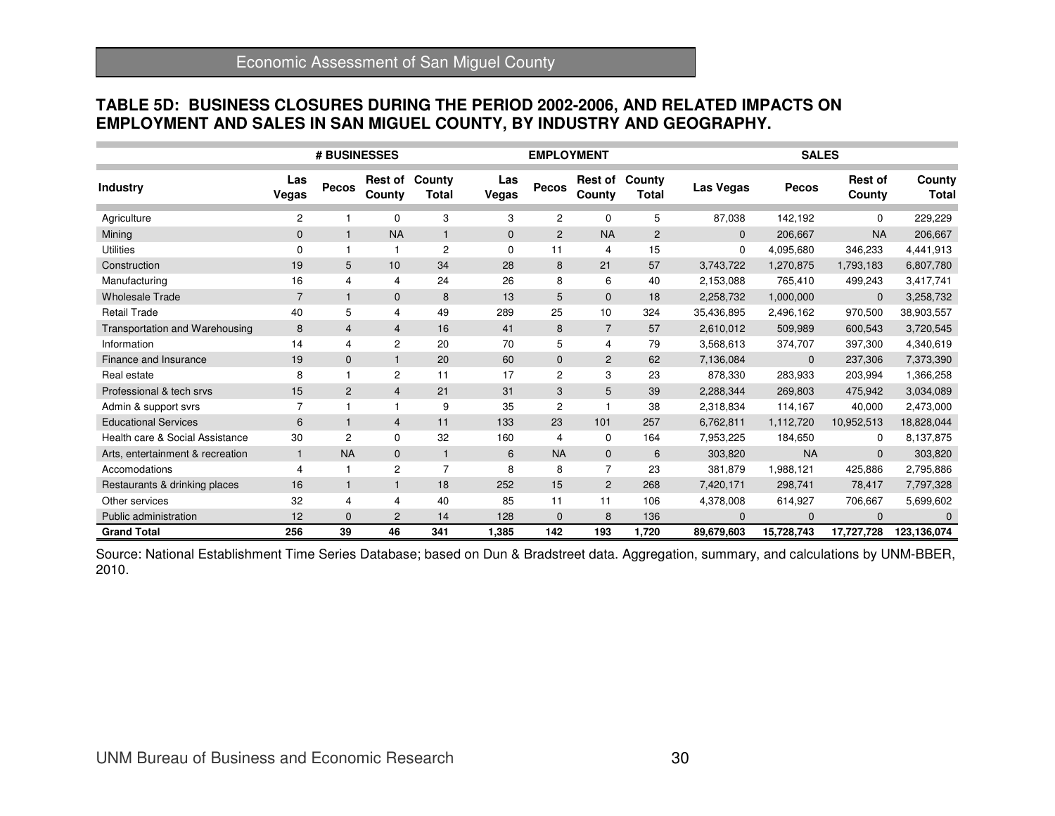## TABLE 5D: BUSINESS CLOSURES DURING THE PERIOD 2002-2006, AND RELATED IMPACTS ON EMPLOYMENT AND SALES IN SAN MIGUEL COUNTY, BY INDUSTRY AND GEOGRAPHY.

| | # BUSINESSES | | | | EMPLOYMENT | | | | SALES | | | |
|---|---|---|---|---|---|---|---|---|---|---|---|---|
| Industry | Las Vegas | Pecos | Rest of County | County Total | Las Vegas | Pecos | Rest of County | County Total | Las Vegas | Pecos | Rest of County | County Total |
| Agriculture | 2 | 1 | 0 | 3 | 3 | 2 | 0 | 5 | 87,038 | 142,192 | 0 | 229,229 |
| Mining | 0 | 1 | NA | 1 | 0 | 2 | NA | 2 | 0 | 206,667 | NA | 206,667 |
| Utilities | 0 | 1 | 1 | 2 | 0 | 11 | 4 | 15 | 0 | 4,095,680 | 346,233 | 4,441,913 |
| Construction | 19 | 5 | 10 | 34 | 28 | 8 | 21 | 57 | 3,743,722 | 1,270,875 | 1,793,183 | 6,807,780 |
| Manufacturing | 16 | 4 | 4 | 24 | 26 | 8 | 6 | 40 | 2,153,088 | 765,410 | 499,243 | 3,417,741 |
| Wholesale Trade | 7 | 1 | 0 | 8 | 13 | 5 | 0 | 18 | 2,258,732 | 1,000,000 | 0 | 3,258,732 |
| Retail Trade | 40 | 5 | 4 | 49 | 289 | 25 | 10 | 324 | 35,436,895 | 2,496,162 | 970,500 | 38,903,557 |
| Transportation and Warehousing | 8 | 4 | 4 | 16 | 41 | 8 | 7 | 57 | 2,610,012 | 509,989 | 600,543 | 3,720,545 |
| Information | 14 | 4 | 2 | 20 | 70 | 5 | 4 | 79 | 3,568,613 | 374,707 | 397,300 | 4,340,619 |
| Finance and Insurance | 19 | 0 | 1 | 20 | 60 | 0 | 2 | 62 | 7,136,084 | 0 | 237,306 | 7,373,390 |
| Real estate | 8 | 1 | 2 | 11 | 17 | 2 | 3 | 23 | 878,330 | 283,933 | 203,994 | 1,366,258 |
| Professional & tech srvs | 15 | 2 | 4 | 21 | 31 | 3 | 5 | 39 | 2,288,344 | 269,803 | 475,942 | 3,034,089 |
| Admin & support svrs | 7 | 1 | 1 | 9 | 35 | 2 | 1 | 38 | 2,318,834 | 114,167 | 40,000 | 2,473,000 |
| Educational Services | 6 | 1 | 4 | 11 | 133 | 23 | 101 | 257 | 6,762,811 | 1,112,720 | 10,952,513 | 18,828,044 |
| Health care & Social Assistance | 30 | 2 | 0 | 32 | 160 | 4 | 0 | 164 | 7,953,225 | 184,650 | 0 | 8,137,875 |
| Arts, entertainment & recreation | 1 | NA | 0 | 1 | 6 | NA | 0 | 6 | 303,820 | NA | 0 | 303,820 |
| Accomodations | 4 | 1 | 2 | 7 | 8 | 8 | 7 | 23 | 381,879 | 1,988,121 | 425,886 | 2,795,886 |
| Restaurants & drinking places | 16 | 1 | 1 | 18 | 252 | 15 | 2 | 268 | 7,420,171 | 298,741 | 78,417 | 7,797,328 |
| Other services | 32 | 4 | 4 | 40 | 85 | 11 | 11 | 106 | 4,378,008 | 614,927 | 706,667 | 5,699,602 |
| Public administration | 12 | 0 | 2 | 14 | 128 | 0 | 8 | 136 | 0 | 0 | 0 | 0 |
| **Grand Total** | **256** | **39** | **46** | **341** | **1,385** | **142** | **193** | **1,720** | **89,679,603** | **15,728,743** | **17,727,728** | **123,136,074** |

Source: National Establishment Time Series Database; based on Dun & Bradstreet data. Aggregation, summary, and calculations by UNM-BBER, 2010.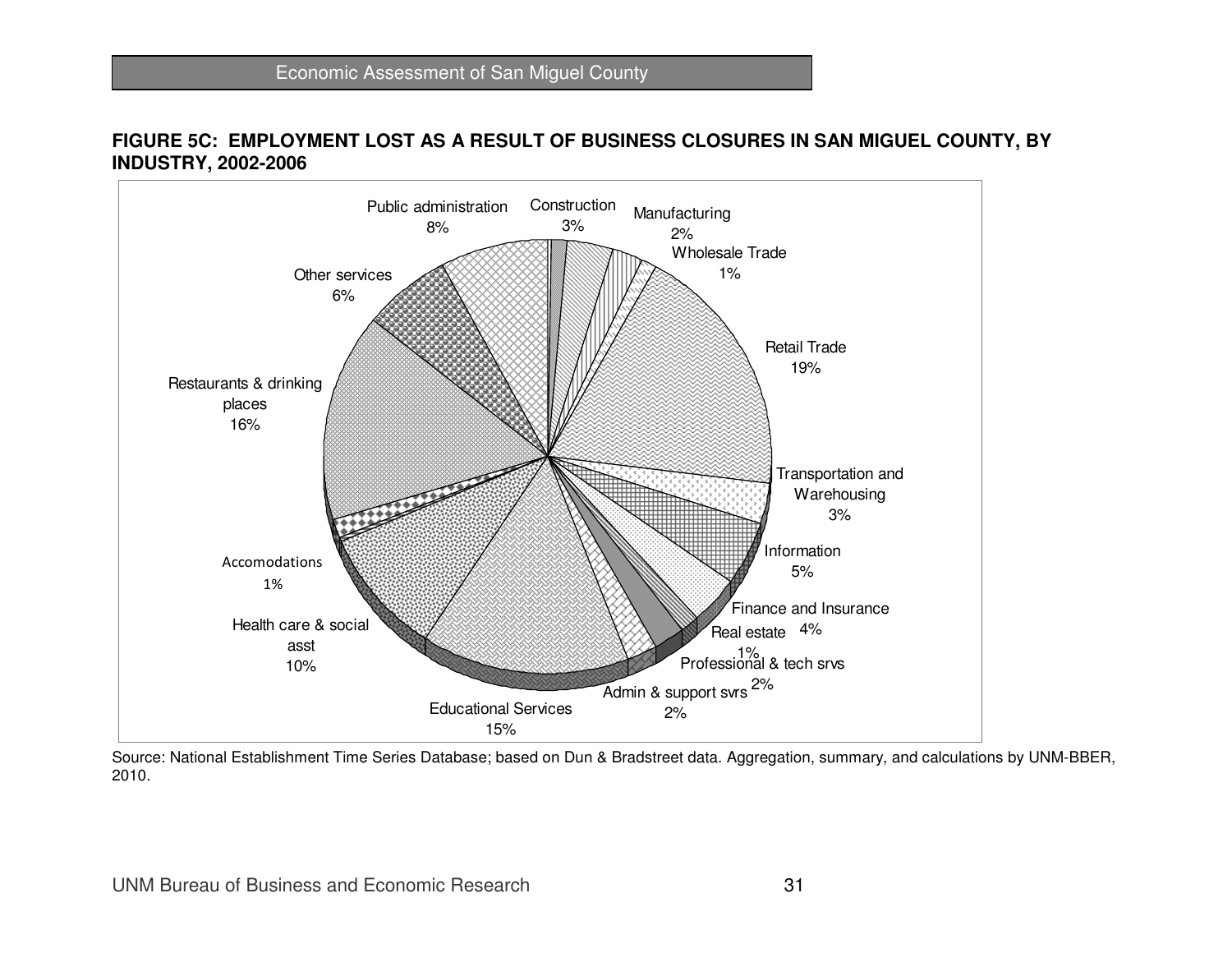**FIGURE 5C: EMPLOYMENT LOST AS A RESULT OF BUSINESS CLOSURES IN SAN MIGUEL COUNTY, BY INDUSTRY, 2002-2006**

| Industry | Share |
| --- | --- |
| Construction | 3% |
| Manufacturing | 2% |
| Wholesale Trade | 1% |
| Retail Trade | 19% |
| Transportation and Warehousing | 3% |
| Information | 5% |
| Finance and Insurance | 4% |
| Real estate | 1% |
| Professional & tech srvs | 2% |
| Admin & support svrs | 2% |
| Educational Services | 15% |
| Health care & social asst | 10% |
| Accomodations | 1% |
| Restaurants & drinking places | 16% |
| Other services | 6% |
| Public administration | 8% |

Source: National Establishment Time Series Database; based on Dun & Bradstreet data. Aggregation, summary, and calculations by UNM-BBER, 2010.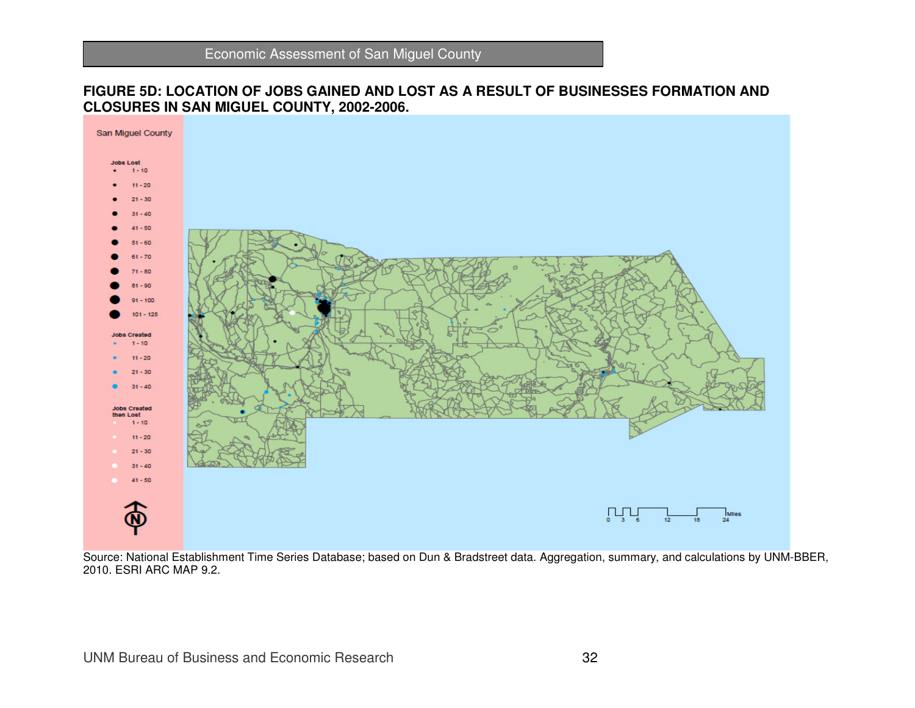**FIGURE 5D: LOCATION OF JOBS GAINED AND LOST AS A RESULT OF BUSINESSES FORMATION AND CLOSURES IN SAN MIGUEL COUNTY, 2002-2006.**

San Miguel County

Jobs Lost
- 1 - 10
- 11 - 20
- 21 - 30
- 31 - 40
- 41 - 50
- 51 - 60
- 61 - 70
- 71 - 80
- 81 - 90
- 91 - 100
- 101 - 125

Jobs Created
- 1 - 10
- 11 - 20
- 21 - 30
- 31 - 40

Jobs Created then Lost
- 1 - 10
- 11 - 20
- 21 - 30
- 31 - 40
- 41 - 50

0 3 6 12 18 24 Miles

Source: National Establishment Time Series Database; based on Dun & Bradstreet data. Aggregation, summary, and calculations by UNM-BBER, 2010. ESRI ARC MAP 9.2.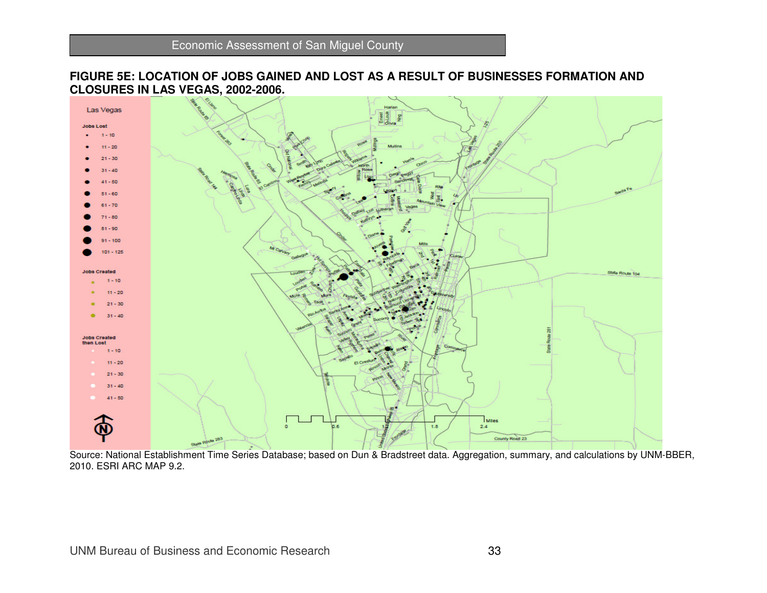**FIGURE 5E: LOCATION OF JOBS GAINED AND LOST AS A RESULT OF BUSINESSES FORMATION AND CLOSURES IN LAS VEGAS, 2002-2006.**

Source: National Establishment Time Series Database; based on Dun & Bradstreet data. Aggregation, summary, and calculations by UNM-BBER, 2010. ESRI ARC MAP 9.2.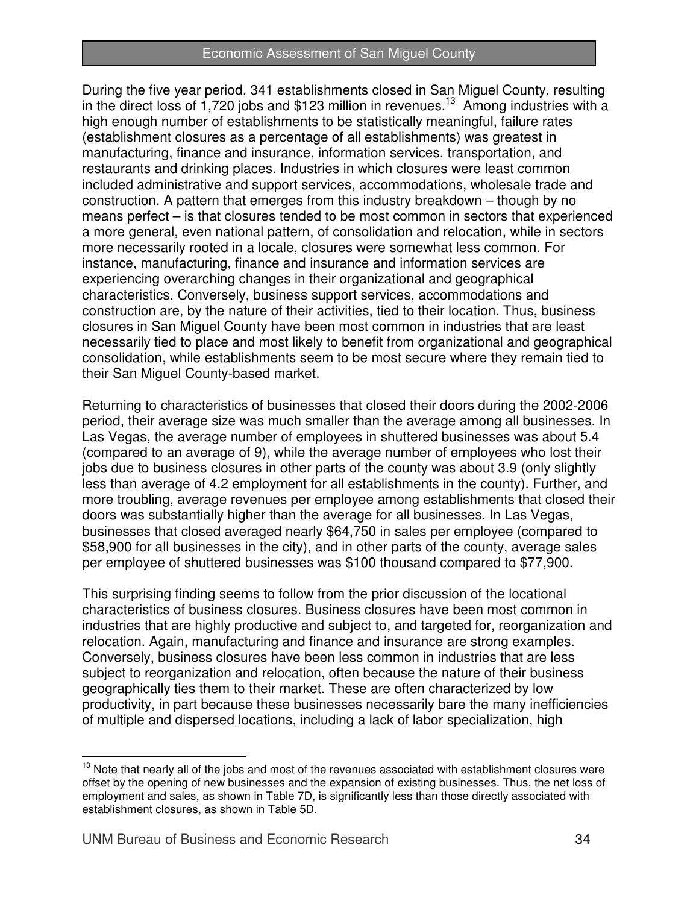During the five year period, 341 establishments closed in San Miguel County, resulting in the direct loss of 1,720 jobs and $123 million in revenues.[13] Among industries with a high enough number of establishments to be statistically meaningful, failure rates (establishment closures as a percentage of all establishments) was greatest in manufacturing, finance and insurance, information services, transportation, and restaurants and drinking places. Industries in which closures were least common included administrative and support services, accommodations, wholesale trade and construction. A pattern that emerges from this industry breakdown – though by no means perfect – is that closures tended to be most common in sectors that experienced a more general, even national pattern, of consolidation and relocation, while in sectors more necessarily rooted in a locale, closures were somewhat less common. For instance, manufacturing, finance and insurance and information services are experiencing overarching changes in their organizational and geographical characteristics. Conversely, business support services, accommodations and construction are, by the nature of their activities, tied to their location. Thus, business closures in San Miguel County have been most common in industries that are least necessarily tied to place and most likely to benefit from organizational and geographical consolidation, while establishments seem to be most secure where they remain tied to their San Miguel County-based market.

Returning to characteristics of businesses that closed their doors during the 2002-2006 period, their average size was much smaller than the average among all businesses. In Las Vegas, the average number of employees in shuttered businesses was about 5.4 (compared to an average of 9), while the average number of employees who lost their jobs due to business closures in other parts of the county was about 3.9 (only slightly less than average of 4.2 employment for all establishments in the county). Further, and more troubling, average revenues per employee among establishments that closed their doors was substantially higher than the average for all businesses. In Las Vegas, businesses that closed averaged nearly $64,750 in sales per employee (compared to $58,900 for all businesses in the city), and in other parts of the county, average sales per employee of shuttered businesses was $100 thousand compared to $77,900.

This surprising finding seems to follow from the prior discussion of the locational characteristics of business closures. Business closures have been most common in industries that are highly productive and subject to, and targeted for, reorganization and relocation. Again, manufacturing and finance and insurance are strong examples. Conversely, business closures have been less common in industries that are less subject to reorganization and relocation, often because the nature of their business geographically ties them to their market. These are often characterized by low productivity, in part because these businesses necessarily bare the many inefficiencies of multiple and dispersed locations, including a lack of labor specialization, high

---

[13] Note that nearly all of the jobs and most of the revenues associated with establishment closures were offset by the opening of new businesses and the expansion of existing businesses. Thus, the net loss of employment and sales, as shown in Table 7D, is significantly less than those directly associated with establishment closures, as shown in Table 5D.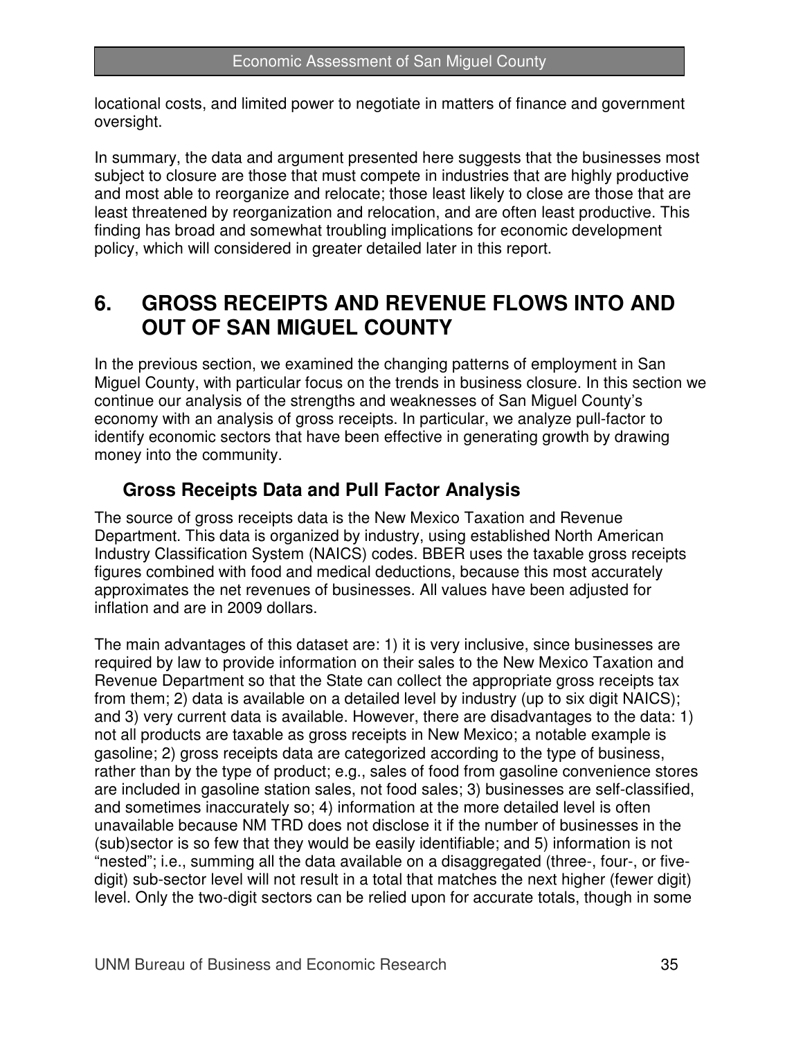locational costs, and limited power to negotiate in matters of finance and government oversight.

In summary, the data and argument presented here suggests that the businesses most subject to closure are those that must compete in industries that are highly productive and most able to reorganize and relocate; those least likely to close are those that are least threatened by reorganization and relocation, and are often least productive. This finding has broad and somewhat troubling implications for economic development policy, which will considered in greater detailed later in this report.

# 6. GROSS RECEIPTS AND REVENUE FLOWS INTO AND OUT OF SAN MIGUEL COUNTY

In the previous section, we examined the changing patterns of employment in San Miguel County, with particular focus on the trends in business closure. In this section we continue our analysis of the strengths and weaknesses of San Miguel County's economy with an analysis of gross receipts. In particular, we analyze pull-factor to identify economic sectors that have been effective in generating growth by drawing money into the community.

## Gross Receipts Data and Pull Factor Analysis

The source of gross receipts data is the New Mexico Taxation and Revenue Department. This data is organized by industry, using established North American Industry Classification System (NAICS) codes. BBER uses the taxable gross receipts figures combined with food and medical deductions, because this most accurately approximates the net revenues of businesses. All values have been adjusted for inflation and are in 2009 dollars.

The main advantages of this dataset are: 1) it is very inclusive, since businesses are required by law to provide information on their sales to the New Mexico Taxation and Revenue Department so that the State can collect the appropriate gross receipts tax from them; 2) data is available on a detailed level by industry (up to six digit NAICS); and 3) very current data is available. However, there are disadvantages to the data: 1) not all products are taxable as gross receipts in New Mexico; a notable example is gasoline; 2) gross receipts data are categorized according to the type of business, rather than by the type of product; e.g., sales of food from gasoline convenience stores are included in gasoline station sales, not food sales; 3) businesses are self-classified, and sometimes inaccurately so; 4) information at the more detailed level is often unavailable because NM TRD does not disclose it if the number of businesses in the (sub)sector is so few that they would be easily identifiable; and 5) information is not "nested"; i.e., summing all the data available on a disaggregated (three-, four-, or five-digit) sub-sector level will not result in a total that matches the next higher (fewer digit) level. Only the two-digit sectors can be relied upon for accurate totals, though in some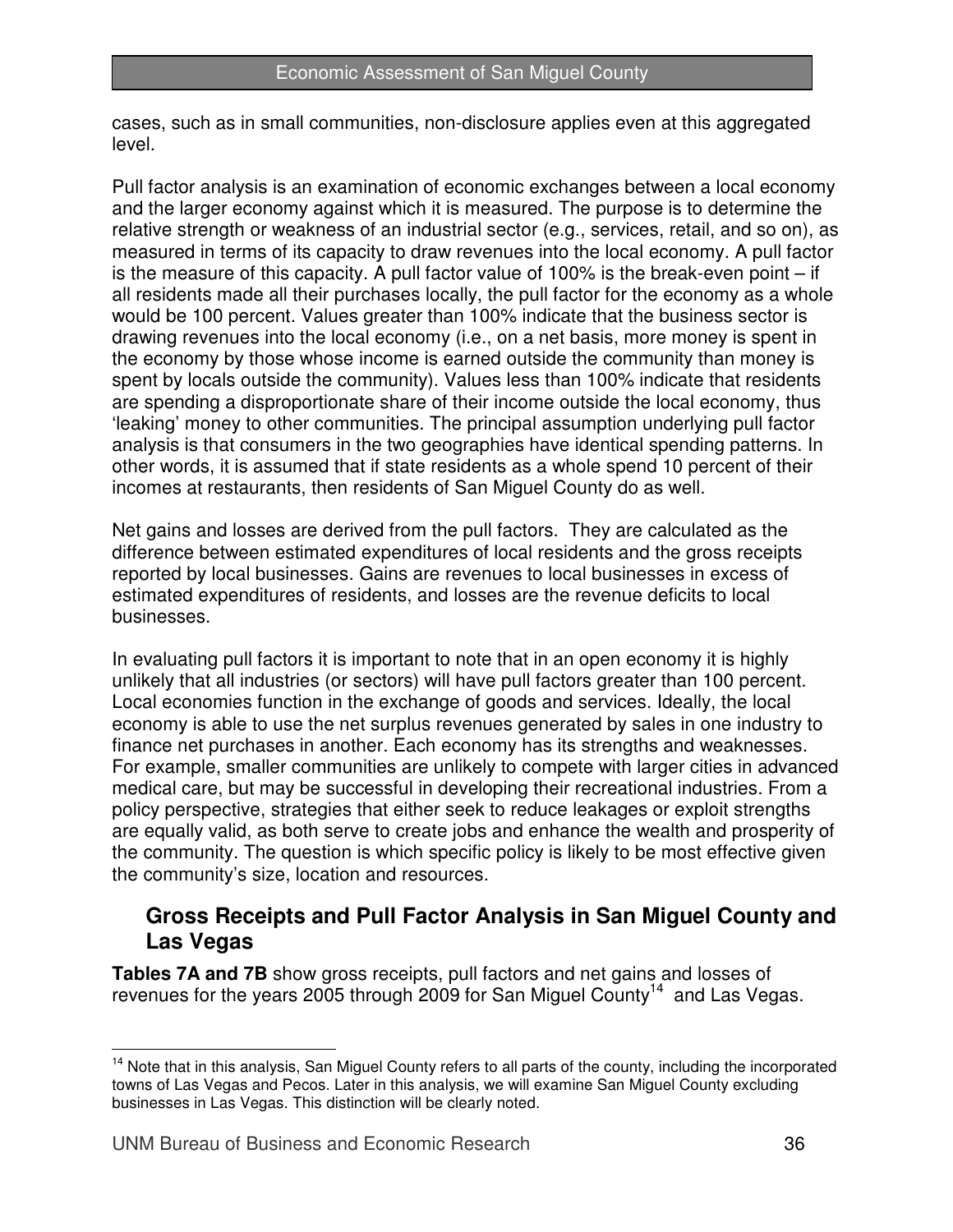cases, such as in small communities, non-disclosure applies even at this aggregated level.

Pull factor analysis is an examination of economic exchanges between a local economy and the larger economy against which it is measured. The purpose is to determine the relative strength or weakness of an industrial sector (e.g., services, retail, and so on), as measured in terms of its capacity to draw revenues into the local economy. A pull factor is the measure of this capacity. A pull factor value of 100% is the break-even point – if all residents made all their purchases locally, the pull factor for the economy as a whole would be 100 percent. Values greater than 100% indicate that the business sector is drawing revenues into the local economy (i.e., on a net basis, more money is spent in the economy by those whose income is earned outside the community than money is spent by locals outside the community). Values less than 100% indicate that residents are spending a disproportionate share of their income outside the local economy, thus 'leaking' money to other communities. The principal assumption underlying pull factor analysis is that consumers in the two geographies have identical spending patterns. In other words, it is assumed that if state residents as a whole spend 10 percent of their incomes at restaurants, then residents of San Miguel County do as well.

Net gains and losses are derived from the pull factors. They are calculated as the difference between estimated expenditures of local residents and the gross receipts reported by local businesses. Gains are revenues to local businesses in excess of estimated expenditures of residents, and losses are the revenue deficits to local businesses.

In evaluating pull factors it is important to note that in an open economy it is highly unlikely that all industries (or sectors) will have pull factors greater than 100 percent. Local economies function in the exchange of goods and services. Ideally, the local economy is able to use the net surplus revenues generated by sales in one industry to finance net purchases in another. Each economy has its strengths and weaknesses. For example, smaller communities are unlikely to compete with larger cities in advanced medical care, but may be successful in developing their recreational industries. From a policy perspective, strategies that either seek to reduce leakages or exploit strengths are equally valid, as both serve to create jobs and enhance the wealth and prosperity of the community. The question is which specific policy is likely to be most effective given the community's size, location and resources.

## Gross Receipts and Pull Factor Analysis in San Miguel County and Las Vegas

**Tables 7A and 7B** show gross receipts, pull factors and net gains and losses of revenues for the years 2005 through 2009 for San Miguel County[14] and Las Vegas.

[14] Note that in this analysis, San Miguel County refers to all parts of the county, including the incorporated towns of Las Vegas and Pecos. Later in this analysis, we will examine San Miguel County excluding businesses in Las Vegas. This distinction will be clearly noted.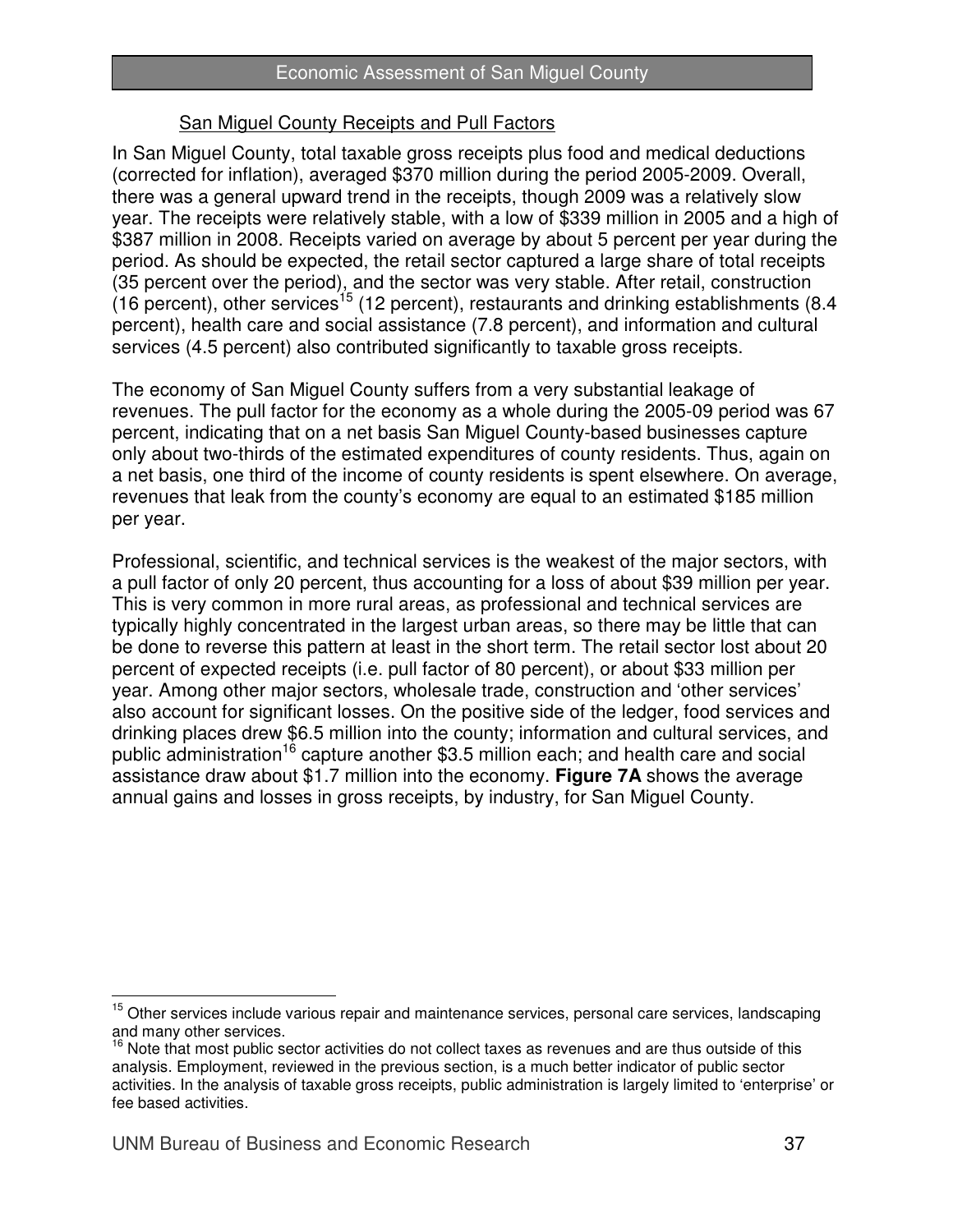### San Miguel County Receipts and Pull Factors

In San Miguel County, total taxable gross receipts plus food and medical deductions (corrected for inflation), averaged $370 million during the period 2005-2009. Overall, there was a general upward trend in the receipts, though 2009 was a relatively slow year. The receipts were relatively stable, with a low of $339 million in 2005 and a high of $387 million in 2008. Receipts varied on average by about 5 percent per year during the period. As should be expected, the retail sector captured a large share of total receipts (35 percent over the period), and the sector was very stable. After retail, construction (16 percent), other services[15] (12 percent), restaurants and drinking establishments (8.4 percent), health care and social assistance (7.8 percent), and information and cultural services (4.5 percent) also contributed significantly to taxable gross receipts.

The economy of San Miguel County suffers from a very substantial leakage of revenues. The pull factor for the economy as a whole during the 2005-09 period was 67 percent, indicating that on a net basis San Miguel County-based businesses capture only about two-thirds of the estimated expenditures of county residents. Thus, again on a net basis, one third of the income of county residents is spent elsewhere. On average, revenues that leak from the county's economy are equal to an estimated $185 million per year.

Professional, scientific, and technical services is the weakest of the major sectors, with a pull factor of only 20 percent, thus accounting for a loss of about $39 million per year. This is very common in more rural areas, as professional and technical services are typically highly concentrated in the largest urban areas, so there may be little that can be done to reverse this pattern at least in the short term. The retail sector lost about 20 percent of expected receipts (i.e. pull factor of 80 percent), or about $33 million per year. Among other major sectors, wholesale trade, construction and 'other services' also account for significant losses. On the positive side of the ledger, food services and drinking places drew $6.5 million into the county; information and cultural services, and public administration[16] capture another $3.5 million each; and health care and social assistance draw about $1.7 million into the economy. **Figure 7A** shows the average annual gains and losses in gross receipts, by industry, for San Miguel County.

---

[15] Other services include various repair and maintenance services, personal care services, landscaping and many other services.

[16] Note that most public sector activities do not collect taxes as revenues and are thus outside of this analysis. Employment, reviewed in the previous section, is a much better indicator of public sector activities. In the analysis of taxable gross receipts, public administration is largely limited to 'enterprise' or fee based activities.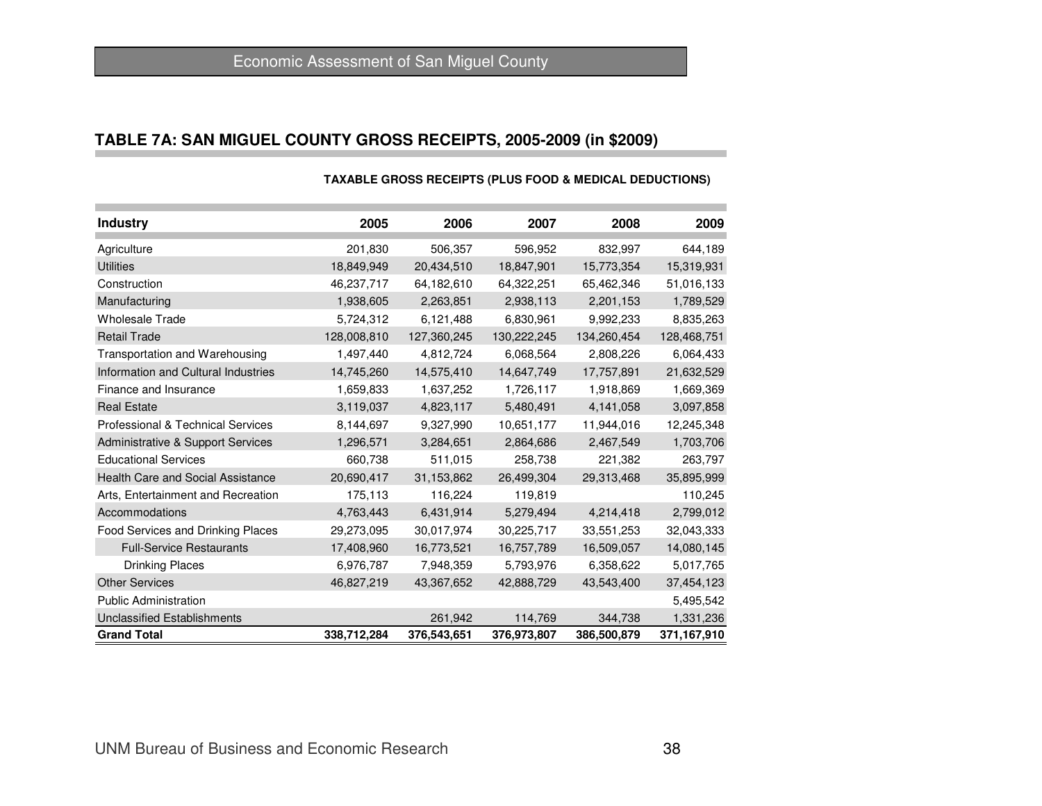## TABLE 7A: SAN MIGUEL COUNTY GROSS RECEIPTS, 2005-2009 (in $2009)

**TAXABLE GROSS RECEIPTS (PLUS FOOD & MEDICAL DEDUCTIONS)**

| Industry | 2005 | 2006 | 2007 | 2008 | 2009 |
|---|---|---|---|---|---|
| Agriculture | 201,830 | 506,357 | 596,952 | 832,997 | 644,189 |
| Utilities | 18,849,949 | 20,434,510 | 18,847,901 | 15,773,354 | 15,319,931 |
| Construction | 46,237,717 | 64,182,610 | 64,322,251 | 65,462,346 | 51,016,133 |
| Manufacturing | 1,938,605 | 2,263,851 | 2,938,113 | 2,201,153 | 1,789,529 |
| Wholesale Trade | 5,724,312 | 6,121,488 | 6,830,961 | 9,992,233 | 8,835,263 |
| Retail Trade | 128,008,810 | 127,360,245 | 130,222,245 | 134,260,454 | 128,468,751 |
| Transportation and Warehousing | 1,497,440 | 4,812,724 | 6,068,564 | 2,808,226 | 6,064,433 |
| Information and Cultural Industries | 14,745,260 | 14,575,410 | 14,647,749 | 17,757,891 | 21,632,529 |
| Finance and Insurance | 1,659,833 | 1,637,252 | 1,726,117 | 1,918,869 | 1,669,369 |
| Real Estate | 3,119,037 | 4,823,117 | 5,480,491 | 4,141,058 | 3,097,858 |
| Professional & Technical Services | 8,144,697 | 9,327,990 | 10,651,177 | 11,944,016 | 12,245,348 |
| Administrative & Support Services | 1,296,571 | 3,284,651 | 2,864,686 | 2,467,549 | 1,703,706 |
| Educational Services | 660,738 | 511,015 | 258,738 | 221,382 | 263,797 |
| Health Care and Social Assistance | 20,690,417 | 31,153,862 | 26,499,304 | 29,313,468 | 35,895,999 |
| Arts, Entertainment and Recreation | 175,113 | 116,224 | 119,819 | | 110,245 |
| Accommodations | 4,763,443 | 6,431,914 | 5,279,494 | 4,214,418 | 2,799,012 |
| Food Services and Drinking Places | 29,273,095 | 30,017,974 | 30,225,717 | 33,551,253 | 32,043,333 |
| Full-Service Restaurants | 17,408,960 | 16,773,521 | 16,757,789 | 16,509,057 | 14,080,145 |
| Drinking Places | 6,976,787 | 7,948,359 | 5,793,976 | 6,358,622 | 5,017,765 |
| Other Services | 46,827,219 | 43,367,652 | 42,888,729 | 43,543,400 | 37,454,123 |
| Public Administration | | | | | 5,495,542 |
| Unclassified Establishments | | 261,942 | 114,769 | 344,738 | 1,331,236 |
| **Grand Total** | **338,712,284** | **376,543,651** | **376,973,807** | **386,500,879** | **371,167,910** |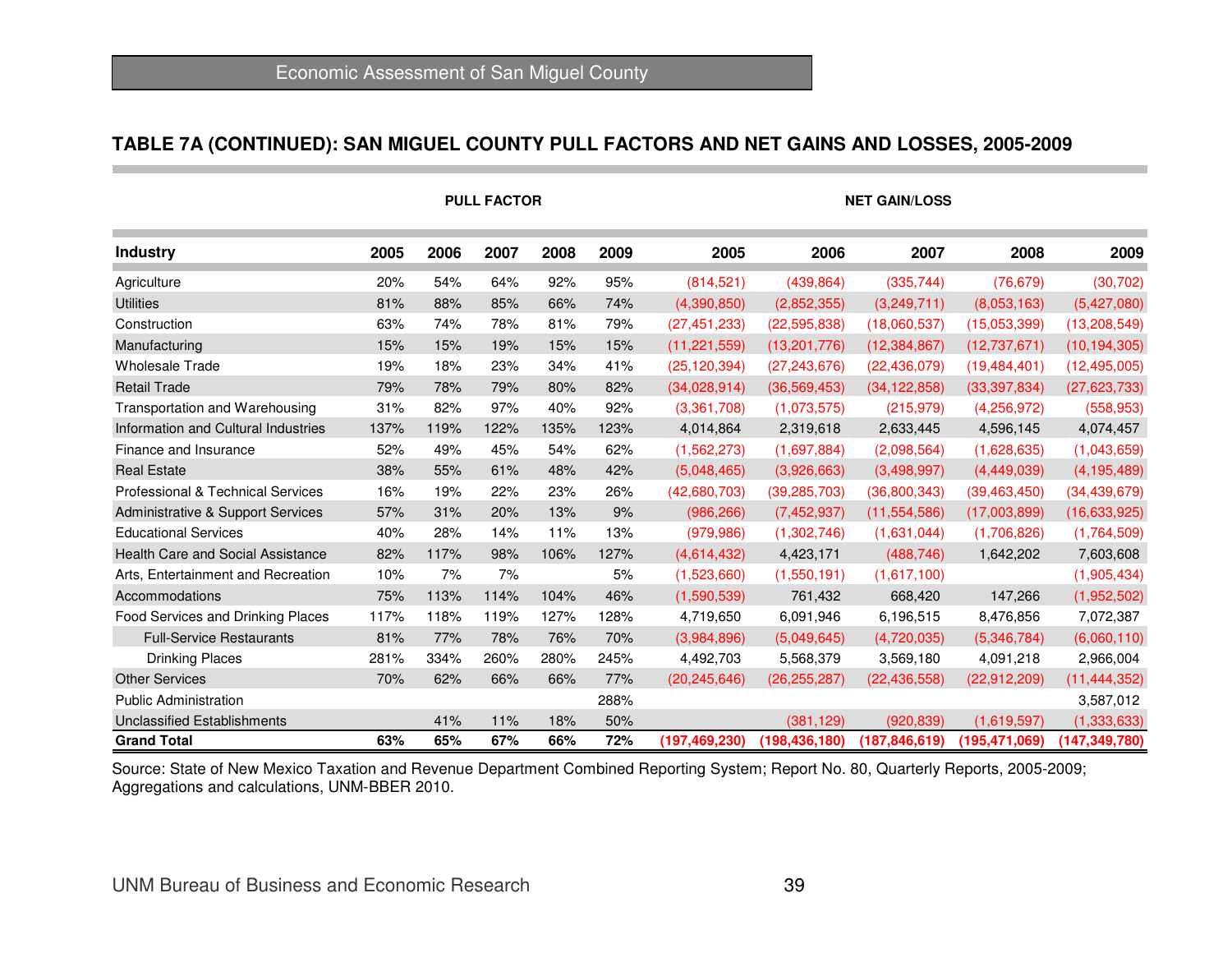## TABLE 7A (CONTINUED): SAN MIGUEL COUNTY PULL FACTORS AND NET GAINS AND LOSSES, 2005-2009

| | PULL FACTOR | | | | | NET GAIN/LOSS | | | | |
|---|---|---|---|---|---|---|---|---|---|---|
| **Industry** | **2005** | **2006** | **2007** | **2008** | **2009** | **2005** | **2006** | **2007** | **2008** | **2009** |
| Agriculture | 20% | 54% | 64% | 92% | 95% | (814,521) | (439,864) | (335,744) | (76,679) | (30,702) |
| Utilities | 81% | 88% | 85% | 66% | 74% | (4,390,850) | (2,852,355) | (3,249,711) | (8,053,163) | (5,427,080) |
| Construction | 63% | 74% | 78% | 81% | 79% | (27,451,233) | (22,595,838) | (18,060,537) | (15,053,399) | (13,208,549) |
| Manufacturing | 15% | 15% | 19% | 15% | 15% | (11,221,559) | (13,201,776) | (12,384,867) | (12,737,671) | (10,194,305) |
| Wholesale Trade | 19% | 18% | 23% | 34% | 41% | (25,120,394) | (27,243,676) | (22,436,079) | (19,484,401) | (12,495,005) |
| Retail Trade | 79% | 78% | 79% | 80% | 82% | (34,028,914) | (36,569,453) | (34,122,858) | (33,397,834) | (27,623,733) |
| Transportation and Warehousing | 31% | 82% | 97% | 40% | 92% | (3,361,708) | (1,073,575) | (215,979) | (4,256,972) | (558,953) |
| Information and Cultural Industries | 137% | 119% | 122% | 135% | 123% | 4,014,864 | 2,319,618 | 2,633,445 | 4,596,145 | 4,074,457 |
| Finance and Insurance | 52% | 49% | 45% | 54% | 62% | (1,562,273) | (1,697,884) | (2,098,564) | (1,628,635) | (1,043,659) |
| Real Estate | 38% | 55% | 61% | 48% | 42% | (5,048,465) | (3,926,663) | (3,498,997) | (4,449,039) | (4,195,489) |
| Professional & Technical Services | 16% | 19% | 22% | 23% | 26% | (42,680,703) | (39,285,703) | (36,800,343) | (39,463,450) | (34,439,679) |
| Administrative & Support Services | 57% | 31% | 20% | 13% | 9% | (986,266) | (7,452,937) | (11,554,586) | (17,003,899) | (16,633,925) |
| Educational Services | 40% | 28% | 14% | 11% | 13% | (979,986) | (1,302,746) | (1,631,044) | (1,706,826) | (1,764,509) |
| Health Care and Social Assistance | 82% | 117% | 98% | 106% | 127% | (4,614,432) | 4,423,171 | (488,746) | 1,642,202 | 7,603,608 |
| Arts, Entertainment and Recreation | 10% | 7% | 7% | | 5% | (1,523,660) | (1,550,191) | (1,617,100) | | (1,905,434) |
| Accommodations | 75% | 113% | 114% | 104% | 46% | (1,590,539) | 761,432 | 668,420 | 147,266 | (1,952,502) |
| Food Services and Drinking Places | 117% | 118% | 119% | 127% | 128% | 4,719,650 | 6,091,946 | 6,196,515 | 8,476,856 | 7,072,387 |
| Full-Service Restaurants | 81% | 77% | 78% | 76% | 70% | (3,984,896) | (5,049,645) | (4,720,035) | (5,346,784) | (6,060,110) |
| Drinking Places | 281% | 334% | 260% | 280% | 245% | 4,492,703 | 5,568,379 | 3,569,180 | 4,091,218 | 2,966,004 |
| Other Services | 70% | 62% | 66% | 66% | 77% | (20,245,646) | (26,255,287) | (22,436,558) | (22,912,209) | (11,444,352) |
| Public Administration | | | | | 288% | | | | | 3,587,012 |
| Unclassified Establishments | | 41% | 11% | 18% | 50% | | (381,129) | (920,839) | (1,619,597) | (1,333,633) |
| **Grand Total** | **63%** | **65%** | **67%** | **66%** | **72%** | **(197,469,230)** | **(198,436,180)** | **(187,846,619)** | **(195,471,069)** | **(147,349,780)** |

Source: State of New Mexico Taxation and Revenue Department Combined Reporting System; Report No. 80, Quarterly Reports, 2005-2009; Aggregations and calculations, UNM-BBER 2010.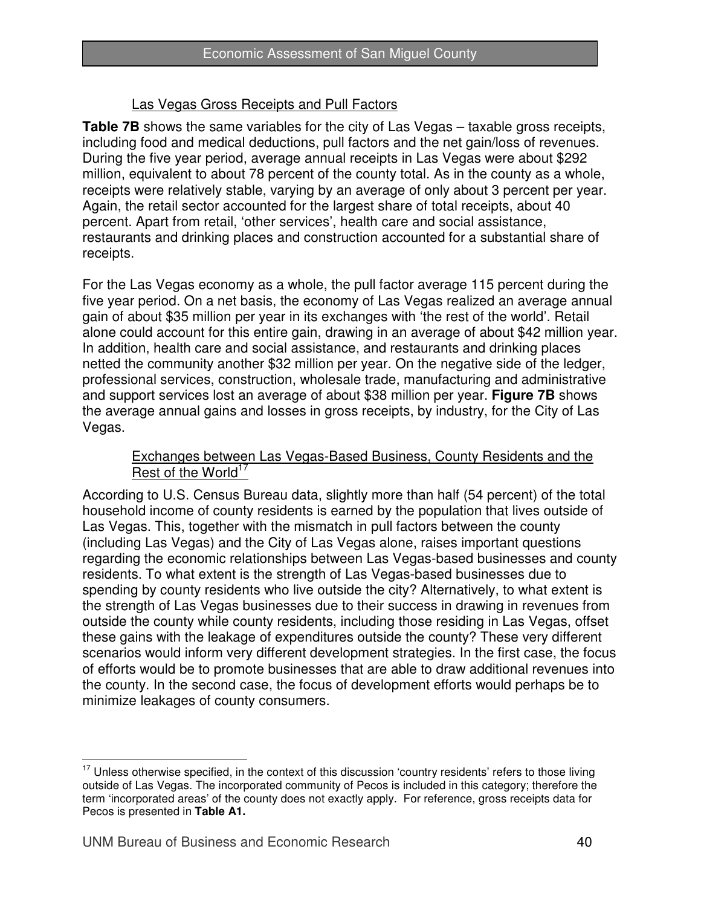## Las Vegas Gross Receipts and Pull Factors

**Table 7B** shows the same variables for the city of Las Vegas – taxable gross receipts, including food and medical deductions, pull factors and the net gain/loss of revenues. During the five year period, average annual receipts in Las Vegas were about $292 million, equivalent to about 78 percent of the county total. As in the county as a whole, receipts were relatively stable, varying by an average of only about 3 percent per year. Again, the retail sector accounted for the largest share of total receipts, about 40 percent. Apart from retail, 'other services', health care and social assistance, restaurants and drinking places and construction accounted for a substantial share of receipts.

For the Las Vegas economy as a whole, the pull factor average 115 percent during the five year period. On a net basis, the economy of Las Vegas realized an average annual gain of about $35 million per year in its exchanges with 'the rest of the world'. Retail alone could account for this entire gain, drawing in an average of about $42 million year. In addition, health care and social assistance, and restaurants and drinking places netted the community another $32 million per year. On the negative side of the ledger, professional services, construction, wholesale trade, manufacturing and administrative and support services lost an average of about $38 million per year. **Figure 7B** shows the average annual gains and losses in gross receipts, by industry, for the City of Las Vegas.

### Exchanges between Las Vegas-Based Business, County Residents and the Rest of the World[17]

According to U.S. Census Bureau data, slightly more than half (54 percent) of the total household income of county residents is earned by the population that lives outside of Las Vegas. This, together with the mismatch in pull factors between the county (including Las Vegas) and the City of Las Vegas alone, raises important questions regarding the economic relationships between Las Vegas-based businesses and county residents. To what extent is the strength of Las Vegas-based businesses due to spending by county residents who live outside the city? Alternatively, to what extent is the strength of Las Vegas businesses due to their success in drawing in revenues from outside the county while county residents, including those residing in Las Vegas, offset these gains with the leakage of expenditures outside the county? These very different scenarios would inform very different development strategies. In the first case, the focus of efforts would be to promote businesses that are able to draw additional revenues into the county. In the second case, the focus of development efforts would perhaps be to minimize leakages of county consumers.

---

[17] Unless otherwise specified, in the context of this discussion 'country residents' refers to those living outside of Las Vegas. The incorporated community of Pecos is included in this category; therefore the term 'incorporated areas' of the county does not exactly apply. For reference, gross receipts data for Pecos is presented in **Table A1.**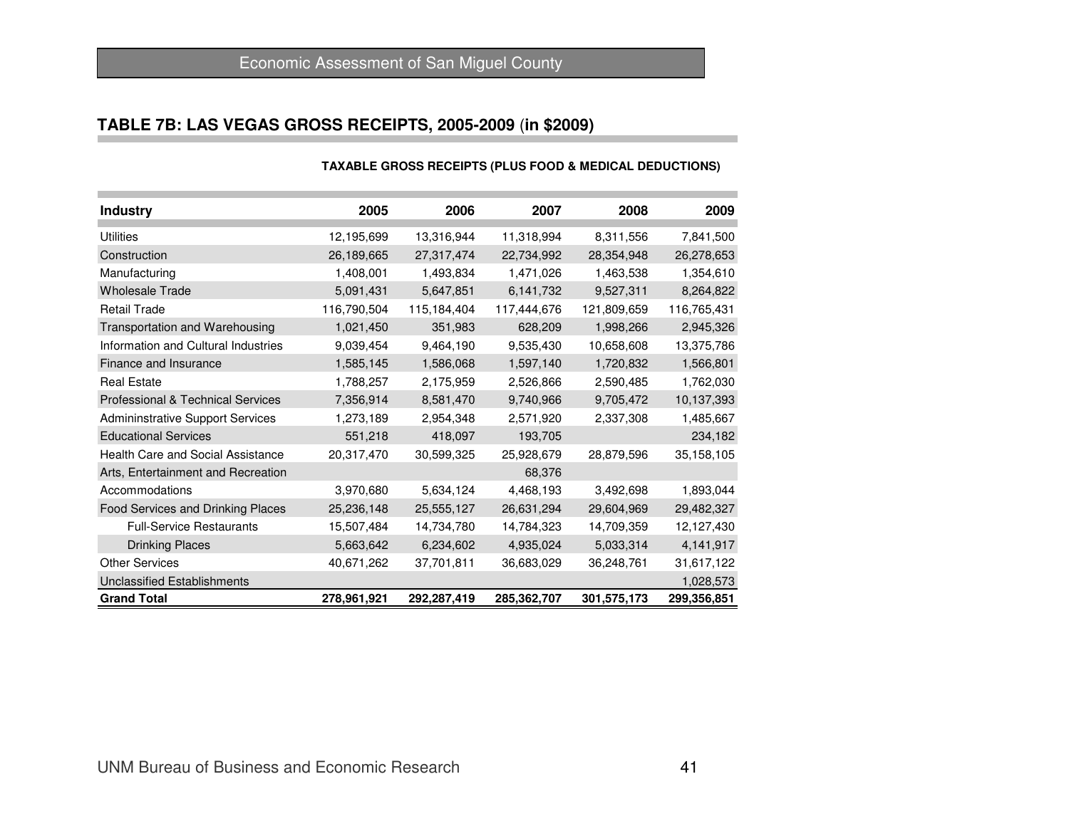## TABLE 7B: LAS VEGAS GROSS RECEIPTS, 2005-2009 (in $2009)

**TAXABLE GROSS RECEIPTS (PLUS FOOD & MEDICAL DEDUCTIONS)**

| Industry | 2005 | 2006 | 2007 | 2008 | 2009 |
|---|---|---|---|---|---|
| Utilities | 12,195,699 | 13,316,944 | 11,318,994 | 8,311,556 | 7,841,500 |
| Construction | 26,189,665 | 27,317,474 | 22,734,992 | 28,354,948 | 26,278,653 |
| Manufacturing | 1,408,001 | 1,493,834 | 1,471,026 | 1,463,538 | 1,354,610 |
| Wholesale Trade | 5,091,431 | 5,647,851 | 6,141,732 | 9,527,311 | 8,264,822 |
| Retail Trade | 116,790,504 | 115,184,404 | 117,444,676 | 121,809,659 | 116,765,431 |
| Transportation and Warehousing | 1,021,450 | 351,983 | 628,209 | 1,998,266 | 2,945,326 |
| Information and Cultural Industries | 9,039,454 | 9,464,190 | 9,535,430 | 10,658,608 | 13,375,786 |
| Finance and Insurance | 1,585,145 | 1,586,068 | 1,597,140 | 1,720,832 | 1,566,801 |
| Real Estate | 1,788,257 | 2,175,959 | 2,526,866 | 2,590,485 | 1,762,030 |
| Professional & Technical Services | 7,356,914 | 8,581,470 | 9,740,966 | 9,705,472 | 10,137,393 |
| Admininstrative Support Services | 1,273,189 | 2,954,348 | 2,571,920 | 2,337,308 | 1,485,667 |
| Educational Services | 551,218 | 418,097 | 193,705 | | 234,182 |
| Health Care and Social Assistance | 20,317,470 | 30,599,325 | 25,928,679 | 28,879,596 | 35,158,105 |
| Arts, Entertainment and Recreation | | | 68,376 | | |
| Accommodations | 3,970,680 | 5,634,124 | 4,468,193 | 3,492,698 | 1,893,044 |
| Food Services and Drinking Places | 25,236,148 | 25,555,127 | 26,631,294 | 29,604,969 | 29,482,327 |
| Full-Service Restaurants | 15,507,484 | 14,734,780 | 14,784,323 | 14,709,359 | 12,127,430 |
| Drinking Places | 5,663,642 | 6,234,602 | 4,935,024 | 5,033,314 | 4,141,917 |
| Other Services | 40,671,262 | 37,701,811 | 36,683,029 | 36,248,761 | 31,617,122 |
| Unclassified Establishments | | | | | 1,028,573 |
| **Grand Total** | **278,961,921** | **292,287,419** | **285,362,707** | **301,575,173** | **299,356,851** |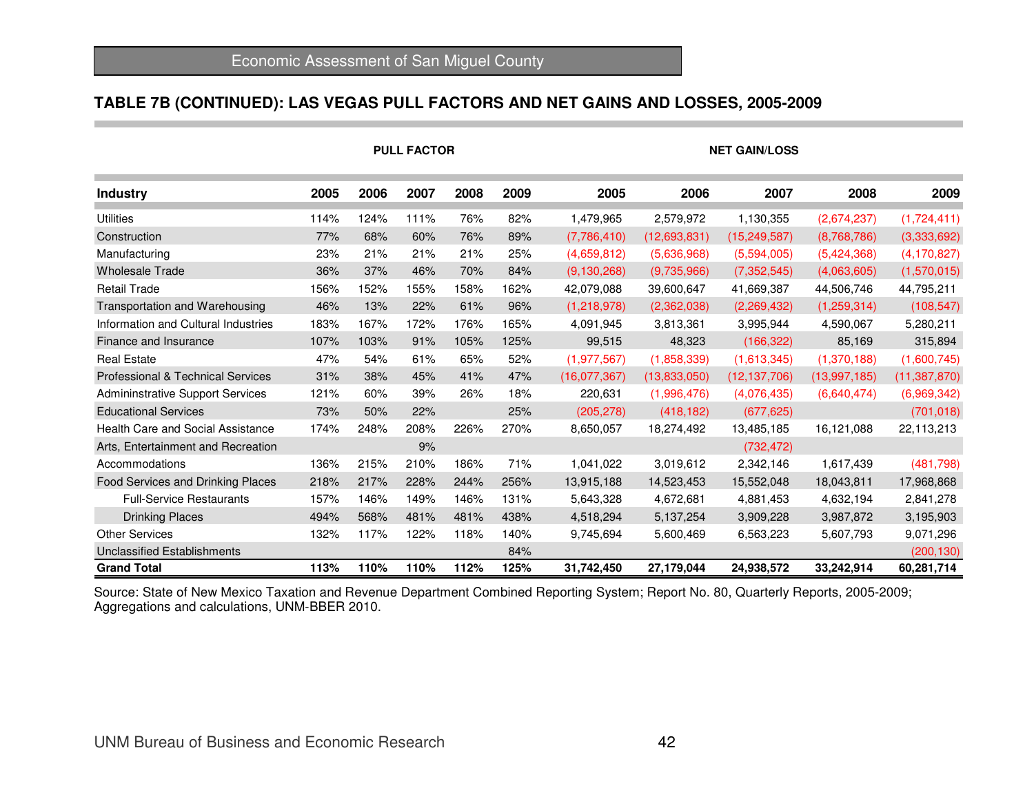## TABLE 7B (CONTINUED): LAS VEGAS PULL FACTORS AND NET GAINS AND LOSSES, 2005-2009

| | PULL FACTOR | | | | | NET GAIN/LOSS | | | | |
|---|---|---|---|---|---|---|---|---|---|---|
| **Industry** | **2005** | **2006** | **2007** | **2008** | **2009** | **2005** | **2006** | **2007** | **2008** | **2009** |
| Utilities | 114% | 124% | 111% | 76% | 82% | 1,479,965 | 2,579,972 | 1,130,355 | (2,674,237) | (1,724,411) |
| Construction | 77% | 68% | 60% | 76% | 89% | (7,786,410) | (12,693,831) | (15,249,587) | (8,768,786) | (3,333,692) |
| Manufacturing | 23% | 21% | 21% | 21% | 25% | (4,659,812) | (5,636,968) | (5,594,005) | (5,424,368) | (4,170,827) |
| Wholesale Trade | 36% | 37% | 46% | 70% | 84% | (9,130,268) | (9,735,966) | (7,352,545) | (4,063,605) | (1,570,015) |
| Retail Trade | 156% | 152% | 155% | 158% | 162% | 42,079,088 | 39,600,647 | 41,669,387 | 44,506,746 | 44,795,211 |
| Transportation and Warehousing | 46% | 13% | 22% | 61% | 96% | (1,218,978) | (2,362,038) | (2,269,432) | (1,259,314) | (108,547) |
| Information and Cultural Industries | 183% | 167% | 172% | 176% | 165% | 4,091,945 | 3,813,361 | 3,995,944 | 4,590,067 | 5,280,211 |
| Finance and Insurance | 107% | 103% | 91% | 105% | 125% | 99,515 | 48,323 | (166,322) | 85,169 | 315,894 |
| Real Estate | 47% | 54% | 61% | 65% | 52% | (1,977,567) | (1,858,339) | (1,613,345) | (1,370,188) | (1,600,745) |
| Professional & Technical Services | 31% | 38% | 45% | 41% | 47% | (16,077,367) | (13,833,050) | (12,137,706) | (13,997,185) | (11,387,870) |
| Admininstrative Support Services | 121% | 60% | 39% | 26% | 18% | 220,631 | (1,996,476) | (4,076,435) | (6,640,474) | (6,969,342) |
| Educational Services | 73% | 50% | 22% | | 25% | (205,278) | (418,182) | (677,625) | | (701,018) |
| Health Care and Social Assistance | 174% | 248% | 208% | 226% | 270% | 8,650,057 | 18,274,492 | 13,485,185 | 16,121,088 | 22,113,213 |
| Arts, Entertainment and Recreation | | | 9% | | | | | (732,472) | | |
| Accommodations | 136% | 215% | 210% | 186% | 71% | 1,041,022 | 3,019,612 | 2,342,146 | 1,617,439 | (481,798) |
| Food Services and Drinking Places | 218% | 217% | 228% | 244% | 256% | 13,915,188 | 14,523,453 | 15,552,048 | 18,043,811 | 17,968,868 |
| Full-Service Restaurants | 157% | 146% | 149% | 146% | 131% | 5,643,328 | 4,672,681 | 4,881,453 | 4,632,194 | 2,841,278 |
| Drinking Places | 494% | 568% | 481% | 481% | 438% | 4,518,294 | 5,137,254 | 3,909,228 | 3,987,872 | 3,195,903 |
| Other Services | 132% | 117% | 122% | 118% | 140% | 9,745,694 | 5,600,469 | 6,563,223 | 5,607,793 | 9,071,296 |
| Unclassified Establishments | | | | | 84% | | | | | (200,130) |
| **Grand Total** | **113%** | **110%** | **110%** | **112%** | **125%** | **31,742,450** | **27,179,044** | **24,938,572** | **33,242,914** | **60,281,714** |

Source: State of New Mexico Taxation and Revenue Department Combined Reporting System; Report No. 80, Quarterly Reports, 2005-2009; Aggregations and calculations, UNM-BBER 2010.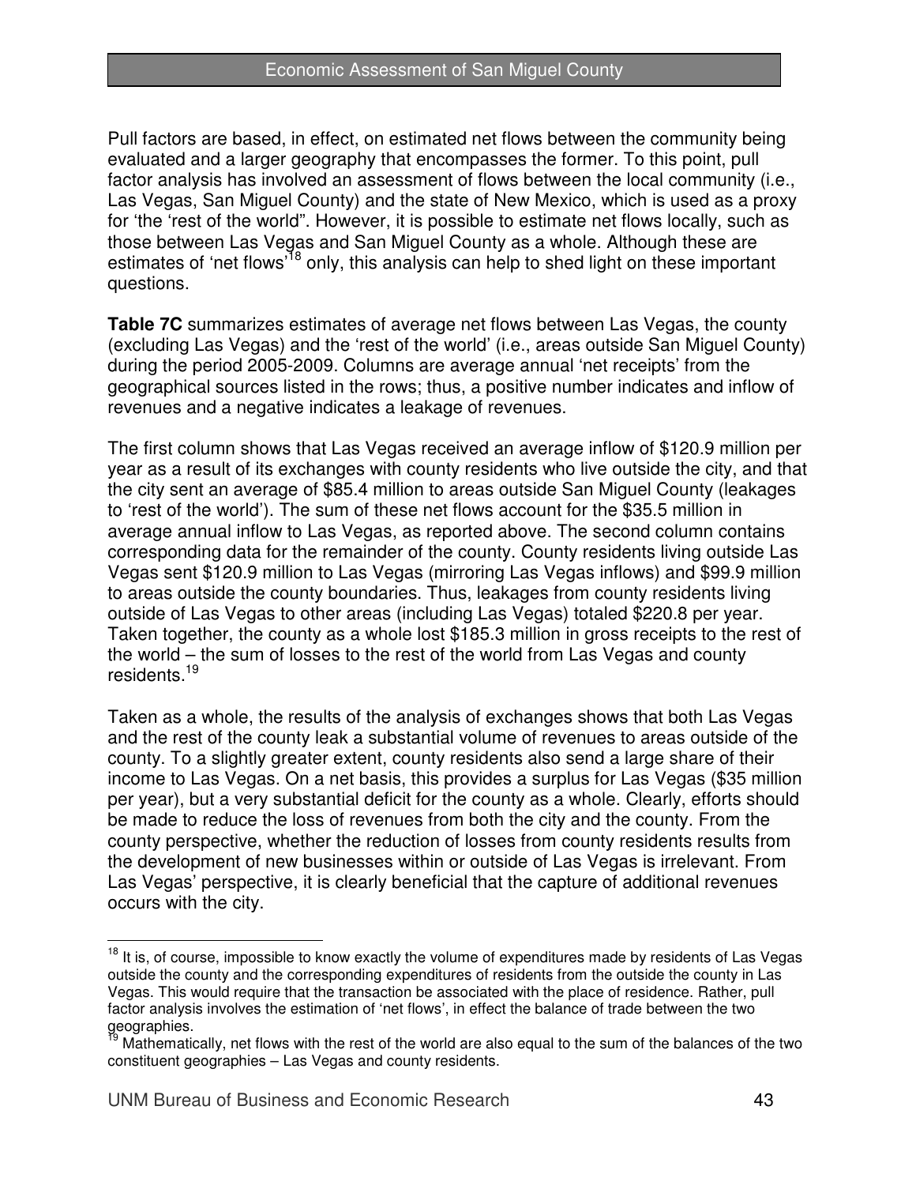Pull factors are based, in effect, on estimated net flows between the community being evaluated and a larger geography that encompasses the former. To this point, pull factor analysis has involved an assessment of flows between the local community (i.e., Las Vegas, San Miguel County) and the state of New Mexico, which is used as a proxy for 'the 'rest of the world". However, it is possible to estimate net flows locally, such as those between Las Vegas and San Miguel County as a whole. Although these are estimates of 'net flows'[18] only, this analysis can help to shed light on these important questions.

**Table 7C** summarizes estimates of average net flows between Las Vegas, the county (excluding Las Vegas) and the 'rest of the world' (i.e., areas outside San Miguel County) during the period 2005-2009. Columns are average annual 'net receipts' from the geographical sources listed in the rows; thus, a positive number indicates and inflow of revenues and a negative indicates a leakage of revenues.

The first column shows that Las Vegas received an average inflow of $120.9 million per year as a result of its exchanges with county residents who live outside the city, and that the city sent an average of $85.4 million to areas outside San Miguel County (leakages to 'rest of the world'). The sum of these net flows account for the $35.5 million in average annual inflow to Las Vegas, as reported above. The second column contains corresponding data for the remainder of the county. County residents living outside Las Vegas sent $120.9 million to Las Vegas (mirroring Las Vegas inflows) and $99.9 million to areas outside the county boundaries. Thus, leakages from county residents living outside of Las Vegas to other areas (including Las Vegas) totaled $220.8 per year. Taken together, the county as a whole lost $185.3 million in gross receipts to the rest of the world – the sum of losses to the rest of the world from Las Vegas and county residents.[19]

Taken as a whole, the results of the analysis of exchanges shows that both Las Vegas and the rest of the county leak a substantial volume of revenues to areas outside of the county. To a slightly greater extent, county residents also send a large share of their income to Las Vegas. On a net basis, this provides a surplus for Las Vegas ($35 million per year), but a very substantial deficit for the county as a whole. Clearly, efforts should be made to reduce the loss of revenues from both the city and the county. From the county perspective, whether the reduction of losses from county residents results from the development of new businesses within or outside of Las Vegas is irrelevant. From Las Vegas' perspective, it is clearly beneficial that the capture of additional revenues occurs with the city.

---

[18] It is, of course, impossible to know exactly the volume of expenditures made by residents of Las Vegas outside the county and the corresponding expenditures of residents from the outside the county in Las Vegas. This would require that the transaction be associated with the place of residence. Rather, pull factor analysis involves the estimation of 'net flows', in effect the balance of trade between the two geographies.

[19] Mathematically, net flows with the rest of the world are also equal to the sum of the balances of the two constituent geographies – Las Vegas and county residents.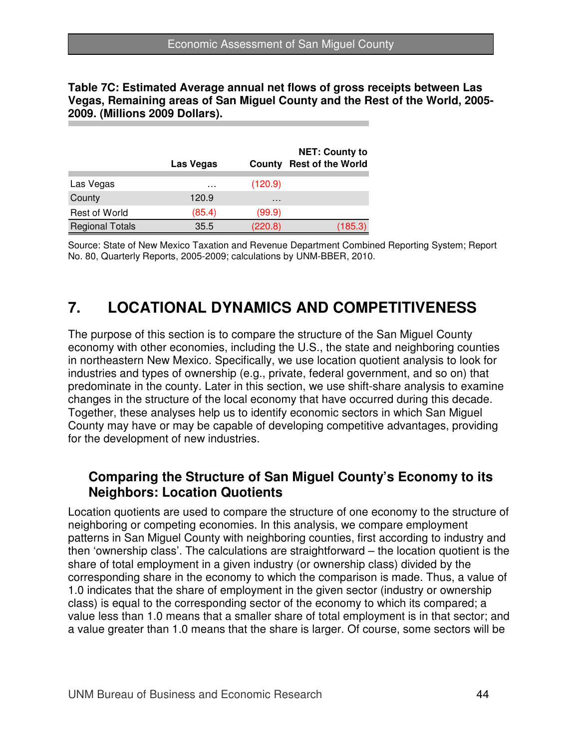**Table 7C: Estimated Average annual net flows of gross receipts between Las Vegas, Remaining areas of San Miguel County and the Rest of the World, 2005-2009. (Millions 2009 Dollars).**

| | Las Vegas | County | NET: County to Rest of the World |
|---|---|---|---|
| Las Vegas | … | (120.9) | |
| County | 120.9 | … | |
| Rest of World | (85.4) | (99.9) | |
| Regional Totals | 35.5 | (220.8) | (185.3) |

Source: State of New Mexico Taxation and Revenue Department Combined Reporting System; Report No. 80, Quarterly Reports, 2005-2009; calculations by UNM-BBER, 2010.

# 7. LOCATIONAL DYNAMICS AND COMPETITIVENESS

The purpose of this section is to compare the structure of the San Miguel County economy with other economies, including the U.S., the state and neighboring counties in northeastern New Mexico. Specifically, we use location quotient analysis to look for industries and types of ownership (e.g., private, federal government, and so on) that predominate in the county. Later in this section, we use shift-share analysis to examine changes in the structure of the local economy that have occurred during this decade. Together, these analyses help us to identify economic sectors in which San Miguel County may have or may be capable of developing competitive advantages, providing for the development of new industries.

## Comparing the Structure of San Miguel County's Economy to its Neighbors: Location Quotients

Location quotients are used to compare the structure of one economy to the structure of neighboring or competing economies. In this analysis, we compare employment patterns in San Miguel County with neighboring counties, first according to industry and then 'ownership class'. The calculations are straightforward – the location quotient is the share of total employment in a given industry (or ownership class) divided by the corresponding share in the economy to which the comparison is made. Thus, a value of 1.0 indicates that the share of employment in the given sector (industry or ownership class) is equal to the corresponding sector of the economy to which its compared; a value less than 1.0 means that a smaller share of total employment is in that sector; and a value greater than 1.0 means that the share is larger. Of course, some sectors will be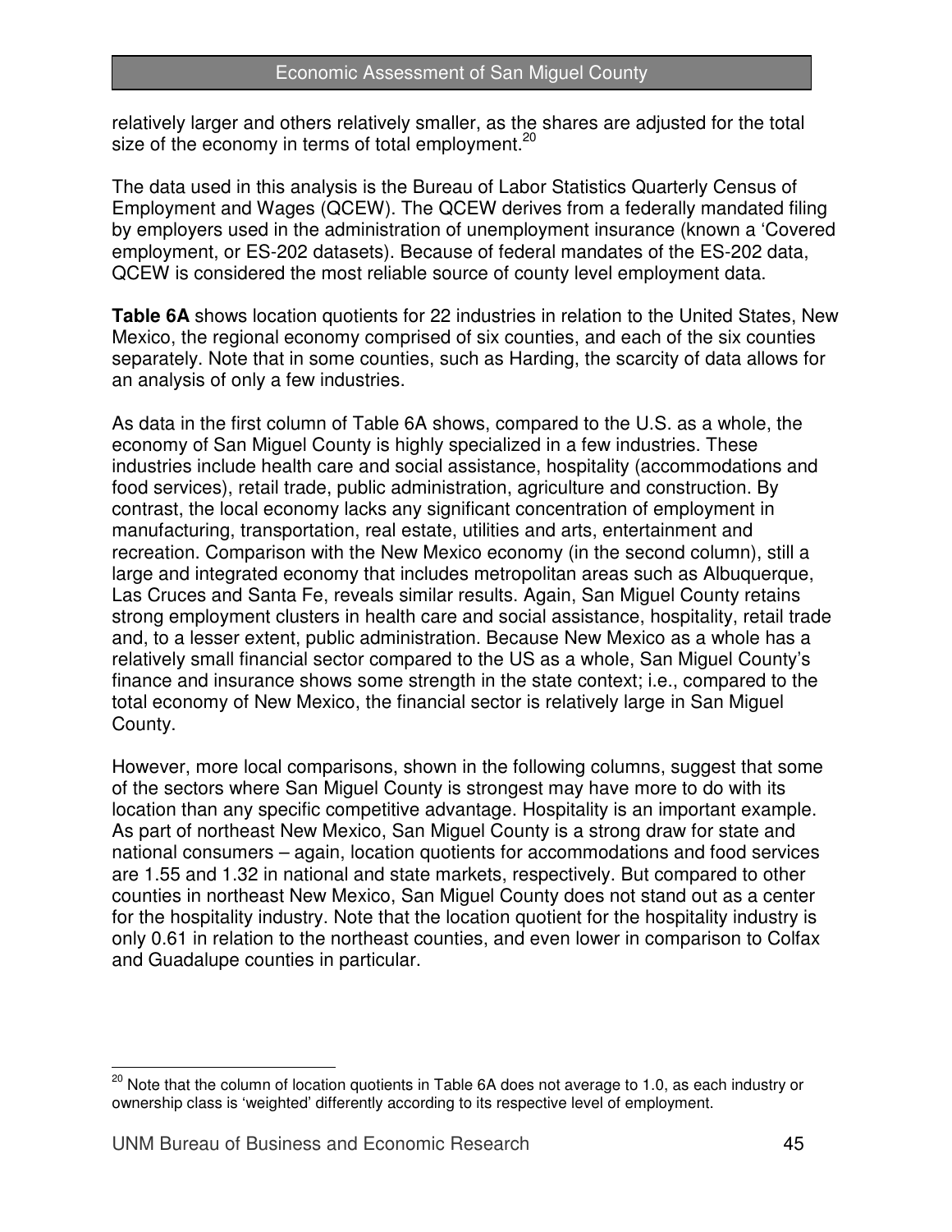relatively larger and others relatively smaller, as the shares are adjusted for the total size of the economy in terms of total employment.[20]

The data used in this analysis is the Bureau of Labor Statistics Quarterly Census of Employment and Wages (QCEW). The QCEW derives from a federally mandated filing by employers used in the administration of unemployment insurance (known a 'Covered employment, or ES-202 datasets). Because of federal mandates of the ES-202 data, QCEW is considered the most reliable source of county level employment data.

**Table 6A** shows location quotients for 22 industries in relation to the United States, New Mexico, the regional economy comprised of six counties, and each of the six counties separately. Note that in some counties, such as Harding, the scarcity of data allows for an analysis of only a few industries.

As data in the first column of Table 6A shows, compared to the U.S. as a whole, the economy of San Miguel County is highly specialized in a few industries. These industries include health care and social assistance, hospitality (accommodations and food services), retail trade, public administration, agriculture and construction. By contrast, the local economy lacks any significant concentration of employment in manufacturing, transportation, real estate, utilities and arts, entertainment and recreation. Comparison with the New Mexico economy (in the second column), still a large and integrated economy that includes metropolitan areas such as Albuquerque, Las Cruces and Santa Fe, reveals similar results. Again, San Miguel County retains strong employment clusters in health care and social assistance, hospitality, retail trade and, to a lesser extent, public administration. Because New Mexico as a whole has a relatively small financial sector compared to the US as a whole, San Miguel County's finance and insurance shows some strength in the state context; i.e., compared to the total economy of New Mexico, the financial sector is relatively large in San Miguel County.

However, more local comparisons, shown in the following columns, suggest that some of the sectors where San Miguel County is strongest may have more to do with its location than any specific competitive advantage. Hospitality is an important example. As part of northeast New Mexico, San Miguel County is a strong draw for state and national consumers – again, location quotients for accommodations and food services are 1.55 and 1.32 in national and state markets, respectively. But compared to other counties in northeast New Mexico, San Miguel County does not stand out as a center for the hospitality industry. Note that the location quotient for the hospitality industry is only 0.61 in relation to the northeast counties, and even lower in comparison to Colfax and Guadalupe counties in particular.

[20] Note that the column of location quotients in Table 6A does not average to 1.0, as each industry or ownership class is 'weighted' differently according to its respective level of employment.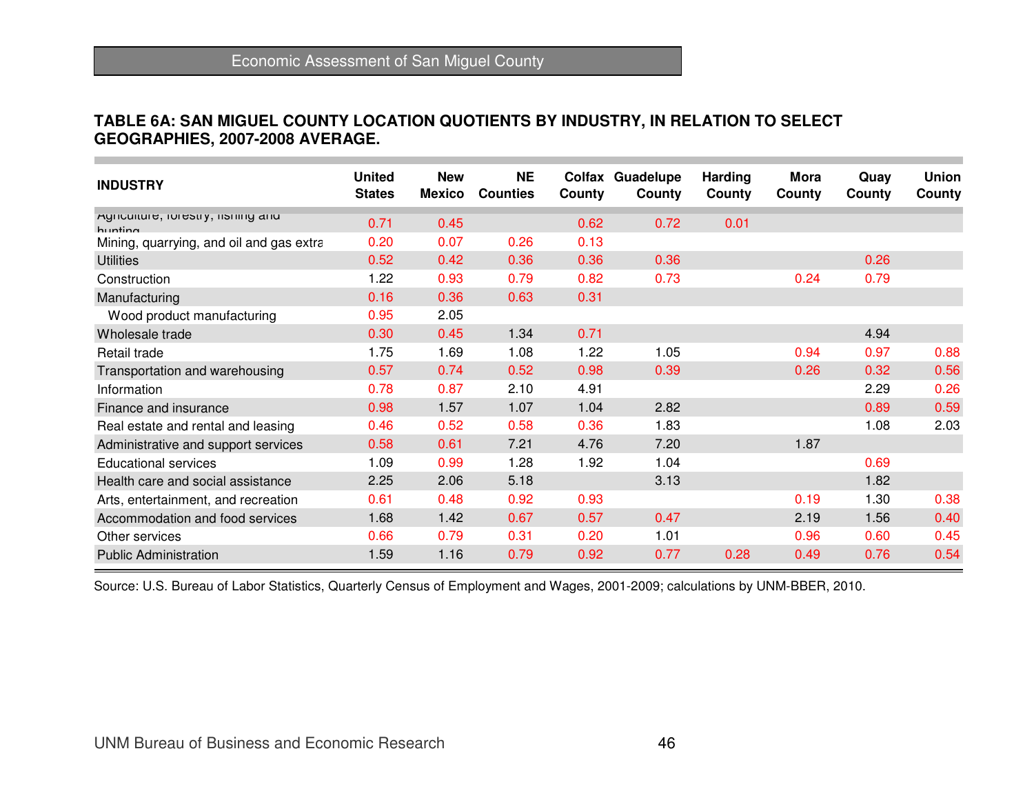### TABLE 6A: SAN MIGUEL COUNTY LOCATION QUOTIENTS BY INDUSTRY, IN RELATION TO SELECT GEOGRAPHIES, 2007-2008 AVERAGE.

| INDUSTRY | United States | New Mexico | NE Counties | Colfax County | Guadelupe County | Harding County | Mora County | Quay County | Union County |
|---|---|---|---|---|---|---|---|---|---|
| Agriculture, forestry, fishing and hunting | 0.71 | 0.45 | | 0.62 | 0.72 | 0.01 | | | |
| Mining, quarrying, and oil and gas extra | 0.20 | 0.07 | 0.26 | 0.13 | | | | | |
| Utilities | 0.52 | 0.42 | 0.36 | 0.36 | 0.36 | | | 0.26 | |
| Construction | 1.22 | 0.93 | 0.79 | 0.82 | 0.73 | | 0.24 | 0.79 | |
| Manufacturing | 0.16 | 0.36 | 0.63 | 0.31 | | | | | |
| Wood product manufacturing | 0.95 | 2.05 | | | | | | | |
| Wholesale trade | 0.30 | 0.45 | 1.34 | 0.71 | | | | 4.94 | |
| Retail trade | 1.75 | 1.69 | 1.08 | 1.22 | 1.05 | | 0.94 | 0.97 | 0.88 |
| Transportation and warehousing | 0.57 | 0.74 | 0.52 | 0.98 | 0.39 | | 0.26 | 0.32 | 0.56 |
| Information | 0.78 | 0.87 | 2.10 | 4.91 | | | | 2.29 | 0.26 |
| Finance and insurance | 0.98 | 1.57 | 1.07 | 1.04 | 2.82 | | | 0.89 | 0.59 |
| Real estate and rental and leasing | 0.46 | 0.52 | 0.58 | 0.36 | 1.83 | | | 1.08 | 2.03 |
| Administrative and support services | 0.58 | 0.61 | 7.21 | 4.76 | 7.20 | | 1.87 | | |
| Educational services | 1.09 | 0.99 | 1.28 | 1.92 | 1.04 | | | 0.69 | |
| Health care and social assistance | 2.25 | 2.06 | 5.18 | | 3.13 | | | 1.82 | |
| Arts, entertainment, and recreation | 0.61 | 0.48 | 0.92 | 0.93 | | | 0.19 | 1.30 | 0.38 |
| Accommodation and food services | 1.68 | 1.42 | 0.67 | 0.57 | 0.47 | | 2.19 | 1.56 | 0.40 |
| Other services | 0.66 | 0.79 | 0.31 | 0.20 | 1.01 | | 0.96 | 0.60 | 0.45 |
| Public Administration | 1.59 | 1.16 | 0.79 | 0.92 | 0.77 | 0.28 | 0.49 | 0.76 | 0.54 |

Source: U.S. Bureau of Labor Statistics, Quarterly Census of Employment and Wages, 2001-2009; calculations by UNM-BBER, 2010.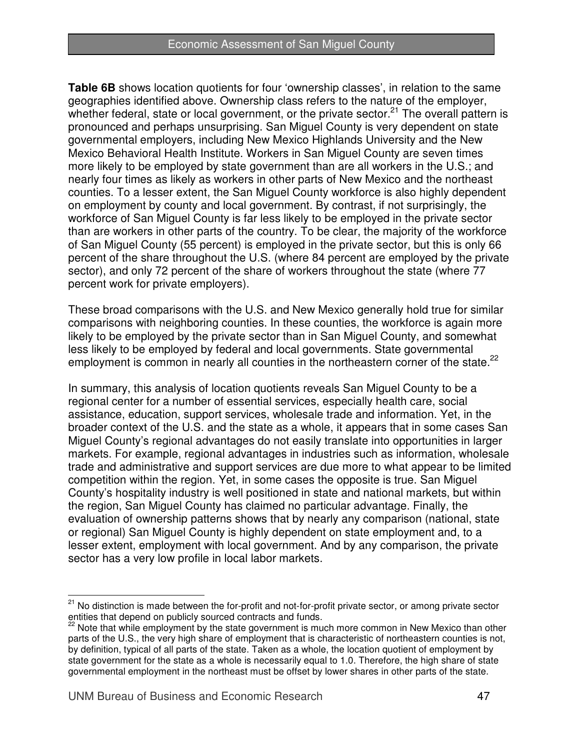**Table 6B** shows location quotients for four 'ownership classes', in relation to the same geographies identified above. Ownership class refers to the nature of the employer, whether federal, state or local government, or the private sector.[21] The overall pattern is pronounced and perhaps unsurprising. San Miguel County is very dependent on state governmental employers, including New Mexico Highlands University and the New Mexico Behavioral Health Institute. Workers in San Miguel County are seven times more likely to be employed by state government than are all workers in the U.S.; and nearly four times as likely as workers in other parts of New Mexico and the northeast counties. To a lesser extent, the San Miguel County workforce is also highly dependent on employment by county and local government. By contrast, if not surprisingly, the workforce of San Miguel County is far less likely to be employed in the private sector than are workers in other parts of the country. To be clear, the majority of the workforce of San Miguel County (55 percent) is employed in the private sector, but this is only 66 percent of the share throughout the U.S. (where 84 percent are employed by the private sector), and only 72 percent of the share of workers throughout the state (where 77 percent work for private employers).

These broad comparisons with the U.S. and New Mexico generally hold true for similar comparisons with neighboring counties. In these counties, the workforce is again more likely to be employed by the private sector than in San Miguel County, and somewhat less likely to be employed by federal and local governments. State governmental employment is common in nearly all counties in the northeastern corner of the state.[22]

In summary, this analysis of location quotients reveals San Miguel County to be a regional center for a number of essential services, especially health care, social assistance, education, support services, wholesale trade and information. Yet, in the broader context of the U.S. and the state as a whole, it appears that in some cases San Miguel County's regional advantages do not easily translate into opportunities in larger markets. For example, regional advantages in industries such as information, wholesale trade and administrative and support services are due more to what appear to be limited competition within the region. Yet, in some cases the opposite is true. San Miguel County's hospitality industry is well positioned in state and national markets, but within the region, San Miguel County has claimed no particular advantage. Finally, the evaluation of ownership patterns shows that by nearly any comparison (national, state or regional) San Miguel County is highly dependent on state employment and, to a lesser extent, employment with local government. And by any comparison, the private sector has a very low profile in local labor markets.

---

[21] No distinction is made between the for-profit and not-for-profit private sector, or among private sector entities that depend on publicly sourced contracts and funds.

[22] Note that while employment by the state government is much more common in New Mexico than other parts of the U.S., the very high share of employment that is characteristic of northeastern counties is not, by definition, typical of all parts of the state. Taken as a whole, the location quotient of employment by state government for the state as a whole is necessarily equal to 1.0. Therefore, the high share of state governmental employment in the northeast must be offset by lower shares in other parts of the state.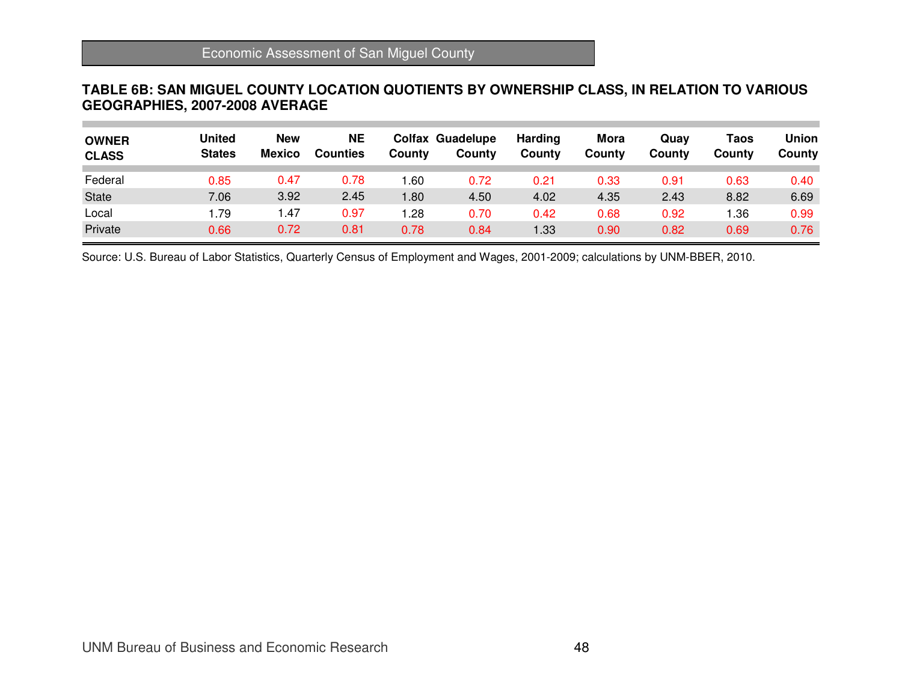**TABLE 6B: SAN MIGUEL COUNTY LOCATION QUOTIENTS BY OWNERSHIP CLASS, IN RELATION TO VARIOUS GEOGRAPHIES, 2007-2008 AVERAGE**

| OWNER CLASS | United States | New Mexico | NE Counties | Colfax County | Guadelupe County | Harding County | Mora County | Quay County | Taos County | Union County |
|---|---|---|---|---|---|---|---|---|---|---|
| Federal | 0.85 | 0.47 | 0.78 | 1.60 | 0.72 | 0.21 | 0.33 | 0.91 | 0.63 | 0.40 |
| State | 7.06 | 3.92 | 2.45 | 1.80 | 4.50 | 4.02 | 4.35 | 2.43 | 8.82 | 6.69 |
| Local | 1.79 | 1.47 | 0.97 | 1.28 | 0.70 | 0.42 | 0.68 | 0.92 | 1.36 | 0.99 |
| Private | 0.66 | 0.72 | 0.81 | 0.78 | 0.84 | 1.33 | 0.90 | 0.82 | 0.69 | 0.76 |

Source: U.S. Bureau of Labor Statistics, Quarterly Census of Employment and Wages, 2001-2009; calculations by UNM-BBER, 2010.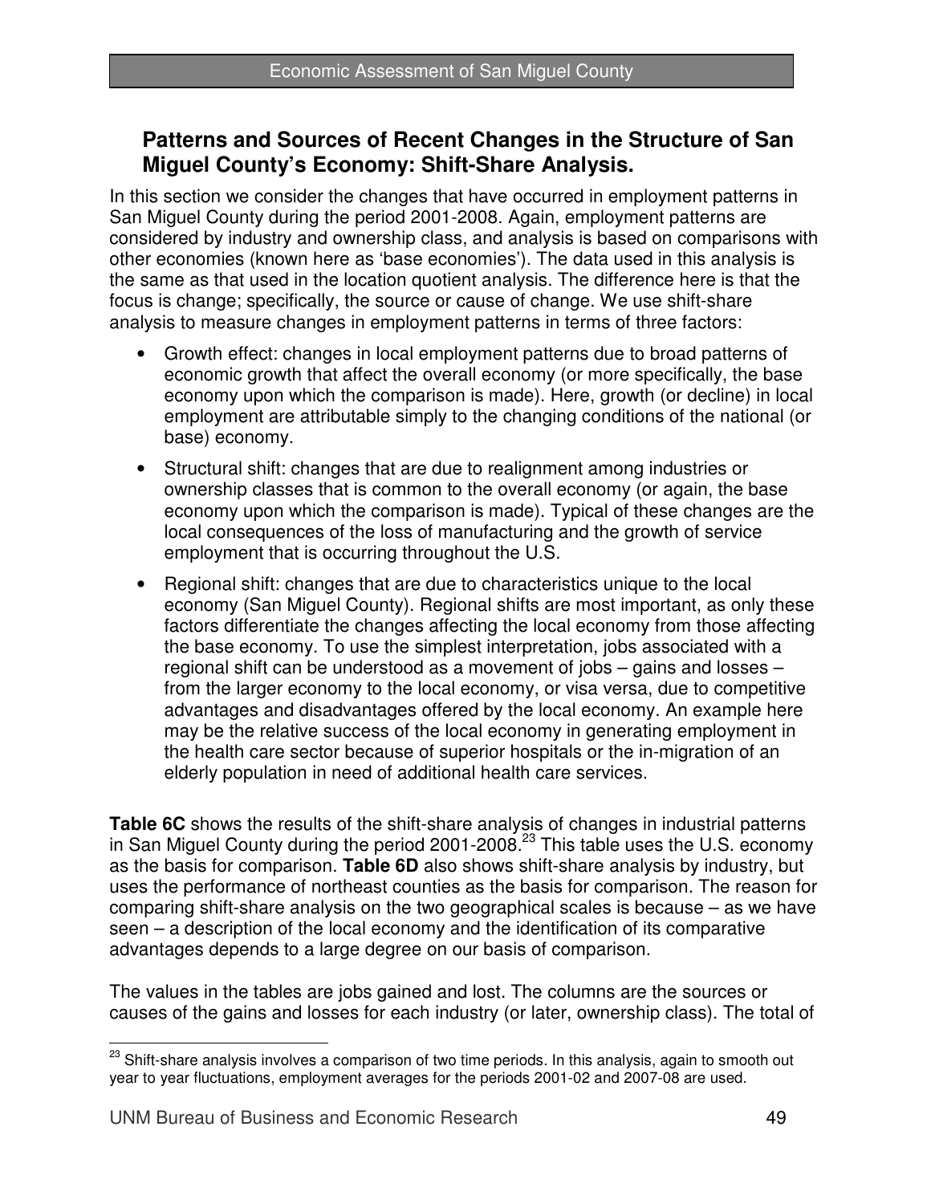## Patterns and Sources of Recent Changes in the Structure of San Miguel County's Economy: Shift-Share Analysis.

In this section we consider the changes that have occurred in employment patterns in San Miguel County during the period 2001-2008. Again, employment patterns are considered by industry and ownership class, and analysis is based on comparisons with other economies (known here as 'base economies'). The data used in this analysis is the same as that used in the location quotient analysis. The difference here is that the focus is change; specifically, the source or cause of change. We use shift-share analysis to measure changes in employment patterns in terms of three factors:

- Growth effect: changes in local employment patterns due to broad patterns of economic growth that affect the overall economy (or more specifically, the base economy upon which the comparison is made). Here, growth (or decline) in local employment are attributable simply to the changing conditions of the national (or base) economy.
- Structural shift: changes that are due to realignment among industries or ownership classes that is common to the overall economy (or again, the base economy upon which the comparison is made). Typical of these changes are the local consequences of the loss of manufacturing and the growth of service employment that is occurring throughout the U.S.
- Regional shift: changes that are due to characteristics unique to the local economy (San Miguel County). Regional shifts are most important, as only these factors differentiate the changes affecting the local economy from those affecting the base economy. To use the simplest interpretation, jobs associated with a regional shift can be understood as a movement of jobs – gains and losses – from the larger economy to the local economy, or visa versa, due to competitive advantages and disadvantages offered by the local economy. An example here may be the relative success of the local economy in generating employment in the health care sector because of superior hospitals or the in-migration of an elderly population in need of additional health care services.

**Table 6C** shows the results of the shift-share analysis of changes in industrial patterns in San Miguel County during the period 2001-2008.[23] This table uses the U.S. economy as the basis for comparison. **Table 6D** also shows shift-share analysis by industry, but uses the performance of northeast counties as the basis for comparison. The reason for comparing shift-share analysis on the two geographical scales is because – as we have seen – a description of the local economy and the identification of its comparative advantages depends to a large degree on our basis of comparison.

The values in the tables are jobs gained and lost. The columns are the sources or causes of the gains and losses for each industry (or later, ownership class). The total of

[23] Shift-share analysis involves a comparison of two time periods. In this analysis, again to smooth out year to year fluctuations, employment averages for the periods 2001-02 and 2007-08 are used.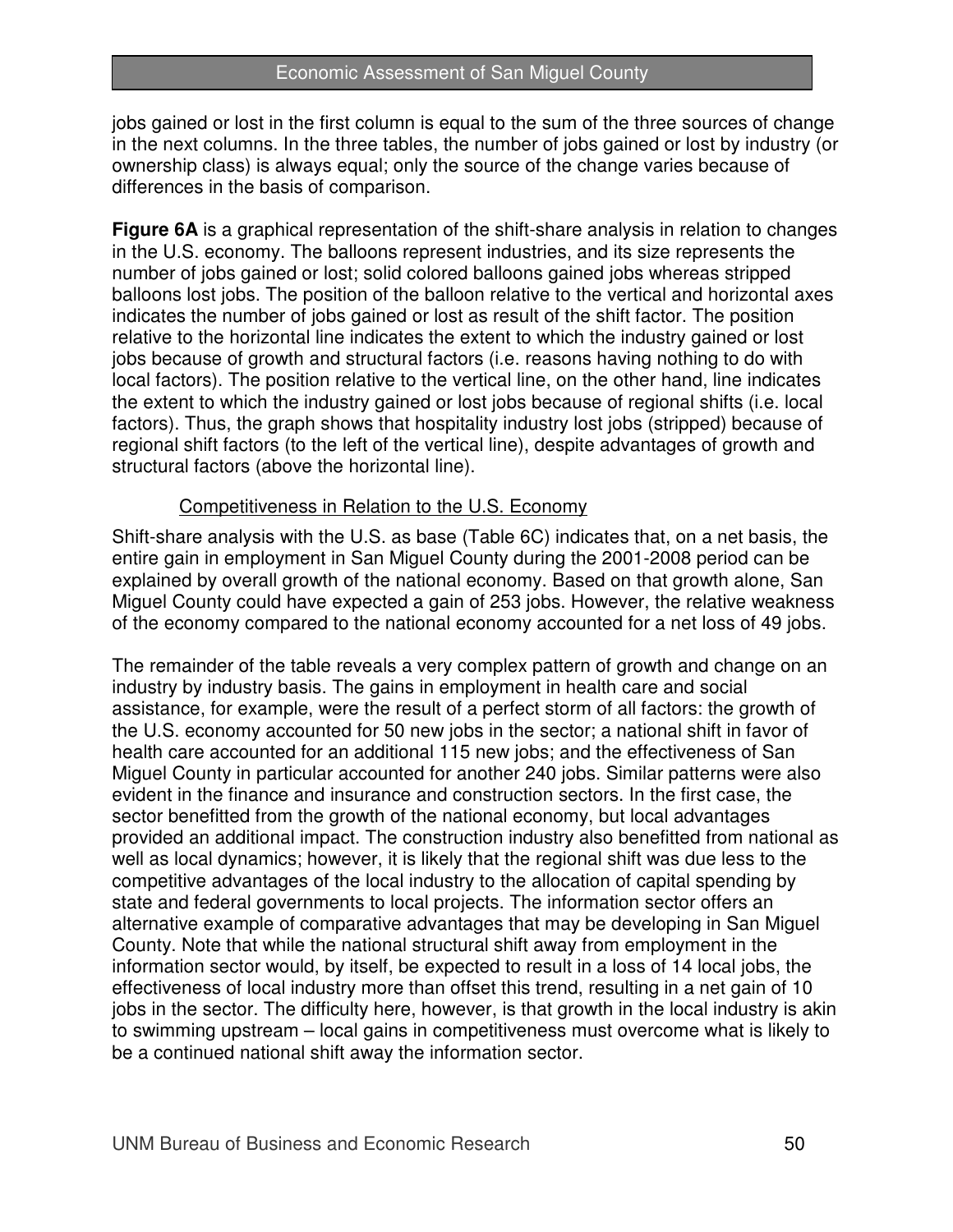jobs gained or lost in the first column is equal to the sum of the three sources of change in the next columns. In the three tables, the number of jobs gained or lost by industry (or ownership class) is always equal; only the source of the change varies because of differences in the basis of comparison.

**Figure 6A** is a graphical representation of the shift-share analysis in relation to changes in the U.S. economy. The balloons represent industries, and its size represents the number of jobs gained or lost; solid colored balloons gained jobs whereas stripped balloons lost jobs. The position of the balloon relative to the vertical and horizontal axes indicates the number of jobs gained or lost as result of the shift factor. The position relative to the horizontal line indicates the extent to which the industry gained or lost jobs because of growth and structural factors (i.e. reasons having nothing to do with local factors). The position relative to the vertical line, on the other hand, line indicates the extent to which the industry gained or lost jobs because of regional shifts (i.e. local factors). Thus, the graph shows that hospitality industry lost jobs (stripped) because of regional shift factors (to the left of the vertical line), despite advantages of growth and structural factors (above the horizontal line).

### Competitiveness in Relation to the U.S. Economy

Shift-share analysis with the U.S. as base (Table 6C) indicates that, on a net basis, the entire gain in employment in San Miguel County during the 2001-2008 period can be explained by overall growth of the national economy. Based on that growth alone, San Miguel County could have expected a gain of 253 jobs. However, the relative weakness of the economy compared to the national economy accounted for a net loss of 49 jobs.

The remainder of the table reveals a very complex pattern of growth and change on an industry by industry basis. The gains in employment in health care and social assistance, for example, were the result of a perfect storm of all factors: the growth of the U.S. economy accounted for 50 new jobs in the sector; a national shift in favor of health care accounted for an additional 115 new jobs; and the effectiveness of San Miguel County in particular accounted for another 240 jobs. Similar patterns were also evident in the finance and insurance and construction sectors. In the first case, the sector benefitted from the growth of the national economy, but local advantages provided an additional impact. The construction industry also benefitted from national as well as local dynamics; however, it is likely that the regional shift was due less to the competitive advantages of the local industry to the allocation of capital spending by state and federal governments to local projects. The information sector offers an alternative example of comparative advantages that may be developing in San Miguel County. Note that while the national structural shift away from employment in the information sector would, by itself, be expected to result in a loss of 14 local jobs, the effectiveness of local industry more than offset this trend, resulting in a net gain of 10 jobs in the sector. The difficulty here, however, is that growth in the local industry is akin to swimming upstream – local gains in competitiveness must overcome what is likely to be a continued national shift away the information sector.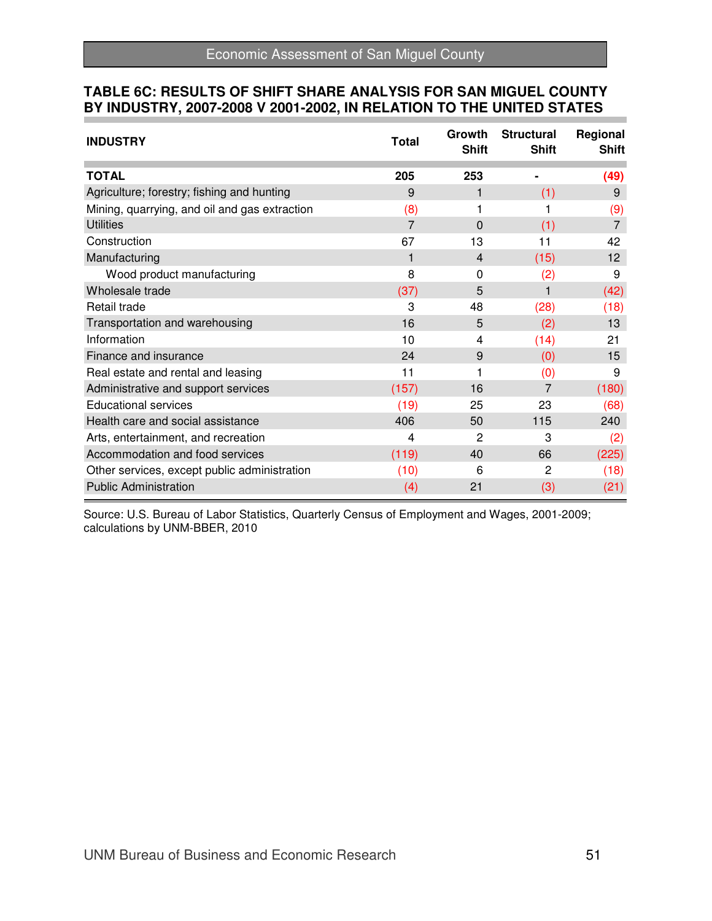### TABLE 6C: RESULTS OF SHIFT SHARE ANALYSIS FOR SAN MIGUEL COUNTY BY INDUSTRY, 2007-2008 V 2001-2002, IN RELATION TO THE UNITED STATES

| INDUSTRY | Total | Growth Shift | Structural Shift | Regional Shift |
|---|---|---|---|---|
| **TOTAL** | **205** | **253** | **-** | **(49)** |
| Agriculture; forestry; fishing and hunting | 9 | 1 | (1) | 9 |
| Mining, quarrying, and oil and gas extraction | (8) | 1 | 1 | (9) |
| Utilities | 7 | 0 | (1) | 7 |
| Construction | 67 | 13 | 11 | 42 |
| Manufacturing | 1 | 4 | (15) | 12 |
| Wood product manufacturing | 8 | 0 | (2) | 9 |
| Wholesale trade | (37) | 5 | 1 | (42) |
| Retail trade | 3 | 48 | (28) | (18) |
| Transportation and warehousing | 16 | 5 | (2) | 13 |
| Information | 10 | 4 | (14) | 21 |
| Finance and insurance | 24 | 9 | (0) | 15 |
| Real estate and rental and leasing | 11 | 1 | (0) | 9 |
| Administrative and support services | (157) | 16 | 7 | (180) |
| Educational services | (19) | 25 | 23 | (68) |
| Health care and social assistance | 406 | 50 | 115 | 240 |
| Arts, entertainment, and recreation | 4 | 2 | 3 | (2) |
| Accommodation and food services | (119) | 40 | 66 | (225) |
| Other services, except public administration | (10) | 6 | 2 | (18) |
| Public Administration | (4) | 21 | (3) | (21) |

Source: U.S. Bureau of Labor Statistics, Quarterly Census of Employment and Wages, 2001-2009; calculations by UNM-BBER, 2010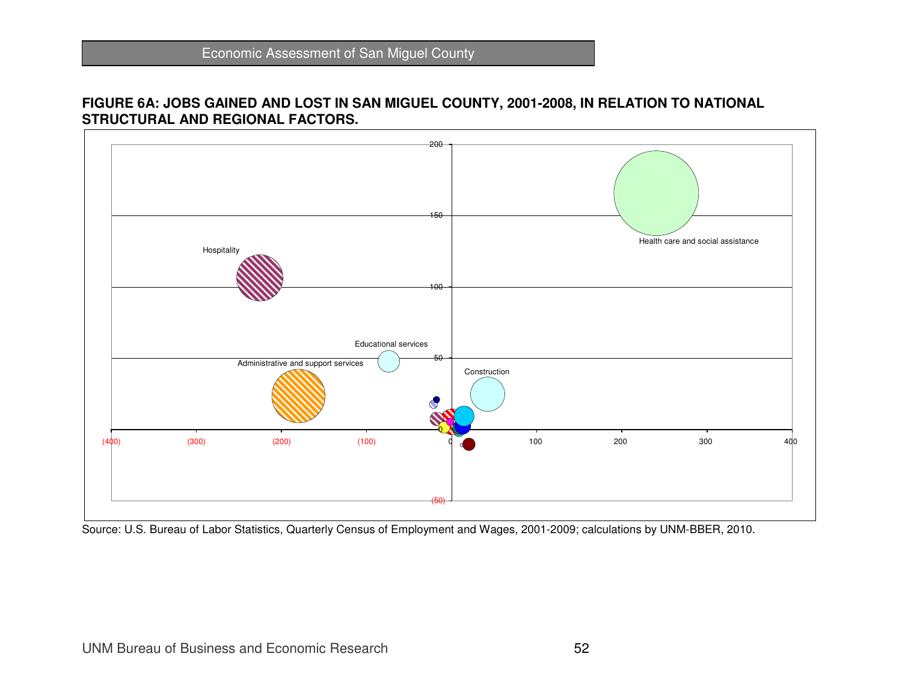**FIGURE 6A: JOBS GAINED AND LOST IN SAN MIGUEL COUNTY, 2001-2008, IN RELATION TO NATIONAL STRUCTURAL AND REGIONAL FACTORS.**

Health care and social assistance

Hospitality

Educational services

Administrative and support services

Construction

Source: U.S. Bureau of Labor Statistics, Quarterly Census of Employment and Wages, 2001-2009; calculations by UNM-BBER, 2010.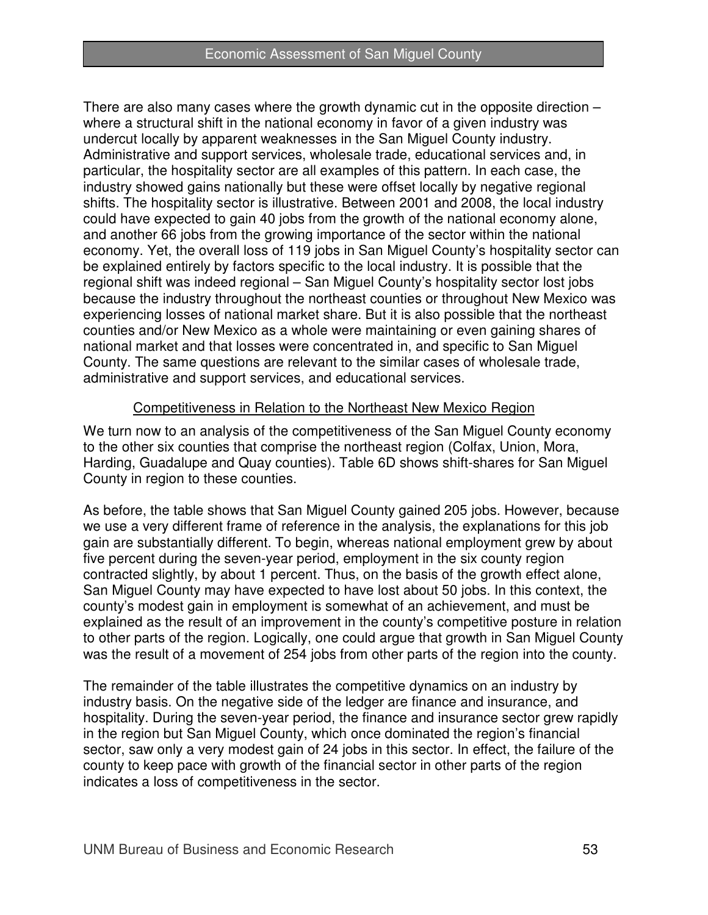There are also many cases where the growth dynamic cut in the opposite direction – where a structural shift in the national economy in favor of a given industry was undercut locally by apparent weaknesses in the San Miguel County industry. Administrative and support services, wholesale trade, educational services and, in particular, the hospitality sector are all examples of this pattern. In each case, the industry showed gains nationally but these were offset locally by negative regional shifts. The hospitality sector is illustrative. Between 2001 and 2008, the local industry could have expected to gain 40 jobs from the growth of the national economy alone, and another 66 jobs from the growing importance of the sector within the national economy. Yet, the overall loss of 119 jobs in San Miguel County's hospitality sector can be explained entirely by factors specific to the local industry. It is possible that the regional shift was indeed regional – San Miguel County's hospitality sector lost jobs because the industry throughout the northeast counties or throughout New Mexico was experiencing losses of national market share. But it is also possible that the northeast counties and/or New Mexico as a whole were maintaining or even gaining shares of national market and that losses were concentrated in, and specific to San Miguel County. The same questions are relevant to the similar cases of wholesale trade, administrative and support services, and educational services.

### Competitiveness in Relation to the Northeast New Mexico Region

We turn now to an analysis of the competitiveness of the San Miguel County economy to the other six counties that comprise the northeast region (Colfax, Union, Mora, Harding, Guadalupe and Quay counties). Table 6D shows shift-shares for San Miguel County in region to these counties.

As before, the table shows that San Miguel County gained 205 jobs. However, because we use a very different frame of reference in the analysis, the explanations for this job gain are substantially different. To begin, whereas national employment grew by about five percent during the seven-year period, employment in the six county region contracted slightly, by about 1 percent. Thus, on the basis of the growth effect alone, San Miguel County may have expected to have lost about 50 jobs. In this context, the county's modest gain in employment is somewhat of an achievement, and must be explained as the result of an improvement in the county's competitive posture in relation to other parts of the region. Logically, one could argue that growth in San Miguel County was the result of a movement of 254 jobs from other parts of the region into the county.

The remainder of the table illustrates the competitive dynamics on an industry by industry basis. On the negative side of the ledger are finance and insurance, and hospitality. During the seven-year period, the finance and insurance sector grew rapidly in the region but San Miguel County, which once dominated the region's financial sector, saw only a very modest gain of 24 jobs in this sector. In effect, the failure of the county to keep pace with growth of the financial sector in other parts of the region indicates a loss of competitiveness in the sector.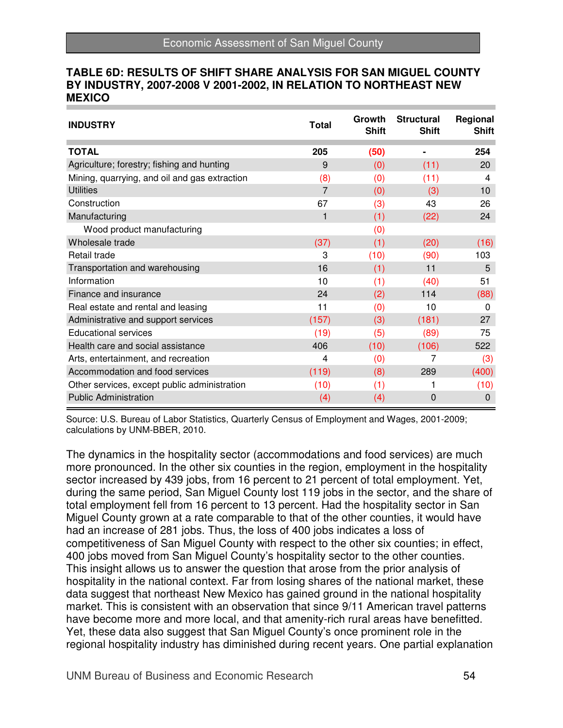### TABLE 6D: RESULTS OF SHIFT SHARE ANALYSIS FOR SAN MIGUEL COUNTY BY INDUSTRY, 2007-2008 V 2001-2002, IN RELATION TO NORTHEAST NEW MEXICO

| INDUSTRY | Total | Growth Shift | Structural Shift | Regional Shift |
|---|---|---|---|---|
| **TOTAL** | **205** | **(50)** | **-** | **254** |
| Agriculture; forestry; fishing and hunting | 9 | (0) | (11) | 20 |
| Mining, quarrying, and oil and gas extraction | (8) | (0) | (11) | 4 |
| Utilities | 7 | (0) | (3) | 10 |
| Construction | 67 | (3) | 43 | 26 |
| Manufacturing | 1 | (1) | (22) | 24 |
| Wood product manufacturing | | (0) | | |
| Wholesale trade | (37) | (1) | (20) | (16) |
| Retail trade | 3 | (10) | (90) | 103 |
| Transportation and warehousing | 16 | (1) | 11 | 5 |
| Information | 10 | (1) | (40) | 51 |
| Finance and insurance | 24 | (2) | 114 | (88) |
| Real estate and rental and leasing | 11 | (0) | 10 | 0 |
| Administrative and support services | (157) | (3) | (181) | 27 |
| Educational services | (19) | (5) | (89) | 75 |
| Health care and social assistance | 406 | (10) | (106) | 522 |
| Arts, entertainment, and recreation | 4 | (0) | 7 | (3) |
| Accommodation and food services | (119) | (8) | 289 | (400) |
| Other services, except public administration | (10) | (1) | 1 | (10) |
| Public Administration | (4) | (4) | 0 | 0 |

Source: U.S. Bureau of Labor Statistics, Quarterly Census of Employment and Wages, 2001-2009; calculations by UNM-BBER, 2010.

The dynamics in the hospitality sector (accommodations and food services) are much more pronounced. In the other six counties in the region, employment in the hospitality sector increased by 439 jobs, from 16 percent to 21 percent of total employment. Yet, during the same period, San Miguel County lost 119 jobs in the sector, and the share of total employment fell from 16 percent to 13 percent. Had the hospitality sector in San Miguel County grown at a rate comparable to that of the other counties, it would have had an increase of 281 jobs. Thus, the loss of 400 jobs indicates a loss of competitiveness of San Miguel County with respect to the other six counties; in effect, 400 jobs moved from San Miguel County's hospitality sector to the other counties. This insight allows us to answer the question that arose from the prior analysis of hospitality in the national context. Far from losing shares of the national market, these data suggest that northeast New Mexico has gained ground in the national hospitality market. This is consistent with an observation that since 9/11 American travel patterns have become more and more local, and that amenity-rich rural areas have benefitted. Yet, these data also suggest that San Miguel County's once prominent role in the regional hospitality industry has diminished during recent years. One partial explanation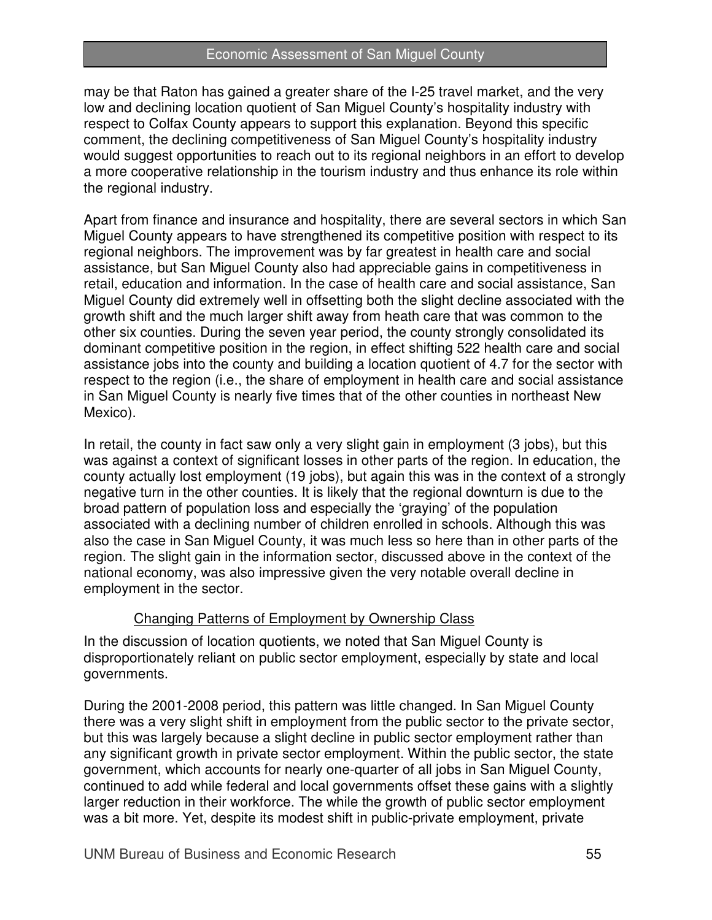may be that Raton has gained a greater share of the I-25 travel market, and the very low and declining location quotient of San Miguel County's hospitality industry with respect to Colfax County appears to support this explanation. Beyond this specific comment, the declining competitiveness of San Miguel County's hospitality industry would suggest opportunities to reach out to its regional neighbors in an effort to develop a more cooperative relationship in the tourism industry and thus enhance its role within the regional industry.

Apart from finance and insurance and hospitality, there are several sectors in which San Miguel County appears to have strengthened its competitive position with respect to its regional neighbors. The improvement was by far greatest in health care and social assistance, but San Miguel County also had appreciable gains in competitiveness in retail, education and information. In the case of health care and social assistance, San Miguel County did extremely well in offsetting both the slight decline associated with the growth shift and the much larger shift away from heath care that was common to the other six counties. During the seven year period, the county strongly consolidated its dominant competitive position in the region, in effect shifting 522 health care and social assistance jobs into the county and building a location quotient of 4.7 for the sector with respect to the region (i.e., the share of employment in health care and social assistance in San Miguel County is nearly five times that of the other counties in northeast New Mexico).

In retail, the county in fact saw only a very slight gain in employment (3 jobs), but this was against a context of significant losses in other parts of the region. In education, the county actually lost employment (19 jobs), but again this was in the context of a strongly negative turn in the other counties. It is likely that the regional downturn is due to the broad pattern of population loss and especially the 'graying' of the population associated with a declining number of children enrolled in schools. Although this was also the case in San Miguel County, it was much less so here than in other parts of the region. The slight gain in the information sector, discussed above in the context of the national economy, was also impressive given the very notable overall decline in employment in the sector.

### Changing Patterns of Employment by Ownership Class

In the discussion of location quotients, we noted that San Miguel County is disproportionately reliant on public sector employment, especially by state and local governments.

During the 2001-2008 period, this pattern was little changed. In San Miguel County there was a very slight shift in employment from the public sector to the private sector, but this was largely because a slight decline in public sector employment rather than any significant growth in private sector employment. Within the public sector, the state government, which accounts for nearly one-quarter of all jobs in San Miguel County, continued to add while federal and local governments offset these gains with a slightly larger reduction in their workforce. The while the growth of public sector employment was a bit more. Yet, despite its modest shift in public-private employment, private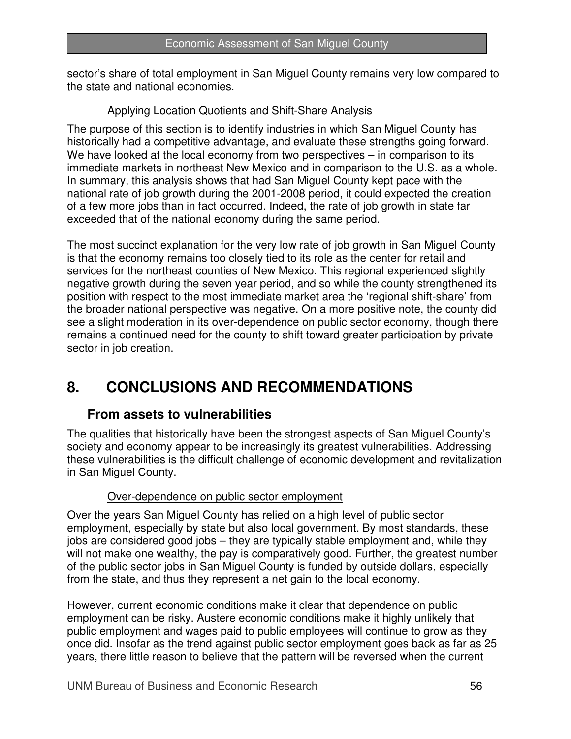sector's share of total employment in San Miguel County remains very low compared to the state and national economies.

Applying Location Quotients and Shift-Share Analysis

The purpose of this section is to identify industries in which San Miguel County has historically had a competitive advantage, and evaluate these strengths going forward. We have looked at the local economy from two perspectives – in comparison to its immediate markets in northeast New Mexico and in comparison to the U.S. as a whole. In summary, this analysis shows that had San Miguel County kept pace with the national rate of job growth during the 2001-2008 period, it could expected the creation of a few more jobs than in fact occurred. Indeed, the rate of job growth in state far exceeded that of the national economy during the same period.

The most succinct explanation for the very low rate of job growth in San Miguel County is that the economy remains too closely tied to its role as the center for retail and services for the northeast counties of New Mexico. This regional experienced slightly negative growth during the seven year period, and so while the county strengthened its position with respect to the most immediate market area the 'regional shift-share' from the broader national perspective was negative. On a more positive note, the county did see a slight moderation in its over-dependence on public sector economy, though there remains a continued need for the county to shift toward greater participation by private sector in job creation.

# 8. CONCLUSIONS AND RECOMMENDATIONS

## From assets to vulnerabilities

The qualities that historically have been the strongest aspects of San Miguel County's society and economy appear to be increasingly its greatest vulnerabilities. Addressing these vulnerabilities is the difficult challenge of economic development and revitalization in San Miguel County.

Over-dependence on public sector employment

Over the years San Miguel County has relied on a high level of public sector employment, especially by state but also local government. By most standards, these jobs are considered good jobs – they are typically stable employment and, while they will not make one wealthy, the pay is comparatively good. Further, the greatest number of the public sector jobs in San Miguel County is funded by outside dollars, especially from the state, and thus they represent a net gain to the local economy.

However, current economic conditions make it clear that dependence on public employment can be risky. Austere economic conditions make it highly unlikely that public employment and wages paid to public employees will continue to grow as they once did. Insofar as the trend against public sector employment goes back as far as 25 years, there little reason to believe that the pattern will be reversed when the current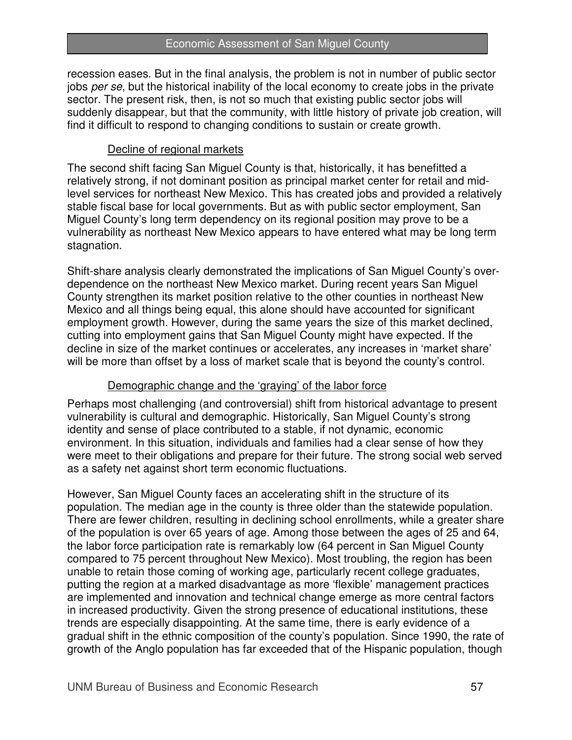recession eases. But in the final analysis, the problem is not in number of public sector jobs *per se*, but the historical inability of the local economy to create jobs in the private sector. The present risk, then, is not so much that existing public sector jobs will suddenly disappear, but that the community, with little history of private job creation, will find it difficult to respond to changing conditions to sustain or create growth.

<u>Decline of regional markets</u>

The second shift facing San Miguel County is that, historically, it has benefitted a relatively strong, if not dominant position as principal market center for retail and mid-level services for northeast New Mexico. This has created jobs and provided a relatively stable fiscal base for local governments. But as with public sector employment, San Miguel County's long term dependency on its regional position may prove to be a vulnerability as northeast New Mexico appears to have entered what may be long term stagnation.

Shift-share analysis clearly demonstrated the implications of San Miguel County's over-dependence on the northeast New Mexico market. During recent years San Miguel County strengthen its market position relative to the other counties in northeast New Mexico and all things being equal, this alone should have accounted for significant employment growth. However, during the same years the size of this market declined, cutting into employment gains that San Miguel County might have expected. If the decline in size of the market continues or accelerates, any increases in 'market share' will be more than offset by a loss of market scale that is beyond the county's control.

<u>Demographic change and the 'graying' of the labor force</u>

Perhaps most challenging (and controversial) shift from historical advantage to present vulnerability is cultural and demographic. Historically, San Miguel County's strong identity and sense of place contributed to a stable, if not dynamic, economic environment. In this situation, individuals and families had a clear sense of how they were meet to their obligations and prepare for their future. The strong social web served as a safety net against short term economic fluctuations.

However, San Miguel County faces an accelerating shift in the structure of its population. The median age in the county is three older than the statewide population. There are fewer children, resulting in declining school enrollments, while a greater share of the population is over 65 years of age. Among those between the ages of 25 and 64, the labor force participation rate is remarkably low (64 percent in San Miguel County compared to 75 percent throughout New Mexico). Most troubling, the region has been unable to retain those coming of working age, particularly recent college graduates, putting the region at a marked disadvantage as more 'flexible' management practices are implemented and innovation and technical change emerge as more central factors in increased productivity. Given the strong presence of educational institutions, these trends are especially disappointing. At the same time, there is early evidence of a gradual shift in the ethnic composition of the county's population. Since 1990, the rate of growth of the Anglo population has far exceeded that of the Hispanic population, though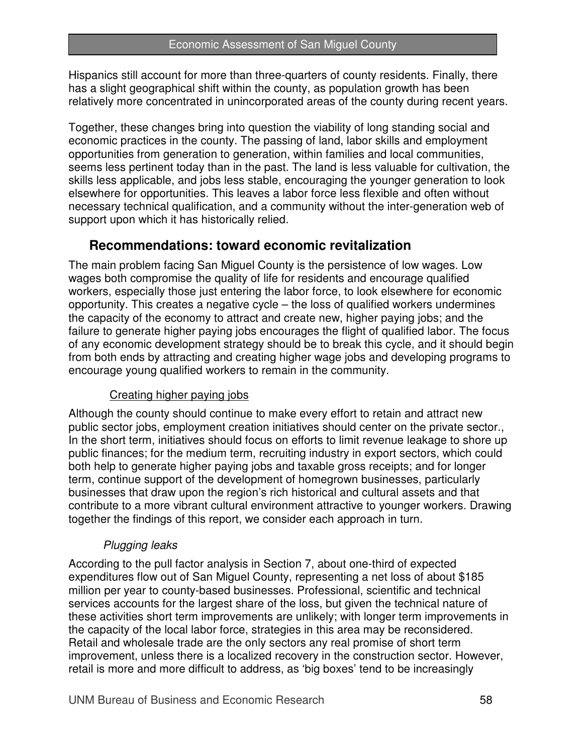Hispanics still account for more than three-quarters of county residents. Finally, there has a slight geographical shift within the county, as population growth has been relatively more concentrated in unincorporated areas of the county during recent years.

Together, these changes bring into question the viability of long standing social and economic practices in the county. The passing of land, labor skills and employment opportunities from generation to generation, within families and local communities, seems less pertinent today than in the past. The land is less valuable for cultivation, the skills less applicable, and jobs less stable, encouraging the younger generation to look elsewhere for opportunities. This leaves a labor force less flexible and often without necessary technical qualification, and a community without the inter-generation web of support upon which it has historically relied.

## Recommendations: toward economic revitalization

The main problem facing San Miguel County is the persistence of low wages. Low wages both compromise the quality of life for residents and encourage qualified workers, especially those just entering the labor force, to look elsewhere for economic opportunity. This creates a negative cycle – the loss of qualified workers undermines the capacity of the economy to attract and create new, higher paying jobs; and the failure to generate higher paying jobs encourages the flight of qualified labor. The focus of any economic development strategy should be to break this cycle, and it should begin from both ends by attracting and creating higher wage jobs and developing programs to encourage young qualified workers to remain in the community.

### Creating higher paying jobs

Although the county should continue to make every effort to retain and attract new public sector jobs, employment creation initiatives should center on the private sector., In the short term, initiatives should focus on efforts to limit revenue leakage to shore up public finances; for the medium term, recruiting industry in export sectors, which could both help to generate higher paying jobs and taxable gross receipts; and for longer term, continue support of the development of homegrown businesses, particularly businesses that draw upon the region's rich historical and cultural assets and that contribute to a more vibrant cultural environment attractive to younger workers. Drawing together the findings of this report, we consider each approach in turn.

#### *Plugging leaks*

According to the pull factor analysis in Section 7, about one-third of expected expenditures flow out of San Miguel County, representing a net loss of about $185 million per year to county-based businesses. Professional, scientific and technical services accounts for the largest share of the loss, but given the technical nature of these activities short term improvements are unlikely; with longer term improvements in the capacity of the local labor force, strategies in this area may be reconsidered. Retail and wholesale trade are the only sectors any real promise of short term improvement, unless there is a localized recovery in the construction sector. However, retail is more and more difficult to address, as 'big boxes' tend to be increasingly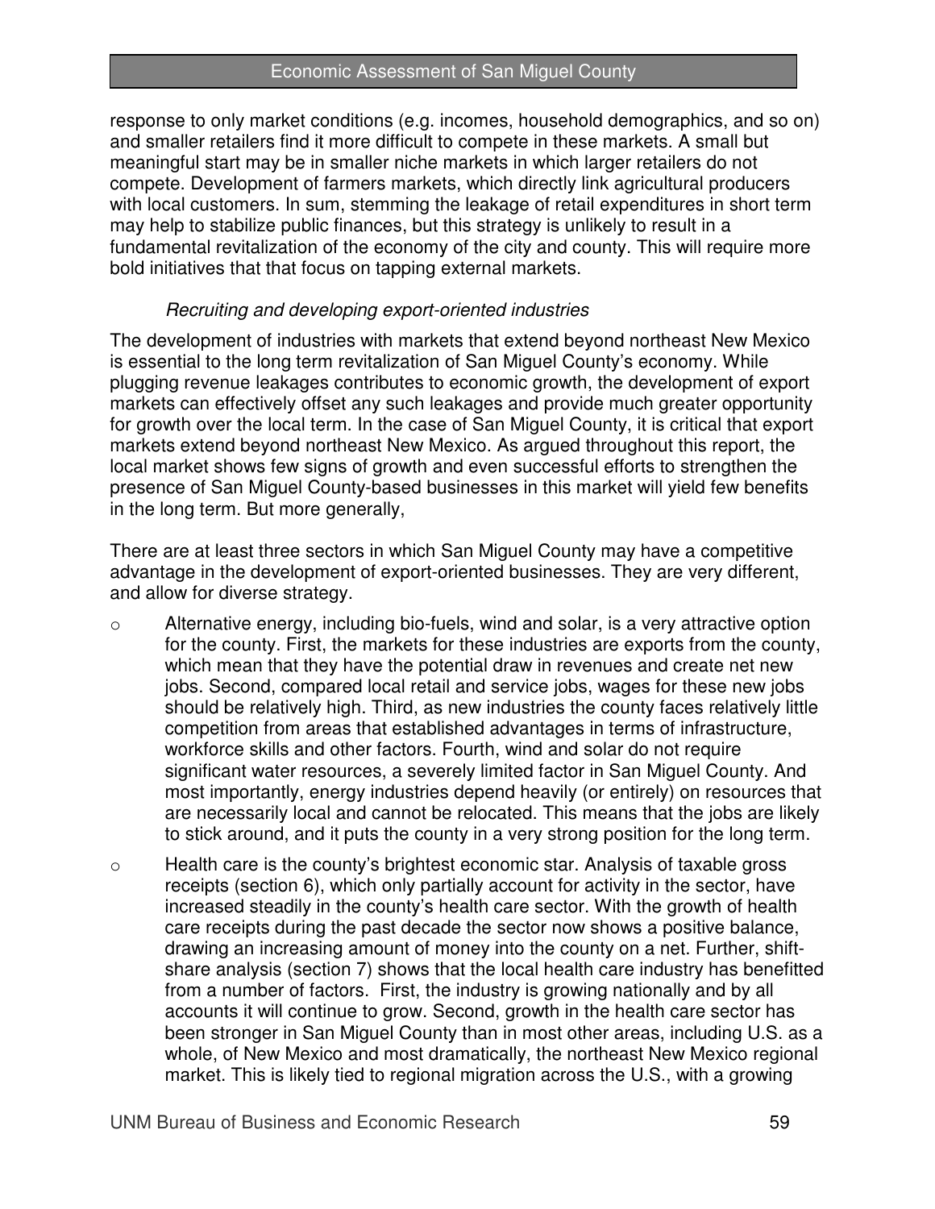response to only market conditions (e.g. incomes, household demographics, and so on) and smaller retailers find it more difficult to compete in these markets. A small but meaningful start may be in smaller niche markets in which larger retailers do not compete. Development of farmers markets, which directly link agricultural producers with local customers. In sum, stemming the leakage of retail expenditures in short term may help to stabilize public finances, but this strategy is unlikely to result in a fundamental revitalization of the economy of the city and county. This will require more bold initiatives that that focus on tapping external markets.

*Recruiting and developing export-oriented industries*

The development of industries with markets that extend beyond northeast New Mexico is essential to the long term revitalization of San Miguel County's economy. While plugging revenue leakages contributes to economic growth, the development of export markets can effectively offset any such leakages and provide much greater opportunity for growth over the local term. In the case of San Miguel County, it is critical that export markets extend beyond northeast New Mexico. As argued throughout this report, the local market shows few signs of growth and even successful efforts to strengthen the presence of San Miguel County-based businesses in this market will yield few benefits in the long term. But more generally,

There are at least three sectors in which San Miguel County may have a competitive advantage in the development of export-oriented businesses. They are very different, and allow for diverse strategy.

- Alternative energy, including bio-fuels, wind and solar, is a very attractive option for the county. First, the markets for these industries are exports from the county, which mean that they have the potential draw in revenues and create net new jobs. Second, compared local retail and service jobs, wages for these new jobs should be relatively high. Third, as new industries the county faces relatively little competition from areas that established advantages in terms of infrastructure, workforce skills and other factors. Fourth, wind and solar do not require significant water resources, a severely limited factor in San Miguel County. And most importantly, energy industries depend heavily (or entirely) on resources that are necessarily local and cannot be relocated. This means that the jobs are likely to stick around, and it puts the county in a very strong position for the long term.
- Health care is the county's brightest economic star. Analysis of taxable gross receipts (section 6), which only partially account for activity in the sector, have increased steadily in the county's health care sector. With the growth of health care receipts during the past decade the sector now shows a positive balance, drawing an increasing amount of money into the county on a net. Further, shift-share analysis (section 7) shows that the local health care industry has benefitted from a number of factors. First, the industry is growing nationally and by all accounts it will continue to grow. Second, growth in the health care sector has been stronger in San Miguel County than in most other areas, including U.S. as a whole, of New Mexico and most dramatically, the northeast New Mexico regional market. This is likely tied to regional migration across the U.S., with a growing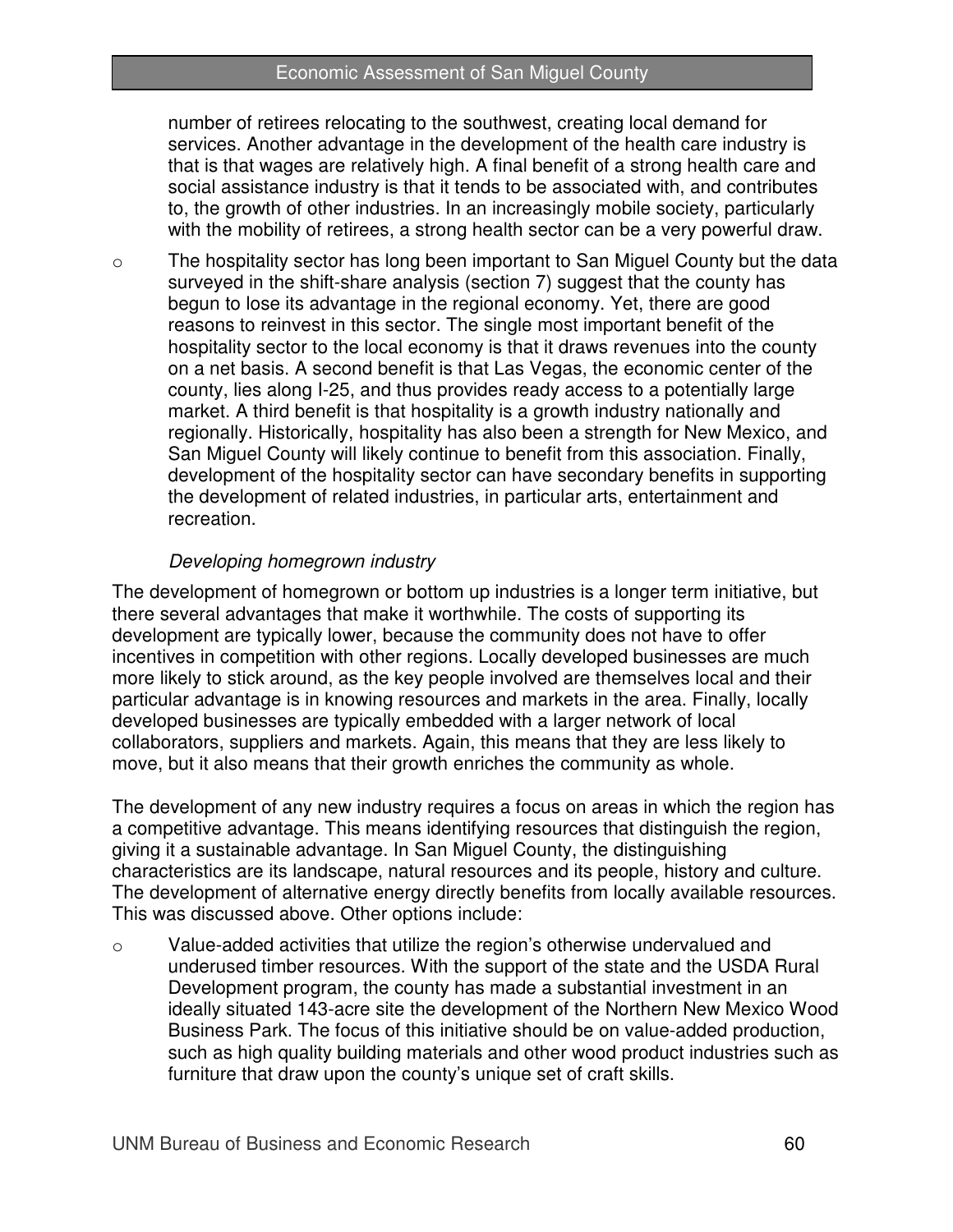number of retirees relocating to the southwest, creating local demand for services. Another advantage in the development of the health care industry is that is that wages are relatively high. A final benefit of a strong health care and social assistance industry is that it tends to be associated with, and contributes to, the growth of other industries. In an increasingly mobile society, particularly with the mobility of retirees, a strong health sector can be a very powerful draw.

- The hospitality sector has long been important to San Miguel County but the data surveyed in the shift-share analysis (section 7) suggest that the county has begun to lose its advantage in the regional economy. Yet, there are good reasons to reinvest in this sector. The single most important benefit of the hospitality sector to the local economy is that it draws revenues into the county on a net basis. A second benefit is that Las Vegas, the economic center of the county, lies along I-25, and thus provides ready access to a potentially large market. A third benefit is that hospitality is a growth industry nationally and regionally. Historically, hospitality has also been a strength for New Mexico, and San Miguel County will likely continue to benefit from this association. Finally, development of the hospitality sector can have secondary benefits in supporting the development of related industries, in particular arts, entertainment and recreation.

*Developing homegrown industry*

The development of homegrown or bottom up industries is a longer term initiative, but there several advantages that make it worthwhile. The costs of supporting its development are typically lower, because the community does not have to offer incentives in competition with other regions. Locally developed businesses are much more likely to stick around, as the key people involved are themselves local and their particular advantage is in knowing resources and markets in the area. Finally, locally developed businesses are typically embedded with a larger network of local collaborators, suppliers and markets. Again, this means that they are less likely to move, but it also means that their growth enriches the community as whole.

The development of any new industry requires a focus on areas in which the region has a competitive advantage. This means identifying resources that distinguish the region, giving it a sustainable advantage. In San Miguel County, the distinguishing characteristics are its landscape, natural resources and its people, history and culture. The development of alternative energy directly benefits from locally available resources. This was discussed above. Other options include:

- Value-added activities that utilize the region's otherwise undervalued and underused timber resources. With the support of the state and the USDA Rural Development program, the county has made a substantial investment in an ideally situated 143-acre site the development of the Northern New Mexico Wood Business Park. The focus of this initiative should be on value-added production, such as high quality building materials and other wood product industries such as furniture that draw upon the county's unique set of craft skills.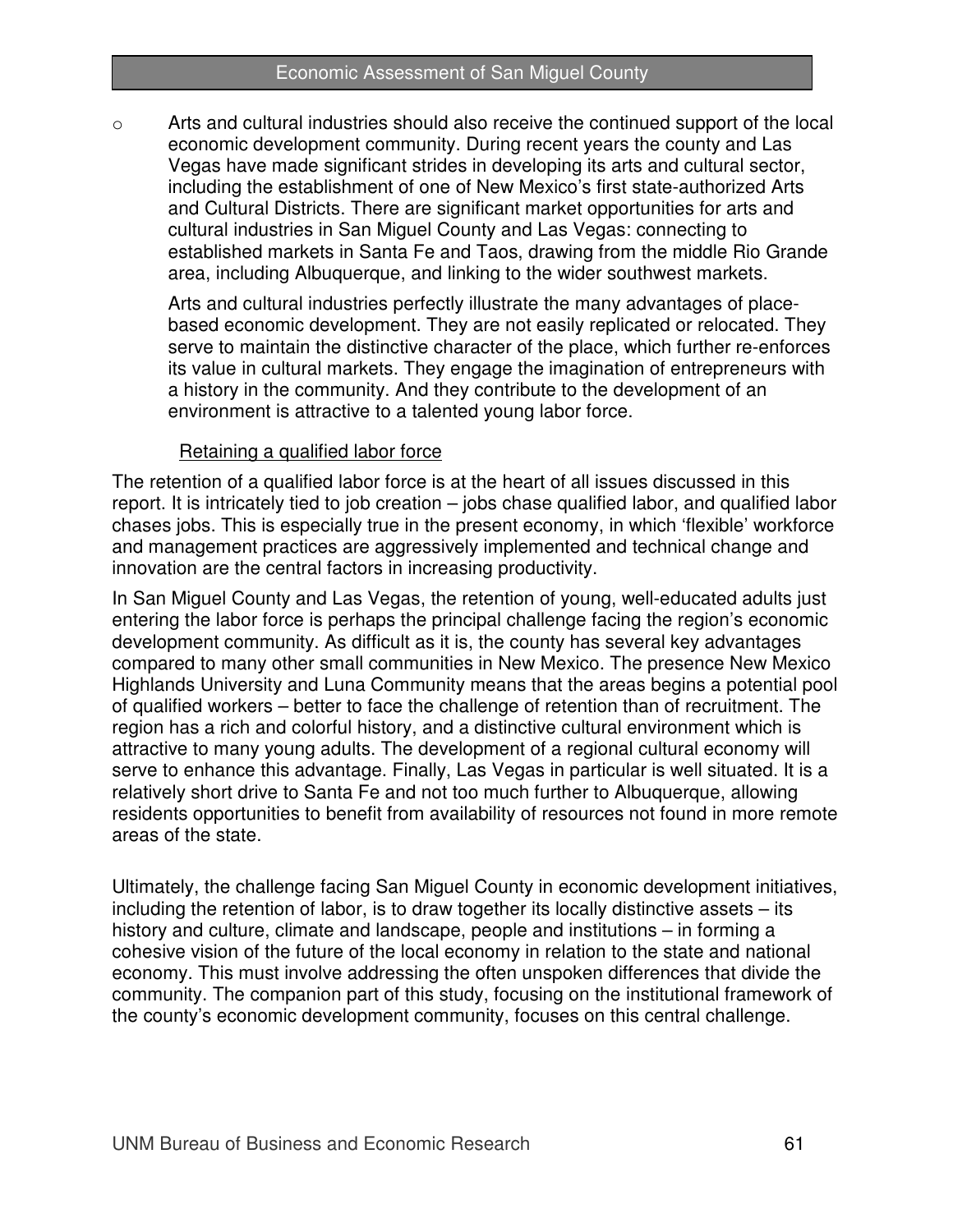- Arts and cultural industries should also receive the continued support of the local economic development community. During recent years the county and Las Vegas have made significant strides in developing its arts and cultural sector, including the establishment of one of New Mexico's first state-authorized Arts and Cultural Districts. There are significant market opportunities for arts and cultural industries in San Miguel County and Las Vegas: connecting to established markets in Santa Fe and Taos, drawing from the middle Rio Grande area, including Albuquerque, and linking to the wider southwest markets.

  Arts and cultural industries perfectly illustrate the many advantages of place-based economic development. They are not easily replicated or relocated. They serve to maintain the distinctive character of the place, which further re-enforces its value in cultural markets. They engage the imagination of entrepreneurs with a history in the community. And they contribute to the development of an environment is attractive to a talented young labor force.

<u>Retaining a qualified labor force</u>

The retention of a qualified labor force is at the heart of all issues discussed in this report. It is intricately tied to job creation – jobs chase qualified labor, and qualified labor chases jobs. This is especially true in the present economy, in which 'flexible' workforce and management practices are aggressively implemented and technical change and innovation are the central factors in increasing productivity.

In San Miguel County and Las Vegas, the retention of young, well-educated adults just entering the labor force is perhaps the principal challenge facing the region's economic development community. As difficult as it is, the county has several key advantages compared to many other small communities in New Mexico. The presence New Mexico Highlands University and Luna Community means that the areas begins a potential pool of qualified workers – better to face the challenge of retention than of recruitment. The region has a rich and colorful history, and a distinctive cultural environment which is attractive to many young adults. The development of a regional cultural economy will serve to enhance this advantage. Finally, Las Vegas in particular is well situated. It is a relatively short drive to Santa Fe and not too much further to Albuquerque, allowing residents opportunities to benefit from availability of resources not found in more remote areas of the state.

Ultimately, the challenge facing San Miguel County in economic development initiatives, including the retention of labor, is to draw together its locally distinctive assets – its history and culture, climate and landscape, people and institutions – in forming a cohesive vision of the future of the local economy in relation to the state and national economy. This must involve addressing the often unspoken differences that divide the community. The companion part of this study, focusing on the institutional framework of the county's economic development community, focuses on this central challenge.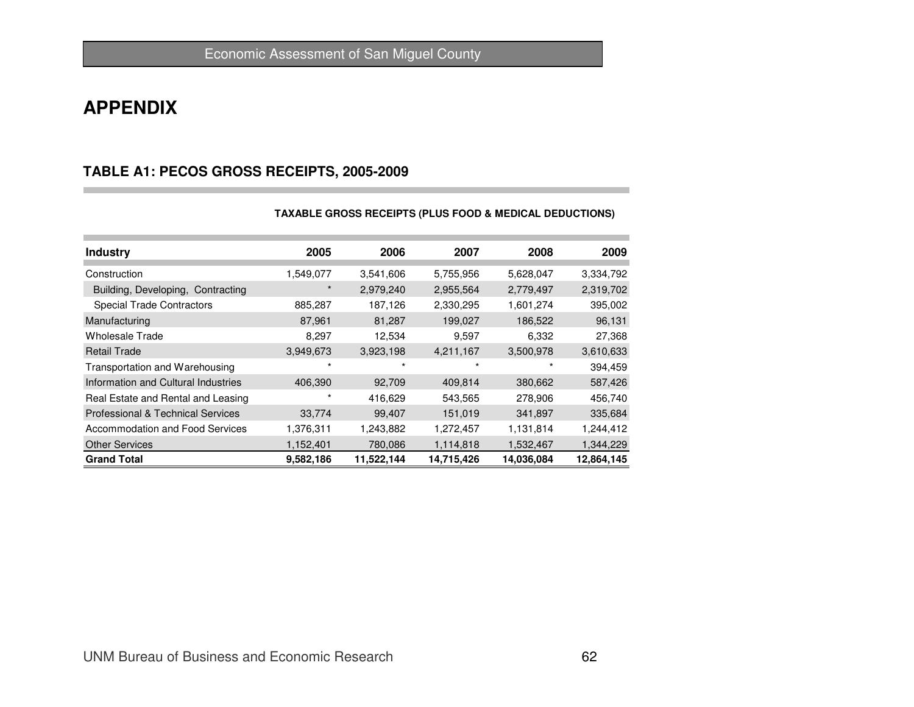## APPENDIX

### TABLE A1: PECOS GROSS RECEIPTS, 2005-2009

**TAXABLE GROSS RECEIPTS (PLUS FOOD & MEDICAL DEDUCTIONS)**

| Industry | 2005 | 2006 | 2007 | 2008 | 2009 |
|---|---|---|---|---|---|
| Construction | 1,549,077 | 3,541,606 | 5,755,956 | 5,628,047 | 3,334,792 |
| Building, Developing, Contracting | * | 2,979,240 | 2,955,564 | 2,779,497 | 2,319,702 |
| Special Trade Contractors | 885,287 | 187,126 | 2,330,295 | 1,601,274 | 395,002 |
| Manufacturing | 87,961 | 81,287 | 199,027 | 186,522 | 96,131 |
| Wholesale Trade | 8,297 | 12,534 | 9,597 | 6,332 | 27,368 |
| Retail Trade | 3,949,673 | 3,923,198 | 4,211,167 | 3,500,978 | 3,610,633 |
| Transportation and Warehousing | * | * | * | * | 394,459 |
| Information and Cultural Industries | 406,390 | 92,709 | 409,814 | 380,662 | 587,426 |
| Real Estate and Rental and Leasing | * | 416,629 | 543,565 | 278,906 | 456,740 |
| Professional & Technical Services | 33,774 | 99,407 | 151,019 | 341,897 | 335,684 |
| Accommodation and Food Services | 1,376,311 | 1,243,882 | 1,272,457 | 1,131,814 | 1,244,412 |
| Other Services | 1,152,401 | 780,086 | 1,114,818 | 1,532,467 | 1,344,229 |
| **Grand Total** | **9,582,186** | **11,522,144** | **14,715,426** | **14,036,084** | **12,864,145** |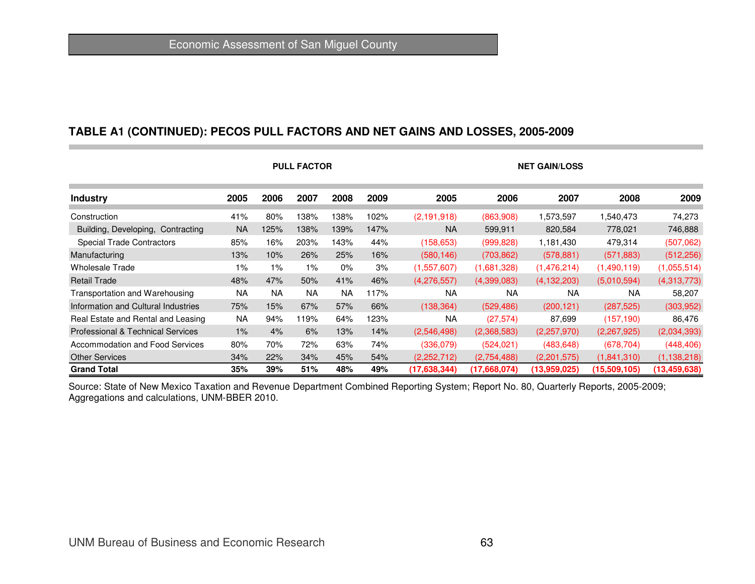## TABLE A1 (CONTINUED): PECOS PULL FACTORS AND NET GAINS AND LOSSES, 2005-2009

| | PULL FACTOR | | | | | NET GAIN/LOSS | | | | |
|---|---|---|---|---|---|---|---|---|---|---|
| **Industry** | **2005** | **2006** | **2007** | **2008** | **2009** | **2005** | **2006** | **2007** | **2008** | **2009** |
| Construction | 41% | 80% | 138% | 138% | 102% | (2,191,918) | (863,908) | 1,573,597 | 1,540,473 | 74,273 |
| Building, Developing, Contracting | NA | 125% | 138% | 139% | 147% | NA | 599,911 | 820,584 | 778,021 | 746,888 |
| Special Trade Contractors | 85% | 16% | 203% | 143% | 44% | (158,653) | (999,828) | 1,181,430 | 479,314 | (507,062) |
| Manufacturing | 13% | 10% | 26% | 25% | 16% | (580,146) | (703,862) | (578,881) | (571,883) | (512,256) |
| Wholesale Trade | 1% | 1% | 1% | 0% | 3% | (1,557,607) | (1,681,328) | (1,476,214) | (1,490,119) | (1,055,514) |
| Retail Trade | 48% | 47% | 50% | 41% | 46% | (4,276,557) | (4,399,083) | (4,132,203) | (5,010,594) | (4,313,773) |
| Transportation and Warehousing | NA | NA | NA | NA | 117% | NA | NA | NA | NA | 58,207 |
| Information and Cultural Industries | 75% | 15% | 67% | 57% | 66% | (138,364) | (529,486) | (200,121) | (287,525) | (303,952) |
| Real Estate and Rental and Leasing | NA | 94% | 119% | 64% | 123% | NA | (27,574) | 87,699 | (157,190) | 86,476 |
| Professional & Technical Services | 1% | 4% | 6% | 13% | 14% | (2,546,498) | (2,368,583) | (2,257,970) | (2,267,925) | (2,034,393) |
| Accommodation and Food Services | 80% | 70% | 72% | 63% | 74% | (336,079) | (524,021) | (483,648) | (678,704) | (448,406) |
| Other Services | 34% | 22% | 34% | 45% | 54% | (2,252,712) | (2,754,488) | (2,201,575) | (1,841,310) | (1,138,218) |
| **Grand Total** | **35%** | **39%** | **51%** | **48%** | **49%** | **(17,638,344)** | **(17,668,074)** | **(13,959,025)** | **(15,509,105)** | **(13,459,638)** |

Source: State of New Mexico Taxation and Revenue Department Combined Reporting System; Report No. 80, Quarterly Reports, 2005-2009; Aggregations and calculations, UNM-BBER 2010.